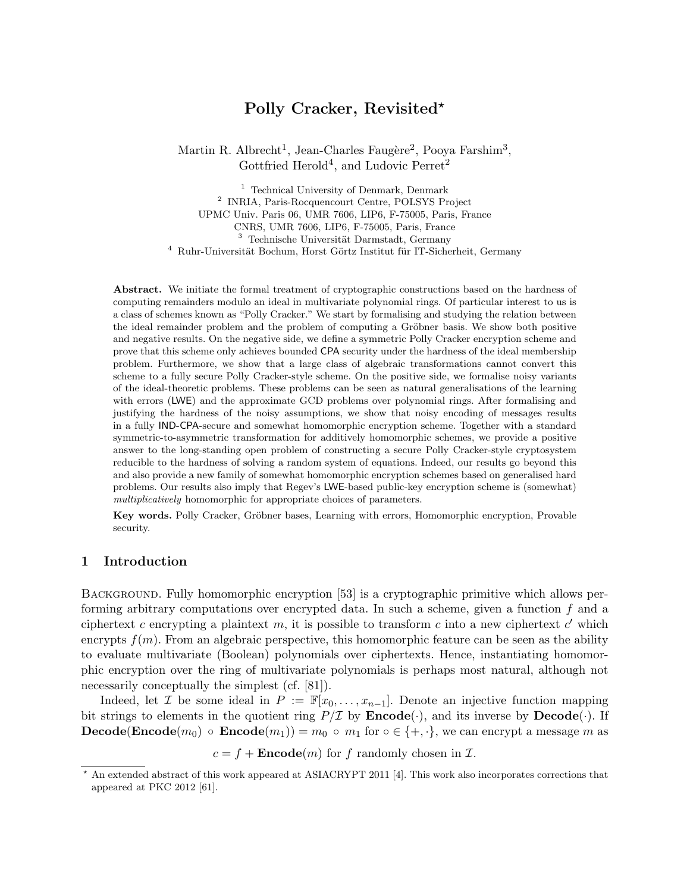# Polly Cracker, Revisited*

Martin R. Albrecht[1], Jean-Charles Faugère[2], Pooya Farshim[3], Gottfried Herold[4], and Ludovic Perret[2]

[1] Technical University of Denmark, Denmark
[2] INRIA, Paris-Rocquencourt Centre, POLSYS Project
UPMC Univ. Paris 06, UMR 7606, LIP6, F-75005, Paris, France
CNRS, UMR 7606, LIP6, F-75005, Paris, France
[3] Technische Universität Darmstadt, Germany
[4] Ruhr-Universität Bochum, Horst Görtz Institut für IT-Sicherheit, Germany

**Abstract.** We initiate the formal treatment of cryptographic constructions based on the hardness of computing remainders modulo an ideal in multivariate polynomial rings. Of particular interest to us is a class of schemes known as "Polly Cracker." We start by formalising and studying the relation between the ideal remainder problem and the problem of computing a Gröbner basis. We show both positive and negative results. On the negative side, we define a symmetric Polly Cracker encryption scheme and prove that this scheme only achieves bounded CPA security under the hardness of the ideal membership problem. Furthermore, we show that a large class of algebraic transformations cannot convert this scheme to a fully secure Polly Cracker-style scheme. On the positive side, we formalise noisy variants of the ideal-theoretic problems. These problems can be seen as natural generalisations of the learning with errors (LWE) and the approximate GCD problems over polynomial rings. After formalising and justifying the hardness of the noisy assumptions, we show that noisy encoding of messages results in a fully IND-CPA-secure and somewhat homomorphic encryption scheme. Together with a standard symmetric-to-asymmetric transformation for additively homomorphic schemes, we provide a positive answer to the long-standing open problem of constructing a secure Polly Cracker-style cryptosystem reducible to the hardness of solving a random system of equations. Indeed, our results go beyond this and also provide a new family of somewhat homomorphic encryption schemes based on generalised hard problems. Our results also imply that Regev's LWE-based public-key encryption scheme is (somewhat) *multiplicatively* homomorphic for appropriate choices of parameters.

**Key words.** Polly Cracker, Gröbner bases, Learning with errors, Homomorphic encryption, Provable security.

## 1 Introduction

Background. Fully homomorphic encryption [53] is a cryptographic primitive which allows performing arbitrary computations over encrypted data. In such a scheme, given a function $f$ and a ciphertext $c$ encrypting a plaintext $m$, it is possible to transform $c$ into a new ciphertext $c'$ which encrypts $f(m)$. From an algebraic perspective, this homomorphic feature can be seen as the ability to evaluate multivariate (Boolean) polynomials over ciphertexts. Hence, instantiating homomorphic encryption over the ring of multivariate polynomials is perhaps most natural, although not necessarily conceptually the simplest (cf. [81]).

Indeed, let $\mathcal{I}$ be some ideal in $P := \mathbb{F}[x_0, \ldots, x_{n-1}]$. Denote an injective function mapping bit strings to elements in the quotient ring $P/\mathcal{I}$ by $\mathbf{Encode}(\cdot)$, and its inverse by $\mathbf{Decode}(\cdot)$. If $\mathbf{Decode}(\mathbf{Encode}(m_0) \circ \mathbf{Encode}(m_1)) = m_0 \circ m_1$ for $\circ \in \{+, \cdot\}$, we can encrypt a message $m$ as

$$c = f + \mathbf{Encode}(m) \text{ for } f \text{ randomly chosen in } \mathcal{I}.$$

* An extended abstract of this work appeared at ASIACRYPT 2011 [4]. This work also incorporates corrections that appeared at PKC 2012 [61].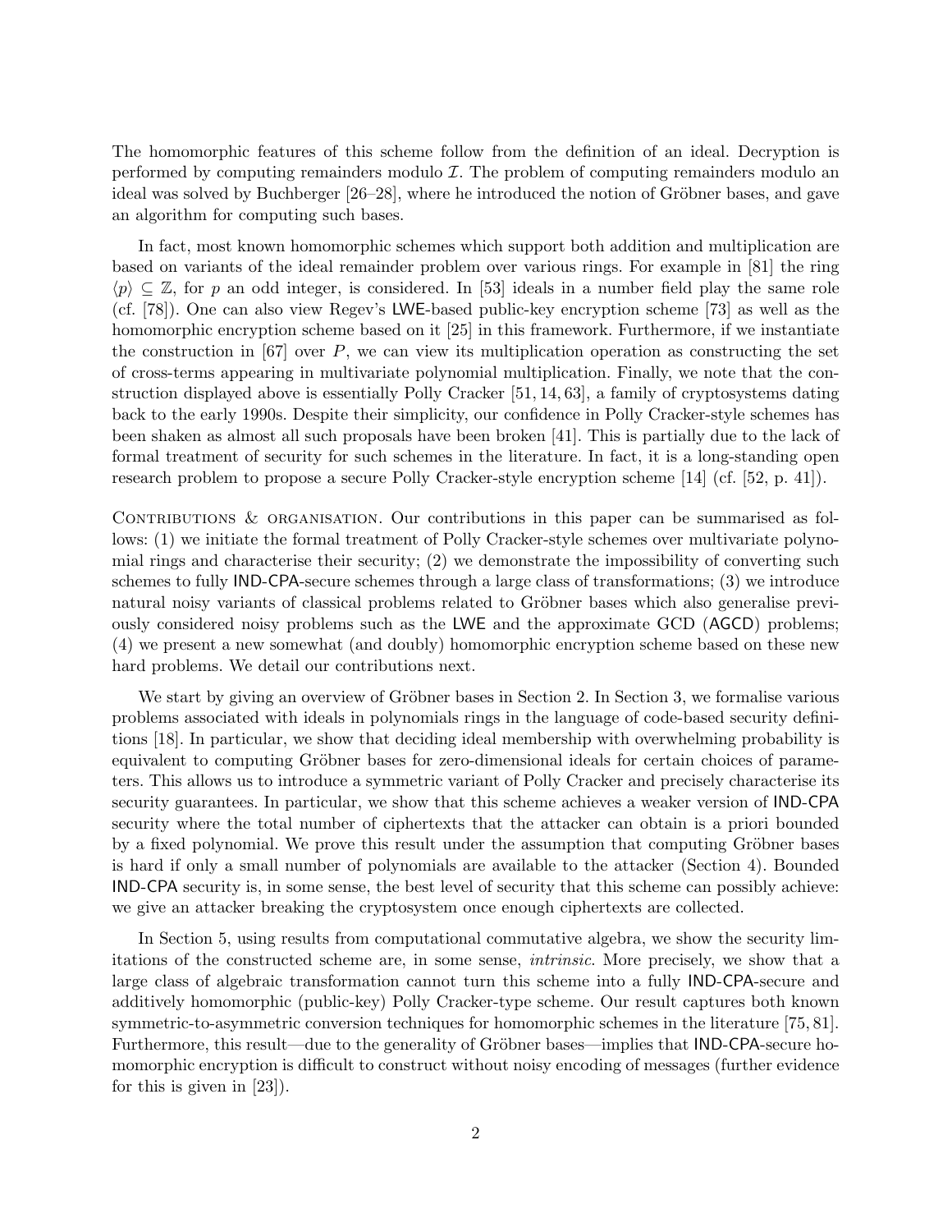The homomorphic features of this scheme follow from the definition of an ideal. Decryption is performed by computing remainders modulo $\mathcal{I}$. The problem of computing remainders modulo an ideal was solved by Buchberger [26–28], where he introduced the notion of Gröbner bases, and gave an algorithm for computing such bases.

In fact, most known homomorphic schemes which support both addition and multiplication are based on variants of the ideal remainder problem over various rings. For example in [81] the ring $\langle p \rangle \subseteq \mathbb{Z}$, for $p$ an odd integer, is considered. In [53] ideals in a number field play the same role (cf. [78]). One can also view Regev's LWE-based public-key encryption scheme [73] as well as the homomorphic encryption scheme based on it [25] in this framework. Furthermore, if we instantiate the construction in [67] over $P$, we can view its multiplication operation as constructing the set of cross-terms appearing in multivariate polynomial multiplication. Finally, we note that the construction displayed above is essentially Polly Cracker [51, 14, 63], a family of cryptosystems dating back to the early 1990s. Despite their simplicity, our confidence in Polly Cracker-style schemes has been shaken as almost all such proposals have been broken [41]. This is partially due to the lack of formal treatment of security for such schemes in the literature. In fact, it is a long-standing open research problem to propose a secure Polly Cracker-style encryption scheme [14] (cf. [52, p. 41]).

Contributions & organisation. Our contributions in this paper can be summarised as follows: (1) we initiate the formal treatment of Polly Cracker-style schemes over multivariate polynomial rings and characterise their security; (2) we demonstrate the impossibility of converting such schemes to fully IND-CPA-secure schemes through a large class of transformations; (3) we introduce natural noisy variants of classical problems related to Gröbner bases which also generalise previously considered noisy problems such as the LWE and the approximate GCD (AGCD) problems; (4) we present a new somewhat (and doubly) homomorphic encryption scheme based on these new hard problems. We detail our contributions next.

We start by giving an overview of Gröbner bases in Section 2. In Section 3, we formalise various problems associated with ideals in polynomials rings in the language of code-based security definitions [18]. In particular, we show that deciding ideal membership with overwhelming probability is equivalent to computing Gröbner bases for zero-dimensional ideals for certain choices of parameters. This allows us to introduce a symmetric variant of Polly Cracker and precisely characterise its security guarantees. In particular, we show that this scheme achieves a weaker version of IND-CPA security where the total number of ciphertexts that the attacker can obtain is a priori bounded by a fixed polynomial. We prove this result under the assumption that computing Gröbner bases is hard if only a small number of polynomials are available to the attacker (Section 4). Bounded IND-CPA security is, in some sense, the best level of security that this scheme can possibly achieve: we give an attacker breaking the cryptosystem once enough ciphertexts are collected.

In Section 5, using results from computational commutative algebra, we show the security limitations of the constructed scheme are, in some sense, *intrinsic*. More precisely, we show that a large class of algebraic transformation cannot turn this scheme into a fully IND-CPA-secure and additively homomorphic (public-key) Polly Cracker-type scheme. Our result captures both known symmetric-to-asymmetric conversion techniques for homomorphic schemes in the literature [75, 81]. Furthermore, this result—due to the generality of Gröbner bases—implies that IND-CPA-secure homomorphic encryption is difficult to construct without noisy encoding of messages (further evidence for this is given in [23]).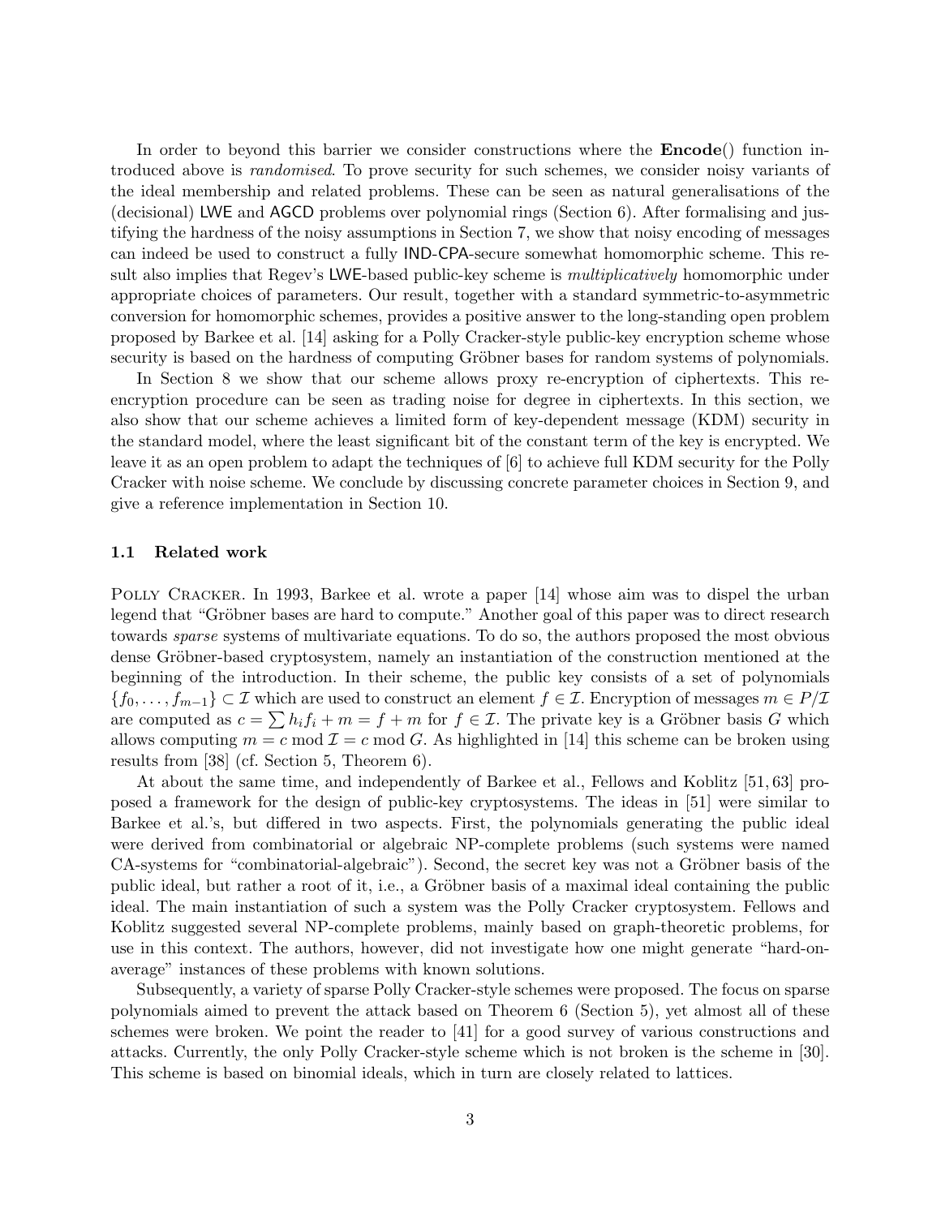In order to beyond this barrier we consider constructions where the **Encode**() function introduced above is *randomised*. To prove security for such schemes, we consider noisy variants of the ideal membership and related problems. These can be seen as natural generalisations of the (decisional) LWE and AGCD problems over polynomial rings (Section 6). After formalising and justifying the hardness of the noisy assumptions in Section 7, we show that noisy encoding of messages can indeed be used to construct a fully IND-CPA-secure somewhat homomorphic scheme. This result also implies that Regev's LWE-based public-key scheme is *multiplicatively* homomorphic under appropriate choices of parameters. Our result, together with a standard symmetric-to-asymmetric conversion for homomorphic schemes, provides a positive answer to the long-standing open problem proposed by Barkee et al. [14] asking for a Polly Cracker-style public-key encryption scheme whose security is based on the hardness of computing Gröbner bases for random systems of polynomials.

In Section 8 we show that our scheme allows proxy re-encryption of ciphertexts. This re-encryption procedure can be seen as trading noise for degree in ciphertexts. In this section, we also show that our scheme achieves a limited form of key-dependent message (KDM) security in the standard model, where the least significant bit of the constant term of the key is encrypted. We leave it as an open problem to adapt the techniques of [6] to achieve full KDM security for the Polly Cracker with noise scheme. We conclude by discussing concrete parameter choices in Section 9, and give a reference implementation in Section 10.

### 1.1 Related work

Polly Cracker. In 1993, Barkee et al. wrote a paper [14] whose aim was to dispel the urban legend that "Gröbner bases are hard to compute." Another goal of this paper was to direct research towards *sparse* systems of multivariate equations. To do so, the authors proposed the most obvious dense Gröbner-based cryptosystem, namely an instantiation of the construction mentioned at the beginning of the introduction. In their scheme, the public key consists of a set of polynomials $\{f_0, \ldots, f_{m-1}\} \subset \mathcal{I}$ which are used to construct an element $f \in \mathcal{I}$. Encryption of messages $m \in P/\mathcal{I}$ are computed as $c = \sum h_i f_i + m = f + m$ for $f \in \mathcal{I}$. The private key is a Gröbner basis $G$ which allows computing $m = c \bmod \mathcal{I} = c \bmod G$. As highlighted in [14] this scheme can be broken using results from [38] (cf. Section 5, Theorem 6).

At about the same time, and independently of Barkee et al., Fellows and Koblitz [51, 63] proposed a framework for the design of public-key cryptosystems. The ideas in [51] were similar to Barkee et al.'s, but differed in two aspects. First, the polynomials generating the public ideal were derived from combinatorial or algebraic NP-complete problems (such systems were named CA-systems for "combinatorial-algebraic"). Second, the secret key was not a Gröbner basis of the public ideal, but rather a root of it, i.e., a Gröbner basis of a maximal ideal containing the public ideal. The main instantiation of such a system was the Polly Cracker cryptosystem. Fellows and Koblitz suggested several NP-complete problems, mainly based on graph-theoretic problems, for use in this context. The authors, however, did not investigate how one might generate "hard-on-average" instances of these problems with known solutions.

Subsequently, a variety of sparse Polly Cracker-style schemes were proposed. The focus on sparse polynomials aimed to prevent the attack based on Theorem 6 (Section 5), yet almost all of these schemes were broken. We point the reader to [41] for a good survey of various constructions and attacks. Currently, the only Polly Cracker-style scheme which is not broken is the scheme in [30]. This scheme is based on binomial ideals, which in turn are closely related to lattices.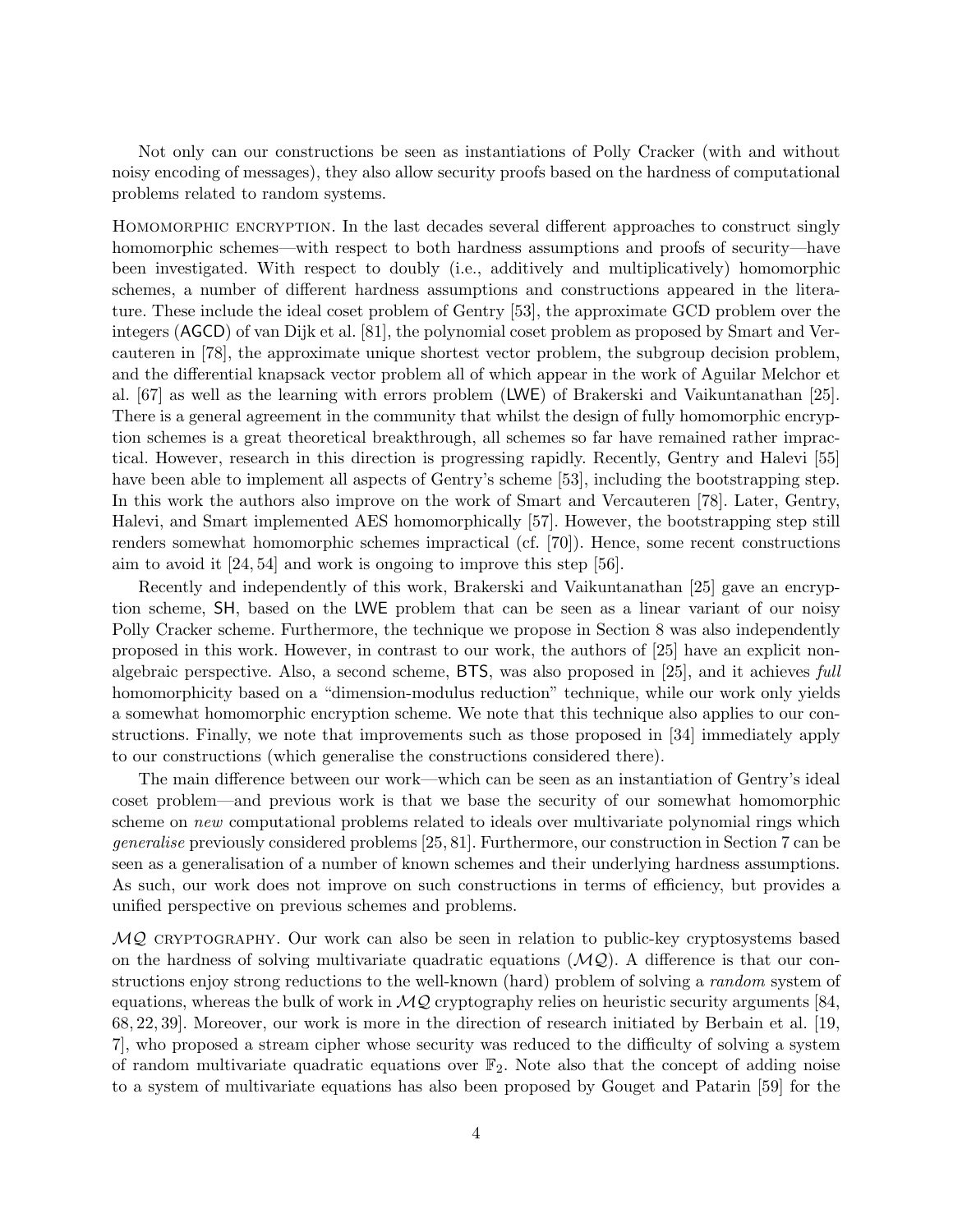Not only can our constructions be seen as instantiations of Polly Cracker (with and without noisy encoding of messages), they also allow security proofs based on the hardness of computational problems related to random systems.

Homomorphic encryption. In the last decades several different approaches to construct singly homomorphic schemes—with respect to both hardness assumptions and proofs of security—have been investigated. With respect to doubly (i.e., additively and multiplicatively) homomorphic schemes, a number of different hardness assumptions and constructions appeared in the literature. These include the ideal coset problem of Gentry [53], the approximate GCD problem over the integers (AGCD) of van Dijk et al. [81], the polynomial coset problem as proposed by Smart and Vercauteren in [78], the approximate unique shortest vector problem, the subgroup decision problem, and the differential knapsack vector problem all of which appear in the work of Aguilar Melchor et al. [67] as well as the learning with errors problem (LWE) of Brakerski and Vaikuntanathan [25]. There is a general agreement in the community that whilst the design of fully homomorphic encryption schemes is a great theoretical breakthrough, all schemes so far have remained rather impractical. However, research in this direction is progressing rapidly. Recently, Gentry and Halevi [55] have been able to implement all aspects of Gentry's scheme [53], including the bootstrapping step. In this work the authors also improve on the work of Smart and Vercauteren [78]. Later, Gentry, Halevi, and Smart implemented AES homomorphically [57]. However, the bootstrapping step still renders somewhat homomorphic schemes impractical (cf. [70]). Hence, some recent constructions aim to avoid it [24, 54] and work is ongoing to improve this step [56].

Recently and independently of this work, Brakerski and Vaikuntanathan [25] gave an encryption scheme, SH, based on the LWE problem that can be seen as a linear variant of our noisy Polly Cracker scheme. Furthermore, the technique we propose in Section 8 was also independently proposed in this work. However, in contrast to our work, the authors of [25] have an explicit non-algebraic perspective. Also, a second scheme, BTS, was also proposed in [25], and it achieves *full* homomorphicity based on a "dimension-modulus reduction" technique, while our work only yields a somewhat homomorphic encryption scheme. We note that this technique also applies to our constructions. Finally, we note that improvements such as those proposed in [34] immediately apply to our constructions (which generalise the constructions considered there).

The main difference between our work—which can be seen as an instantiation of Gentry's ideal coset problem—and previous work is that we base the security of our somewhat homomorphic scheme on *new* computational problems related to ideals over multivariate polynomial rings which *generalise* previously considered problems [25, 81]. Furthermore, our construction in Section 7 can be seen as a generalisation of a number of known schemes and their underlying hardness assumptions. As such, our work does not improve on such constructions in terms of efficiency, but provides a unified perspective on previous schemes and problems.

$\mathcal{MQ}$ cryptography. Our work can also be seen in relation to public-key cryptosystems based on the hardness of solving multivariate quadratic equations ($\mathcal{MQ}$). A difference is that our constructions enjoy strong reductions to the well-known (hard) problem of solving a *random* system of equations, whereas the bulk of work in $\mathcal{MQ}$ cryptography relies on heuristic security arguments [84, 68, 22, 39]. Moreover, our work is more in the direction of research initiated by Berbain et al. [19, 7], who proposed a stream cipher whose security was reduced to the difficulty of solving a system of random multivariate quadratic equations over $\mathbb{F}_2$. Note also that the concept of adding noise to a system of multivariate equations has also been proposed by Gouget and Patarin [59] for the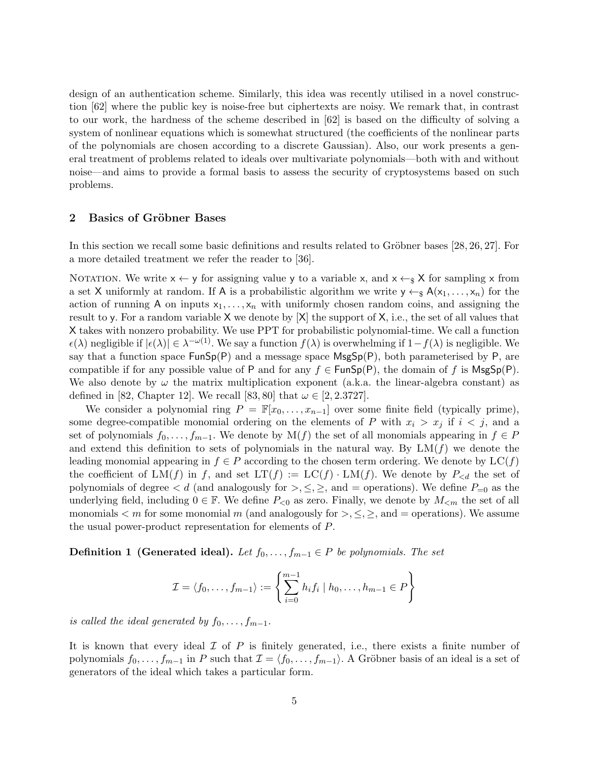design of an authentication scheme. Similarly, this idea was recently utilised in a novel construction [62] where the public key is noise-free but ciphertexts are noisy. We remark that, in contrast to our work, the hardness of the scheme described in [62] is based on the difficulty of solving a system of nonlinear equations which is somewhat structured (the coefficients of the nonlinear parts of the polynomials are chosen according to a discrete Gaussian). Also, our work presents a general treatment of problems related to ideals over multivariate polynomials—both with and without noise—and aims to provide a formal basis to assess the security of cryptosystems based on such problems.

## 2 Basics of Gröbner Bases

In this section we recall some basic definitions and results related to Gröbner bases [28, 26, 27]. For a more detailed treatment we refer the reader to [36].

Notation. We write $\mathsf{x} \leftarrow \mathsf{y}$ for assigning value $\mathsf{y}$ to a variable $\mathsf{x}$, and $\mathsf{x} \leftarrow_\$ \mathsf{X}$ for sampling $\mathsf{x}$ from a set $\mathsf{X}$ uniformly at random. If $\mathsf{A}$ is a probabilistic algorithm we write $\mathsf{y} \leftarrow_\$ \mathsf{A}(\mathsf{x}_1, \ldots, \mathsf{x}_n)$ for the action of running $\mathsf{A}$ on inputs $\mathsf{x}_1, \ldots, \mathsf{x}_n$ with uniformly chosen random coins, and assigning the result to $\mathsf{y}$. For a random variable $\mathsf{X}$ we denote by $[\mathsf{X}]$ the support of $\mathsf{X}$, i.e., the set of all values that $\mathsf{X}$ takes with nonzero probability. We use PPT for probabilistic polynomial-time. We call a function $\epsilon(\lambda)$ negligible if $|\epsilon(\lambda)| \in \lambda^{-\omega(1)}$. We say a function $f(\lambda)$ is overwhelming if $1 - f(\lambda)$ is negligible. We say that a function space $\mathsf{FunSp}(\mathsf{P})$ and a message space $\mathsf{MsgSp}(\mathsf{P})$, both parameterised by $\mathsf{P}$, are compatible if for any possible value of $\mathsf{P}$ and for any $f \in \mathsf{FunSp}(\mathsf{P})$, the domain of $f$ is $\mathsf{MsgSp}(\mathsf{P})$. We also denote by $\omega$ the matrix multiplication exponent (a.k.a. the linear-algebra constant) as defined in [82, Chapter 12]. We recall [83, 80] that $\omega \in [2, 2.3727]$.

We consider a polynomial ring $P = \mathbb{F}[x_0, \ldots, x_{n-1}]$ over some finite field (typically prime), some degree-compatible monomial ordering on the elements of $P$ with $x_i > x_j$ if $i < j$, and a set of polynomials $f_0, \ldots, f_{m-1}$. We denote by $\mathrm{M}(f)$ the set of all monomials appearing in $f \in P$ and extend this definition to sets of polynomials in the natural way. By $\mathrm{LM}(f)$ we denote the leading monomial appearing in $f \in P$ according to the chosen term ordering. We denote by $\mathrm{LC}(f)$ the coefficient of $\mathrm{LM}(f)$ in $f$, and set $\mathrm{LT}(f) := \mathrm{LC}(f) \cdot \mathrm{LM}(f)$. We denote by $P_{<d}$ the set of polynomials of degree $< d$ (and analogously for $>, \leq, \geq$, and $=$ operations). We define $P_{=0}$ as the underlying field, including $0 \in \mathbb{F}$. We define $P_{<0}$ as zero. Finally, we denote by $M_{<m}$ the set of all monomials $< m$ for some monomial $m$ (and analogously for $>, \leq, \geq$, and $=$ operations). We assume the usual power-product representation for elements of $P$.

**Definition 1 (Generated ideal).** *Let $f_0, \ldots, f_{m-1} \in P$ be polynomials. The set*

$$\mathcal{I} = \langle f_0, \ldots, f_{m-1} \rangle := \left\{ \sum_{i=0}^{m-1} h_i f_i \mid h_0, \ldots, h_{m-1} \in P \right\}$$

*is called the ideal generated by $f_0, \ldots, f_{m-1}$.*

It is known that every ideal $\mathcal{I}$ of $P$ is finitely generated, i.e., there exists a finite number of polynomials $f_0, \ldots, f_{m-1}$ in $P$ such that $\mathcal{I} = \langle f_0, \ldots, f_{m-1} \rangle$. A Gröbner basis of an ideal is a set of generators of the ideal which takes a particular form.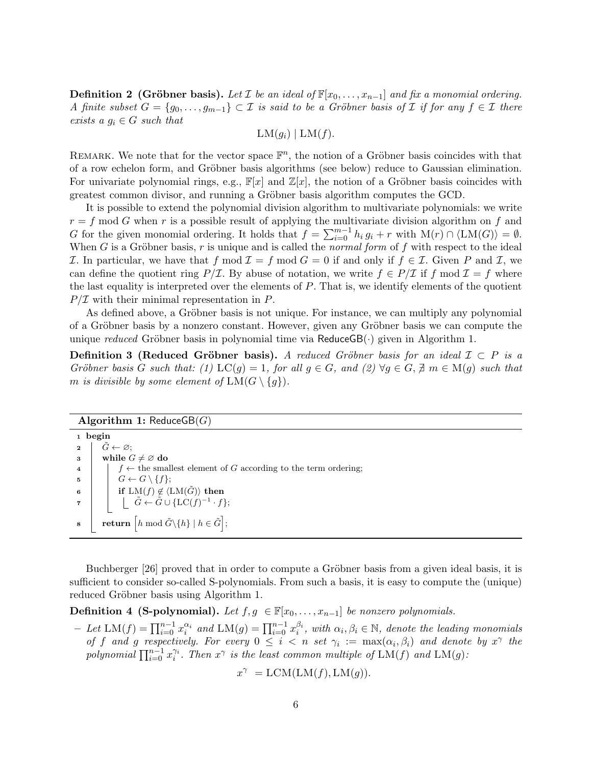**Definition 2 (Gröbner basis).** *Let $\mathcal{I}$ be an ideal of $\mathbb{F}[x_0, \ldots, x_{n-1}]$ and fix a monomial ordering. A finite subset $G = \{g_0, \ldots, g_{m-1}\} \subset \mathcal{I}$ is said to be a Gröbner basis of $\mathcal{I}$ if for any $f \in \mathcal{I}$ there exists a $g_i \in G$ such that*

$$\mathrm{LM}(g_i) \mid \mathrm{LM}(f).$$

Remark. We note that for the vector space $\mathbb{F}^n$, the notion of a Gröbner basis coincides with that of a row echelon form, and Gröbner basis algorithms (see below) reduce to Gaussian elimination. For univariate polynomial rings, e.g., $\mathbb{F}[x]$ and $\mathbb{Z}[x]$, the notion of a Gröbner basis coincides with greatest common divisor, and running a Gröbner basis algorithm computes the GCD.

It is possible to extend the polynomial division algorithm to multivariate polynomials: we write $r = f \bmod G$ when $r$ is a possible result of applying the multivariate division algorithm on $f$ and $G$ for the given monomial ordering. It holds that $f = \sum_{i=0}^{m-1} h_i\, g_i + r$ with $\mathrm{M}(r) \cap \langle \mathrm{LM}(G) \rangle = \emptyset$. When $G$ is a Gröbner basis, $r$ is unique and is called the *normal form* of $f$ with respect to the ideal $\mathcal{I}$. In particular, we have that $f \bmod \mathcal{I} = f \bmod G = 0$ if and only if $f \in \mathcal{I}$. Given $P$ and $\mathcal{I}$, we can define the quotient ring $P/\mathcal{I}$. By abuse of notation, we write $f \in P/\mathcal{I}$ if $f \bmod \mathcal{I} = f$ where the last equality is interpreted over the elements of $P$. That is, we identify elements of the quotient $P/\mathcal{I}$ with their minimal representation in $P$.

As defined above, a Gröbner basis is not unique. For instance, we can multiply any polynomial of a Gröbner basis by a nonzero constant. However, given any Gröbner basis we can compute the unique *reduced* Gröbner basis in polynomial time via $\mathsf{ReduceGB}(\cdot)$ given in Algorithm 1.

**Definition 3 (Reduced Gröbner basis).** *A reduced Gröbner basis for an ideal $\mathcal{I} \subset P$ is a Gröbner basis $G$ such that: (1) $\mathrm{LC}(g) = 1$, for all $g \in G$, and (2) $\forall g \in G, \nexists\ m \in \mathrm{M}(g)$ such that $m$ is divisible by some element of $\mathrm{LM}(G \setminus \{g\})$.*

**Algorithm 1:** $\mathsf{ReduceGB}(G)$

```
1 begin
2   G̃ ← ∅;
3   while G ≠ ∅ do
4     f ← the smallest element of G according to the term ordering;
5     G ← G \ {f};
6     if LM(f) ∉ ⟨LM(G̃)⟩ then
7       G̃ ← G̃ ∪ {LC(f)^{-1} · f};
8   return [h mod G̃\{h} | h ∈ G̃];
```

Buchberger [26] proved that in order to compute a Gröbner basis from a given ideal basis, it is sufficient to consider so-called S-polynomials. From such a basis, it is easy to compute the (unique) reduced Gröbner basis using Algorithm 1.

**Definition 4 (S-polynomial).** *Let $f, g \in \mathbb{F}[x_0, \ldots, x_{n-1}]$ be nonzero polynomials.*

– *Let $\mathrm{LM}(f) = \prod_{i=0}^{n-1} x_i^{\alpha_i}$ and $\mathrm{LM}(g) = \prod_{i=0}^{n-1} x_i^{\beta_i}$, with $\alpha_i, \beta_i \in \mathbb{N}$, denote the leading monomials of $f$ and $g$ respectively. For every $0 \le i < n$ set $\gamma_i := \max(\alpha_i, \beta_i)$ and denote by $x^\gamma$ the polynomial $\prod_{i=0}^{n-1} x_i^{\gamma_i}$. Then $x^\gamma$ is the least common multiple of $\mathrm{LM}(f)$ and $\mathrm{LM}(g)$:*

$$x^\gamma = \mathrm{LCM}(\mathrm{LM}(f), \mathrm{LM}(g)).$$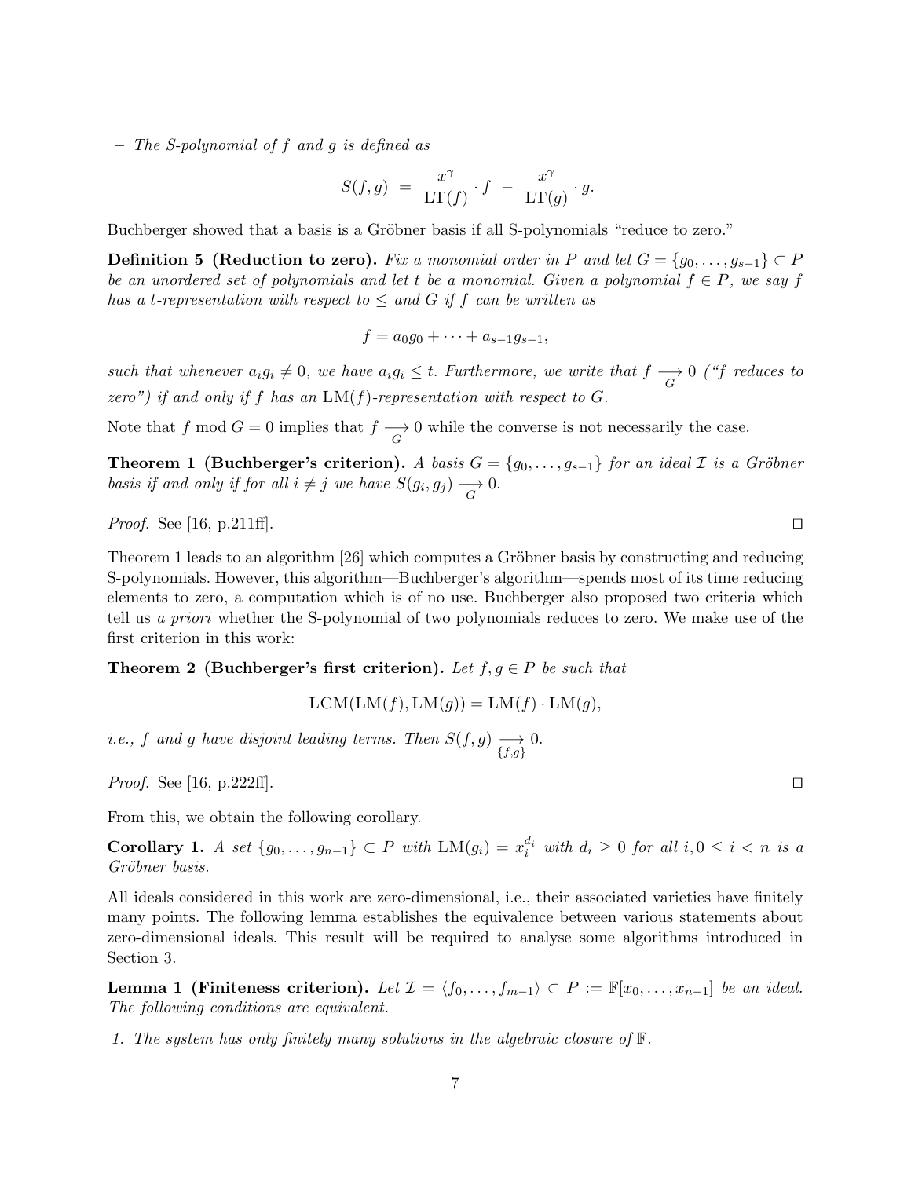– *The S-polynomial of $f$ and $g$ is defined as*

$$S(f,g) \; = \; \frac{x^\gamma}{\mathrm{LT}(f)} \cdot f \; - \; \frac{x^\gamma}{\mathrm{LT}(g)} \cdot g.$$

Buchberger showed that a basis is a Gröbner basis if all S-polynomials "reduce to zero."

**Definition 5 (Reduction to zero).** *Fix a monomial order in $P$ and let $G = \{g_0, \ldots, g_{s-1}\} \subset P$ be an unordered set of polynomials and let $t$ be a monomial. Given a polynomial $f \in P$, we say $f$ has a $t$-representation with respect to $\leq$ and $G$ if $f$ can be written as*

$$f = a_0 g_0 + \cdots + a_{s-1} g_{s-1},$$

*such that whenever $a_i g_i \neq 0$, we have $a_i g_i \leq t$. Furthermore, we write that $f \underset{G}{\longrightarrow} 0$ ("$f$ reduces to zero") if and only if $f$ has an $\mathrm{LM}(f)$-representation with respect to $G$.*

Note that $f \bmod G = 0$ implies that $f \underset{G}{\longrightarrow} 0$ while the converse is not necessarily the case.

**Theorem 1 (Buchberger's criterion).** *A basis $G = \{g_0, \ldots, g_{s-1}\}$ for an ideal $\mathcal{I}$ is a Gröbner basis if and only if for all $i \neq j$ we have $S(g_i, g_j) \underset{G}{\longrightarrow} 0$.*

*Proof.* See [16, p.211ff]. □

Theorem 1 leads to an algorithm [26] which computes a Gröbner basis by constructing and reducing S-polynomials. However, this algorithm—Buchberger's algorithm—spends most of its time reducing elements to zero, a computation which is of no use. Buchberger also proposed two criteria which tell us *a priori* whether the S-polynomial of two polynomials reduces to zero. We make use of the first criterion in this work:

**Theorem 2 (Buchberger's first criterion).** *Let $f, g \in P$ be such that*

$$\mathrm{LCM}(\mathrm{LM}(f), \mathrm{LM}(g)) = \mathrm{LM}(f) \cdot \mathrm{LM}(g),$$

*i.e., $f$ and $g$ have disjoint leading terms. Then $S(f,g) \underset{\{f,g\}}{\longrightarrow} 0$.*

*Proof.* See [16, p.222ff]. □

From this, we obtain the following corollary.

**Corollary 1.** *A set $\{g_0, \ldots, g_{n-1}\} \subset P$ with $\mathrm{LM}(g_i) = x_i^{d_i}$ with $d_i \geq 0$ for all $i, 0 \leq i < n$ is a Gröbner basis.*

All ideals considered in this work are zero-dimensional, i.e., their associated varieties have finitely many points. The following lemma establishes the equivalence between various statements about zero-dimensional ideals. This result will be required to analyse some algorithms introduced in Section 3.

**Lemma 1 (Finiteness criterion).** *Let $\mathcal{I} = \langle f_0, \ldots, f_{m-1} \rangle \subset P := \mathbb{F}[x_0, \ldots, x_{n-1}]$ be an ideal. The following conditions are equivalent.*

1. *The system has only finitely many solutions in the algebraic closure of $\mathbb{F}$.*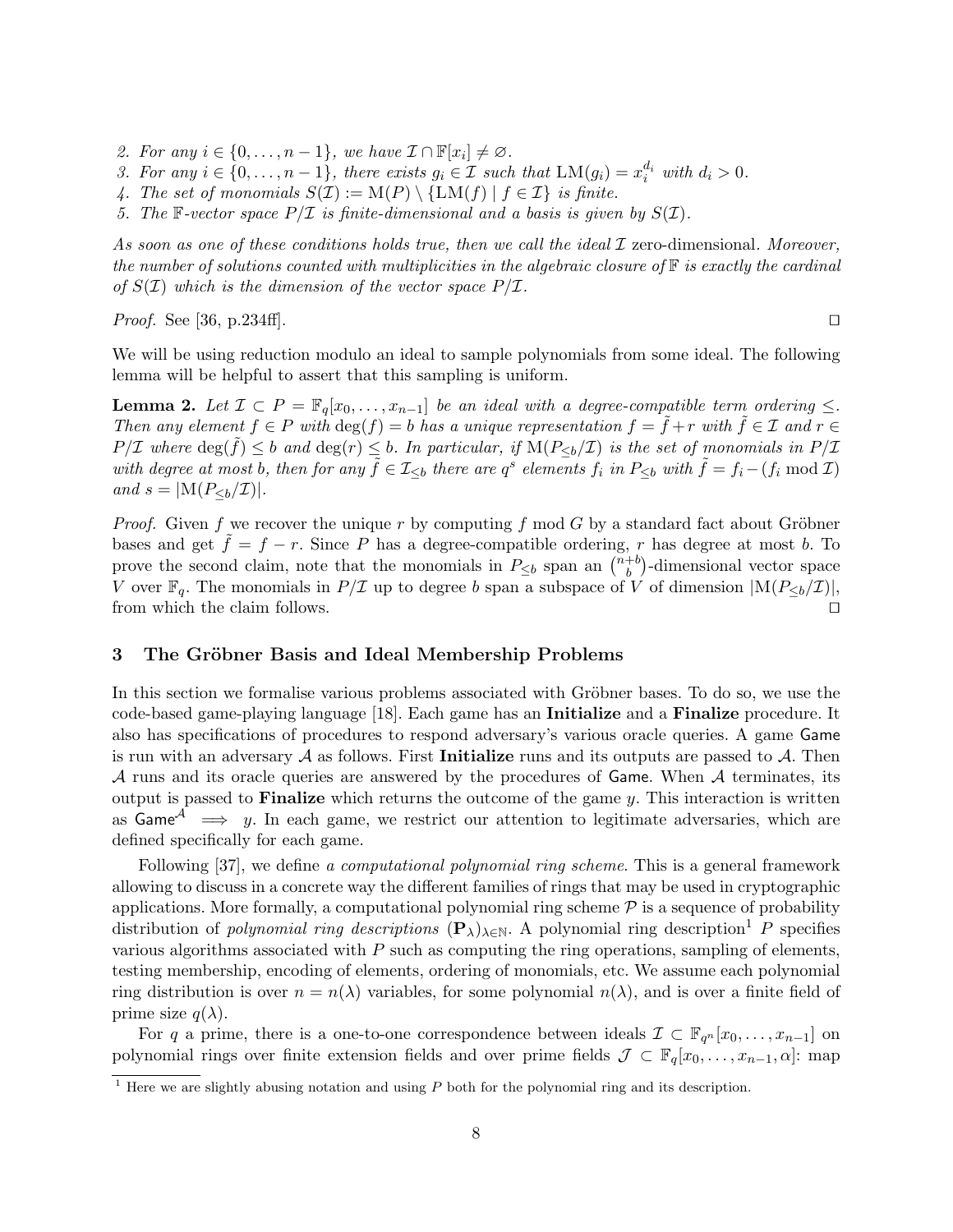2. *For any $i \in \{0, \ldots, n-1\}$, we have $\mathcal{I} \cap \mathbb{F}[x_i] \neq \varnothing$.*
3. *For any $i \in \{0, \ldots, n-1\}$, there exists $g_i \in \mathcal{I}$ such that $\mathrm{LM}(g_i) = x_i^{d_i}$ with $d_i > 0$.*
4. *The set of monomials $S(\mathcal{I}) := \mathrm{M}(P) \setminus \{\mathrm{LM}(f) \mid f \in \mathcal{I}\}$ is finite.*
5. *The $\mathbb{F}$-vector space $P/\mathcal{I}$ is finite-dimensional and a basis is given by $S(\mathcal{I})$.*

*As soon as one of these conditions holds true, then we call the ideal $\mathcal{I}$* zero-dimensional. *Moreover, the number of solutions counted with multiplicities in the algebraic closure of $\mathbb{F}$ is exactly the cardinal of $S(\mathcal{I})$ which is the dimension of the vector space $P/\mathcal{I}$.*

*Proof.* See [36, p.234ff]. □

We will be using reduction modulo an ideal to sample polynomials from some ideal. The following lemma will be helpful to assert that this sampling is uniform.

**Lemma 2.** *Let $\mathcal{I} \subset P = \mathbb{F}_q[x_0, \ldots, x_{n-1}]$ be an ideal with a degree-compatible term ordering $\leq$. Then any element $f \in P$ with $\deg(f) = b$ has a unique representation $f = \tilde{f} + r$ with $\tilde{f} \in \mathcal{I}$ and $r \in P/\mathcal{I}$ where $\deg(\tilde{f}) \leq b$ and $\deg(r) \leq b$. In particular, if $\mathrm{M}(P_{\leq b}/\mathcal{I})$ is the set of monomials in $P/\mathcal{I}$ with degree at most $b$, then for any $\tilde{f} \in \mathcal{I}_{\leq b}$ there are $q^s$ elements $f_i$ in $P_{\leq b}$ with $\tilde{f} = f_i - (f_i \bmod \mathcal{I})$ and $s = |\mathrm{M}(P_{\leq b}/\mathcal{I})|$.*

*Proof.* Given $f$ we recover the unique $r$ by computing $f \bmod G$ by a standard fact about Gröbner bases and get $\tilde{f} = f - r$. Since $P$ has a degree-compatible ordering, $r$ has degree at most $b$. To prove the second claim, note that the monomials in $P_{\leq b}$ span an $\binom{n+b}{b}$-dimensional vector space $V$ over $\mathbb{F}_q$. The monomials in $P/\mathcal{I}$ up to degree $b$ span a subspace of $V$ of dimension $|\mathrm{M}(P_{\leq b}/\mathcal{I})|$, from which the claim follows. □

## 3 The Gröbner Basis and Ideal Membership Problems

In this section we formalise various problems associated with Gröbner bases. To do so, we use the code-based game-playing language [18]. Each game has an **Initialize** and a **Finalize** procedure. It also has specifications of procedures to respond adversary's various oracle queries. A game Game is run with an adversary $\mathcal{A}$ as follows. First **Initialize** runs and its outputs are passed to $\mathcal{A}$. Then $\mathcal{A}$ runs and its oracle queries are answered by the procedures of Game. When $\mathcal{A}$ terminates, its output is passed to **Finalize** which returns the outcome of the game $y$. This interaction is written as $\mathsf{Game}^{\mathcal{A}} \implies y$. In each game, we restrict our attention to legitimate adversaries, which are defined specifically for each game.

Following [37], we define *a computational polynomial ring scheme*. This is a general framework allowing to discuss in a concrete way the different families of rings that may be used in cryptographic applications. More formally, a computational polynomial ring scheme $\mathcal{P}$ is a sequence of probability distribution of *polynomial ring descriptions* $(\mathbf{P}_\lambda)_{\lambda \in \mathbb{N}}$. A polynomial ring description[1] $P$ specifies various algorithms associated with $P$ such as computing the ring operations, sampling of elements, testing membership, encoding of elements, ordering of monomials, etc. We assume each polynomial ring distribution is over $n = n(\lambda)$ variables, for some polynomial $n(\lambda)$, and is over a finite field of prime size $q(\lambda)$.

For $q$ a prime, there is a one-to-one correspondence between ideals $\mathcal{I} \subset \mathbb{F}_{q^n}[x_0, \ldots, x_{n-1}]$ on polynomial rings over finite extension fields and over prime fields $\mathcal{J} \subset \mathbb{F}_q[x_0, \ldots, x_{n-1}, \alpha]$: map

[1] Here we are slightly abusing notation and using $P$ both for the polynomial ring and its description.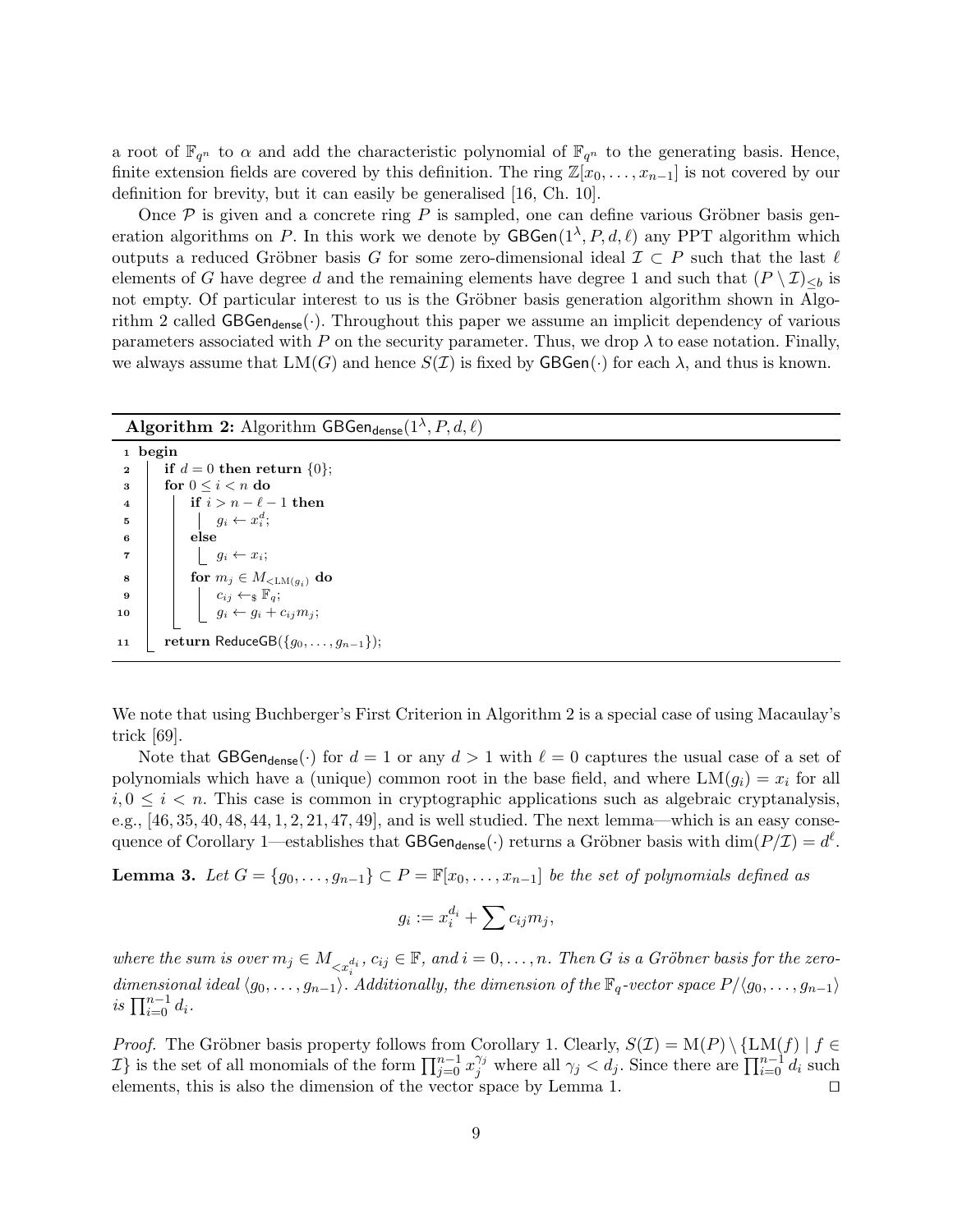a root of $\mathbb{F}_{q^n}$ to $\alpha$ and add the characteristic polynomial of $\mathbb{F}_{q^n}$ to the generating basis. Hence, finite extension fields are covered by this definition. The ring $\mathbb{Z}[x_0, \ldots, x_{n-1}]$ is not covered by our definition for brevity, but it can easily be generalised [16, Ch. 10].

Once $\mathcal{P}$ is given and a concrete ring $P$ is sampled, one can define various Gröbner basis generation algorithms on $P$. In this work we denote by $\mathsf{GBGen}(1^\lambda, P, d, \ell)$ any PPT algorithm which outputs a reduced Gröbner basis $G$ for some zero-dimensional ideal $\mathcal{I} \subset P$ such that the last $\ell$ elements of $G$ have degree $d$ and the remaining elements have degree 1 and such that $(P \setminus \mathcal{I})_{\leq b}$ is not empty. Of particular interest to us is the Gröbner basis generation algorithm shown in Algorithm 2 called $\mathsf{GBGen}_{\mathsf{dense}}(\cdot)$. Throughout this paper we assume an implicit dependency of various parameters associated with $P$ on the security parameter. Thus, we drop $\lambda$ to ease notation. Finally, we always assume that $\mathrm{LM}(G)$ and hence $S(\mathcal{I})$ is fixed by $\mathsf{GBGen}(\cdot)$ for each $\lambda$, and thus is known.

**Algorithm 2:** Algorithm $\mathsf{GBGen}_{\mathsf{dense}}(1^\lambda, P, d, \ell)$

```
1  begin
2      if d = 0 then return {0};
3      for 0 ≤ i < n do
4          if i > n − ℓ − 1 then
5              g_i ← x_i^d;
6          else
7              g_i ← x_i;
8          for m_j ∈ M_{<LM(g_i)} do
9              c_ij ←$ F_q;
10             g_i ← g_i + c_ij m_j;
11     return ReduceGB({g_0, ..., g_{n−1}});
```

We note that using Buchberger's First Criterion in Algorithm 2 is a special case of using Macaulay's trick [69].

Note that $\mathsf{GBGen}_{\mathsf{dense}}(\cdot)$ for $d = 1$ or any $d > 1$ with $\ell = 0$ captures the usual case of a set of polynomials which have a (unique) common root in the base field, and where $\mathrm{LM}(g_i) = x_i$ for all $i, 0 \leq i < n$. This case is common in cryptographic applications such as algebraic cryptanalysis, e.g., [46, 35, 40, 48, 44, 1, 2, 21, 47, 49], and is well studied. The next lemma—which is an easy consequence of Corollary 1—establishes that $\mathsf{GBGen}_{\mathsf{dense}}(\cdot)$ returns a Gröbner basis with $\dim(P/\mathcal{I}) = d^\ell$.

**Lemma 3.** *Let $G = \{g_0, \ldots, g_{n-1}\} \subset P = \mathbb{F}[x_0, \ldots, x_{n-1}]$ be the set of polynomials defined as*

$$g_i := x_i^{d_i} + \sum c_{ij} m_j,$$

*where the sum is over $m_j \in M_{<x_i^{d_i}}$, $c_{ij} \in \mathbb{F}$, and $i = 0, \ldots, n$. Then $G$ is a Gröbner basis for the zero-dimensional ideal $\langle g_0, \ldots, g_{n-1} \rangle$. Additionally, the dimension of the $\mathbb{F}_q$-vector space $P/\langle g_0, \ldots, g_{n-1} \rangle$ is $\prod_{i=0}^{n-1} d_i$.*

*Proof.* The Gröbner basis property follows from Corollary 1. Clearly, $S(\mathcal{I}) = \mathrm{M}(P) \setminus \{\mathrm{LM}(f) \mid f \in \mathcal{I}\}$ is the set of all monomials of the form $\prod_{j=0}^{n-1} x_j^{\gamma_j}$ where all $\gamma_j < d_j$. Since there are $\prod_{i=0}^{n-1} d_i$ such elements, this is also the dimension of the vector space by Lemma 1. $\square$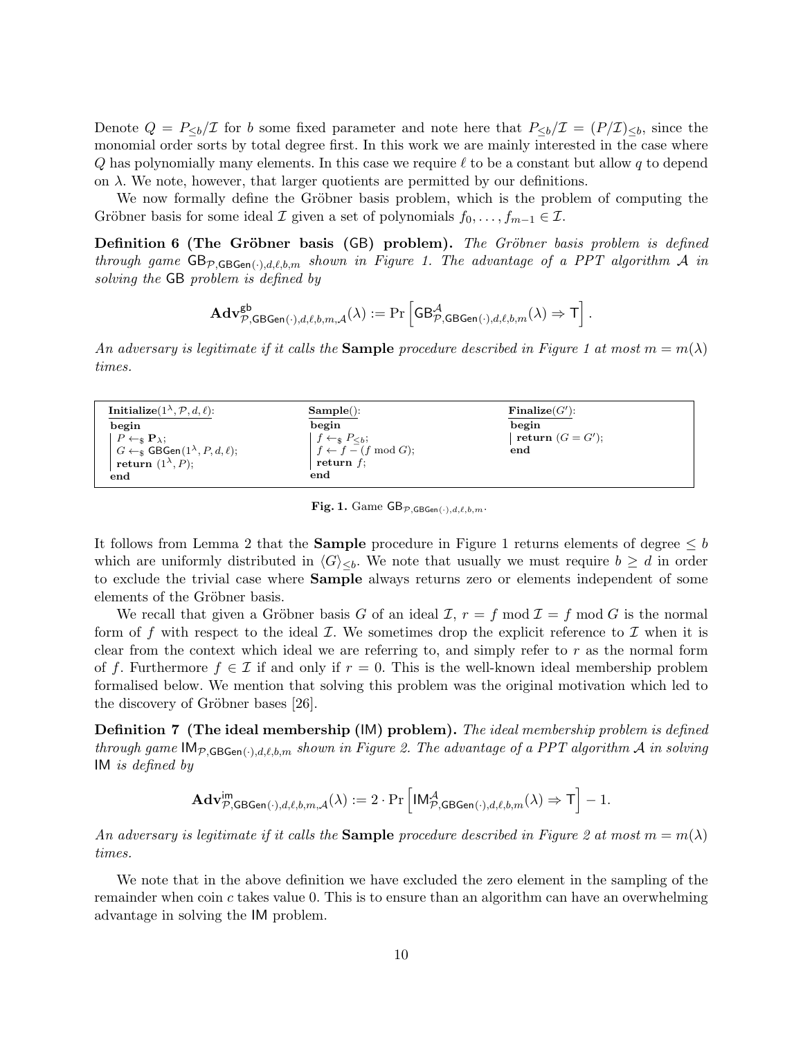Denote $Q = P_{\leq b}/\mathcal{I}$ for $b$ some fixed parameter and note here that $P_{\leq b}/\mathcal{I} = (P/\mathcal{I})_{\leq b}$, since the monomial order sorts by total degree first. In this work we are mainly interested in the case where $Q$ has polynomially many elements. In this case we require $\ell$ to be a constant but allow $q$ to depend on $\lambda$. We note, however, that larger quotients are permitted by our definitions.

We now formally define the Gröbner basis problem, which is the problem of computing the Gröbner basis for some ideal $\mathcal{I}$ given a set of polynomials $f_0, \ldots, f_{m-1} \in \mathcal{I}$.

**Definition 6 (The Gröbner basis (GB) problem).** *The Gröbner basis problem is defined through game $\mathsf{GB}_{\mathcal{P},\mathsf{GBGen}(\cdot),d,\ell,b,m}$ shown in Figure 1. The advantage of a PPT algorithm $\mathcal{A}$ in solving the GB problem is defined by*

$$\mathbf{Adv}^{\mathsf{gb}}_{\mathcal{P},\mathsf{GBGen}(\cdot),d,\ell,b,m,\mathcal{A}}(\lambda) := \Pr\left[\mathsf{GB}^{\mathcal{A}}_{\mathcal{P},\mathsf{GBGen}(\cdot),d,\ell,b,m}(\lambda) \Rightarrow \mathsf{T}\right].$$

*An adversary is legitimate if it calls the **Sample** procedure described in Figure 1 at most $m = m(\lambda)$ times.*

```
Initialize(1^λ, P, d, ℓ):          Sample():                 Finalize(G'):
begin                              begin                     begin
  P ←$ P_λ;                          f ←$ P_{≤b};              return (G = G');
  G ←$ GBGen(1^λ, P, d, ℓ);          f ← f − (f mod G);      end
  return (1^λ, P);                   return f;
end                                end
```

**Fig. 1.** Game $\mathsf{GB}_{\mathcal{P},\mathsf{GBGen}(\cdot),d,\ell,b,m}$.

It follows from Lemma 2 that the **Sample** procedure in Figure 1 returns elements of degree $\leq b$ which are uniformly distributed in $\langle G\rangle_{\leq b}$. We note that usually we must require $b \geq d$ in order to exclude the trivial case where **Sample** always returns zero or elements independent of some elements of the Gröbner basis.

We recall that given a Gröbner basis $G$ of an ideal $\mathcal{I}$, $r = f \bmod \mathcal{I} = f \bmod G$ is the normal form of $f$ with respect to the ideal $\mathcal{I}$. We sometimes drop the explicit reference to $\mathcal{I}$ when it is clear from the context which ideal we are referring to, and simply refer to $r$ as the normal form of $f$. Furthermore $f \in \mathcal{I}$ if and only if $r = 0$. This is the well-known ideal membership problem formalised below. We mention that solving this problem was the original motivation which led to the discovery of Gröbner bases [26].

**Definition 7 (The ideal membership (IM) problem).** *The ideal membership problem is defined through game $\mathsf{IM}_{\mathcal{P},\mathsf{GBGen}(\cdot),d,\ell,b,m}$ shown in Figure 2. The advantage of a PPT algorithm $\mathcal{A}$ in solving IM is defined by*

$$\mathbf{Adv}^{\mathsf{im}}_{\mathcal{P},\mathsf{GBGen}(\cdot),d,\ell,b,m,\mathcal{A}}(\lambda) := 2 \cdot \Pr\left[\mathsf{IM}^{\mathcal{A}}_{\mathcal{P},\mathsf{GBGen}(\cdot),d,\ell,b,m}(\lambda) \Rightarrow \mathsf{T}\right] - 1.$$

*An adversary is legitimate if it calls the **Sample** procedure described in Figure 2 at most $m = m(\lambda)$ times.*

We note that in the above definition we have excluded the zero element in the sampling of the remainder when coin $c$ takes value 0. This is to ensure than an algorithm can have an overwhelming advantage in solving the IM problem.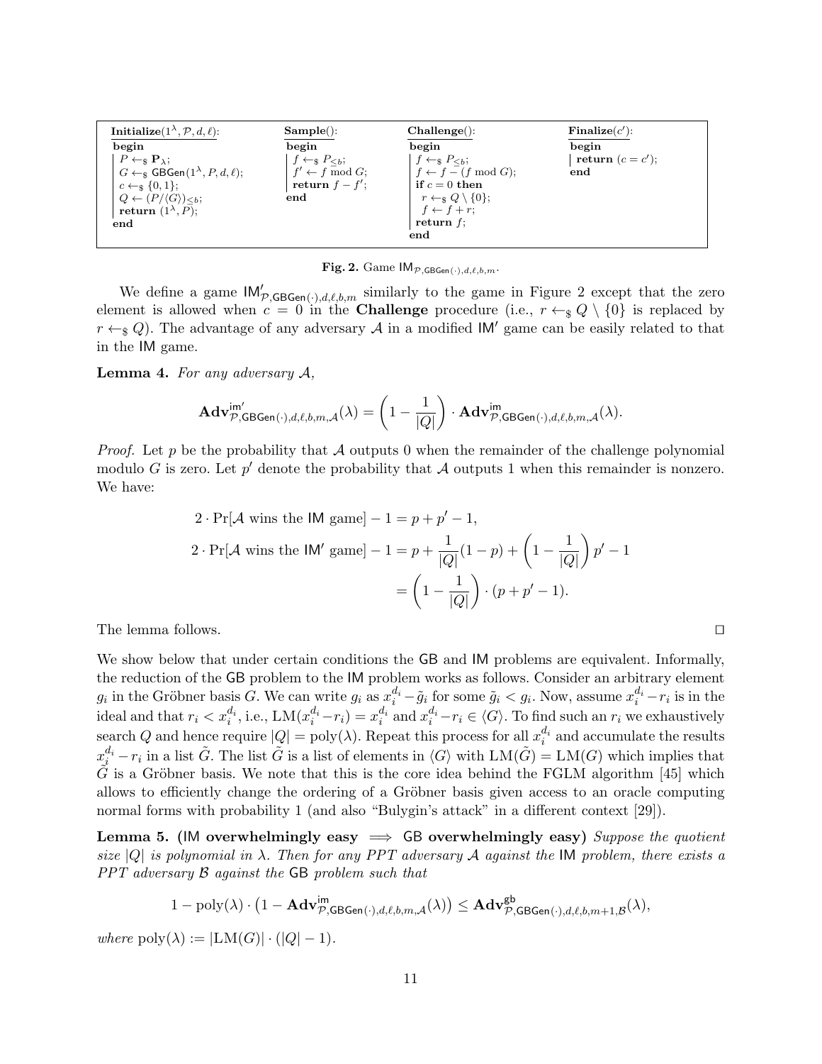```
Initialize(1^λ, P, d, ℓ):
begin
  P ←$ P_λ;
  G ←$ GBGen(1^λ, P, d, ℓ);
  c ←$ {0, 1};
  Q ← (P/⟨G⟩)_{≤b};
  return (1^λ, P);
end

Sample():
begin
  f ←$ P_{≤b};
  f' ← f mod G;
  return f − f';
end

Challenge():
begin
  f ←$ P_{≤b};
  f ← f − (f mod G);
  if c = 0 then
    r ←$ Q \ {0};
    f ← f + r;
  return f;
end

Finalize(c'):
begin
  return (c = c');
end
```

**Fig. 2.** Game $\mathsf{IM}_{\mathcal{P},\mathsf{GBGen}(\cdot),d,\ell,b,m}$.

We define a game $\mathsf{IM}'_{\mathcal{P},\mathsf{GBGen}(\cdot),d,\ell,b,m}$ similarly to the game in Figure 2 except that the zero element is allowed when $c = 0$ in the **Challenge** procedure (i.e., $r \leftarrow_\$ Q \setminus \{0\}$ is replaced by $r \leftarrow_\$ Q$). The advantage of any adversary $\mathcal{A}$ in a modified $\mathsf{IM}'$ game can be easily related to that in the $\mathsf{IM}$ game.

**Lemma 4.** *For any adversary $\mathcal{A}$,*

$$\mathbf{Adv}^{\mathsf{im}'}_{\mathcal{P},\mathsf{GBGen}(\cdot),d,\ell,b,m,\mathcal{A}}(\lambda) = \left(1 - \frac{1}{|Q|}\right) \cdot \mathbf{Adv}^{\mathsf{im}}_{\mathcal{P},\mathsf{GBGen}(\cdot),d,\ell,b,m,\mathcal{A}}(\lambda).$$

*Proof.* Let $p$ be the probability that $\mathcal{A}$ outputs 0 when the remainder of the challenge polynomial modulo $G$ is zero. Let $p'$ denote the probability that $\mathcal{A}$ outputs 1 when this remainder is nonzero. We have:

$$\begin{aligned}
2 \cdot \Pr[\mathcal{A} \text{ wins the } \mathsf{IM} \text{ game}] - 1 &= p + p' - 1, \\
2 \cdot \Pr[\mathcal{A} \text{ wins the } \mathsf{IM}' \text{ game}] - 1 &= p + \frac{1}{|Q|}(1-p) + \left(1 - \frac{1}{|Q|}\right) p' - 1 \\
&= \left(1 - \frac{1}{|Q|}\right) \cdot (p + p' - 1).
\end{aligned}$$

The lemma follows. $\square$

We show below that under certain conditions the $\mathsf{GB}$ and $\mathsf{IM}$ problems are equivalent. Informally, the reduction of the $\mathsf{GB}$ problem to the $\mathsf{IM}$ problem works as follows. Consider an arbitrary element $g_i$ in the Gröbner basis $G$. We can write $g_i$ as $x_i^{d_i} - \tilde{g}_i$ for some $\tilde{g}_i < g_i$. Now, assume $x_i^{d_i} - r_i$ is in the ideal and that $r_i < x_i^{d_i}$, i.e., $\mathrm{LM}(x_i^{d_i} - r_i) = x_i^{d_i}$ and $x_i^{d_i} - r_i \in \langle G \rangle$. To find such an $r_i$ we exhaustively search $Q$ and hence require $|Q| = \mathrm{poly}(\lambda)$. Repeat this process for all $x_i^{d_i}$ and accumulate the results $x_i^{d_i} - r_i$ in a list $\tilde{G}$. The list $\tilde{G}$ is a list of elements in $\langle G \rangle$ with $\mathrm{LM}(\tilde{G}) = \mathrm{LM}(G)$ which implies that $\tilde{G}$ is a Gröbner basis. We note that this is the core idea behind the FGLM algorithm [45] which allows to efficiently change the ordering of a Gröbner basis given access to an oracle computing normal forms with probability 1 (and also "Bulygin's attack" in a different context [29]).

**Lemma 5.** **($\mathsf{IM}$ overwhelmingly easy $\implies$ $\mathsf{GB}$ overwhelmingly easy)** *Suppose the quotient size $|Q|$ is polynomial in $\lambda$. Then for any PPT adversary $\mathcal{A}$ against the $\mathsf{IM}$ problem, there exists a PPT adversary $\mathcal{B}$ against the $\mathsf{GB}$ problem such that*

$$1 - \mathrm{poly}(\lambda) \cdot \left(1 - \mathbf{Adv}^{\mathsf{im}}_{\mathcal{P},\mathsf{GBGen}(\cdot),d,\ell,b,m,\mathcal{A}}(\lambda)\right) \leq \mathbf{Adv}^{\mathsf{gb}}_{\mathcal{P},\mathsf{GBGen}(\cdot),d,\ell,b,m+1,\mathcal{B}}(\lambda),$$

*where* $\mathrm{poly}(\lambda) := |\mathrm{LM}(G)| \cdot (|Q| - 1)$.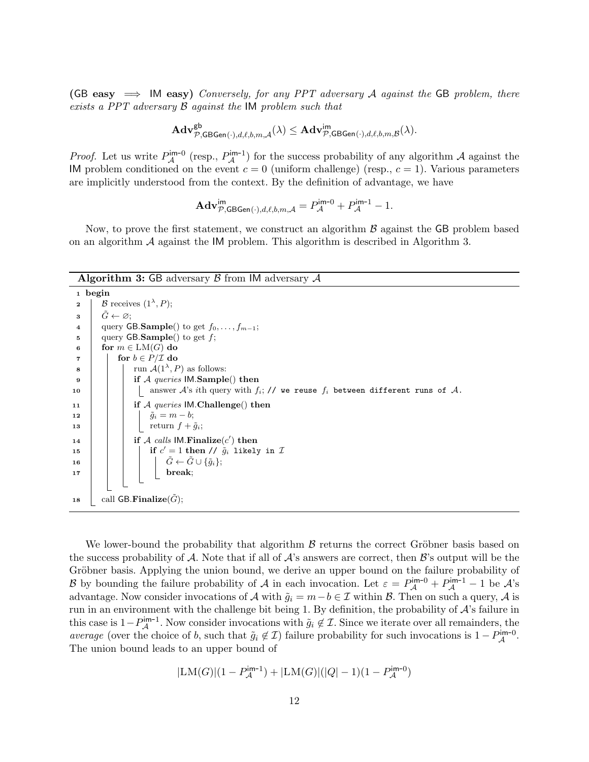(GB **easy** $\implies$ IM **easy**) *Conversely, for any PPT adversary $\mathcal{A}$ against the* GB *problem, there exists a PPT adversary $\mathcal{B}$ against the* IM *problem such that*

$$\mathbf{Adv}^{\mathsf{gb}}_{\mathcal{P},\mathsf{GBGen}(\cdot),d,\ell,b,m,\mathcal{A}}(\lambda) \leq \mathbf{Adv}^{\mathsf{im}}_{\mathcal{P},\mathsf{GBGen}(\cdot),d,\ell,b,m,\mathcal{B}}(\lambda).$$

*Proof.* Let us write $P^{\mathsf{im}\text{-}0}_{\mathcal{A}}$ (resp., $P^{\mathsf{im}\text{-}1}_{\mathcal{A}}$) for the success probability of any algorithm $\mathcal{A}$ against the IM problem conditioned on the event $c = 0$ (uniform challenge) (resp., $c = 1$). Various parameters are implicitly understood from the context. By the definition of advantage, we have

$$\mathbf{Adv}^{\mathsf{im}}_{\mathcal{P},\mathsf{GBGen}(\cdot),d,\ell,b,m,\mathcal{A}} = P^{\mathsf{im}\text{-}0}_{\mathcal{A}} + P^{\mathsf{im}\text{-}1}_{\mathcal{A}} - 1.$$

Now, to prove the first statement, we construct an algorithm $\mathcal{B}$ against the GB problem based on an algorithm $\mathcal{A}$ against the IM problem. This algorithm is described in Algorithm 3.

**Algorithm 3:** GB adversary $\mathcal{B}$ from IM adversary $\mathcal{A}$

```
1  begin
2      B receives (1^λ, P);
3      G̃ ← ∅;
4      query GB.Sample() to get f_0, ..., f_{m-1};
5      query GB.Sample() to get f;
6      for m ∈ LM(G) do
7          for b ∈ P/I do
8              run A(1^λ, P) as follows:
9              if A queries IM.Sample() then
10                 answer A's ith query with f_i; // we reuse f_i between different runs of A.
11             if A queries IM.Challenge() then
12                 g̃_i = m − b;
13                 return f + g̃_i;
14             if A calls IM.Finalize(c') then
15                 if c' = 1 then // g̃_i likely in I
16                     G̃ ← G̃ ∪ {g̃_i};
17                     break;
18     call GB.Finalize(G̃);
```

We lower-bound the probability that algorithm $\mathcal{B}$ returns the correct Gröbner basis based on the success probability of $\mathcal{A}$. Note that if all of $\mathcal{A}$'s answers are correct, then $\mathcal{B}$'s output will be the Gröbner basis. Applying the union bound, we derive an upper bound on the failure probability of $\mathcal{B}$ by bounding the failure probability of $\mathcal{A}$ in each invocation. Let $\varepsilon = P^{\mathsf{im}\text{-}0}_{\mathcal{A}} + P^{\mathsf{im}\text{-}1}_{\mathcal{A}} - 1$ be $\mathcal{A}$'s advantage. Now consider invocations of $\mathcal{A}$ with $\tilde{g}_i = m - b \in \mathcal{I}$ within $\mathcal{B}$. Then on such a query, $\mathcal{A}$ is run in an environment with the challenge bit being 1. By definition, the probability of $\mathcal{A}$'s failure in this case is $1 - P^{\mathsf{im}\text{-}1}_{\mathcal{A}}$. Now consider invocations with $\tilde{g}_i \notin \mathcal{I}$. Since we iterate over all remainders, the *average* (over the choice of $b$, such that $\tilde{g}_i \notin \mathcal{I}$) failure probability for such invocations is $1 - P^{\mathsf{im}\text{-}0}_{\mathcal{A}}$. The union bound leads to an upper bound of

$$|\mathrm{LM}(G)|(1 - P^{\mathsf{im}\text{-}1}_{\mathcal{A}}) + |\mathrm{LM}(G)|(|Q| - 1)(1 - P^{\mathsf{im}\text{-}0}_{\mathcal{A}})$$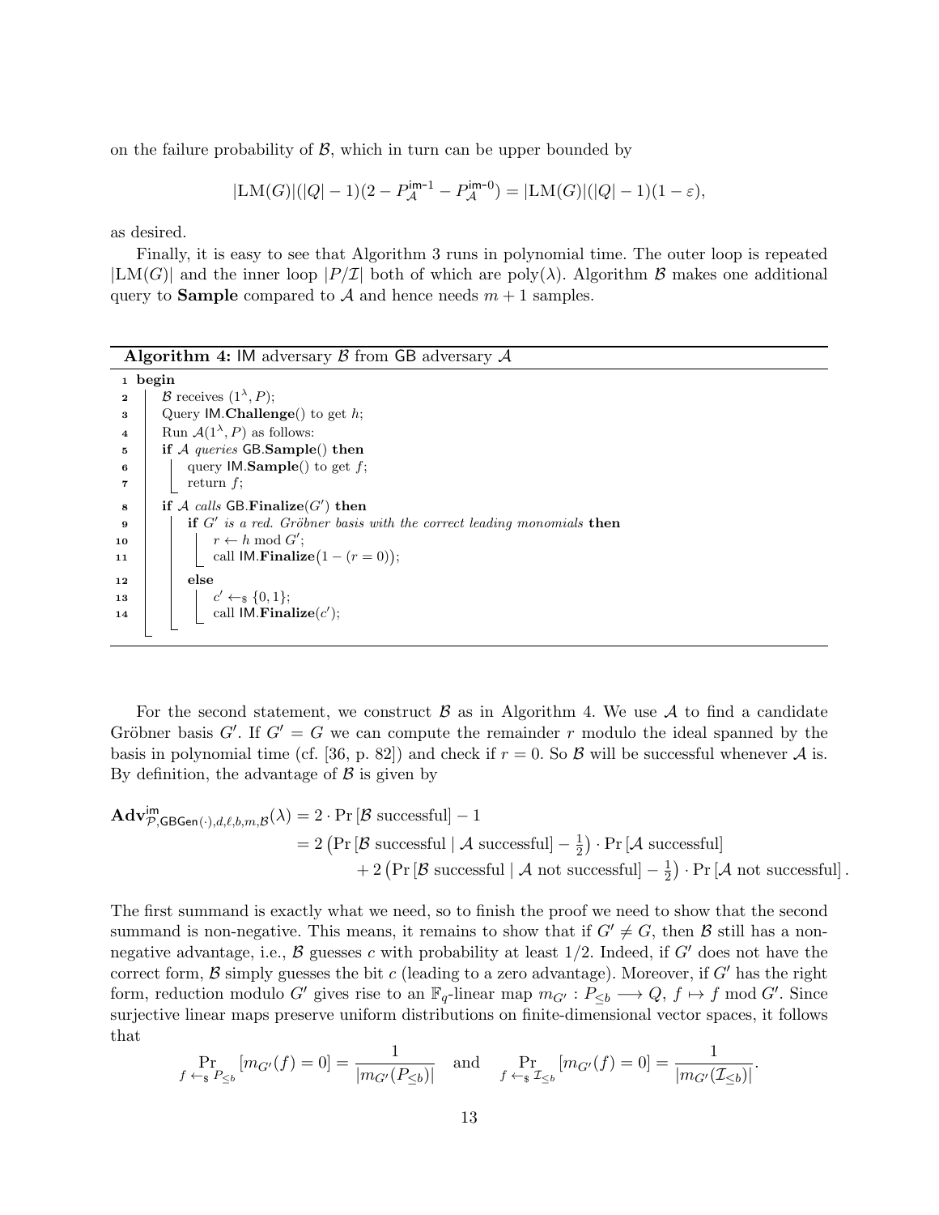on the failure probability of $\mathcal{B}$, which in turn can be upper bounded by

$$|\mathrm{LM}(G)|(|Q|-1)(2-P_{\mathcal{A}}^{\mathsf{im}\text{-}1}-P_{\mathcal{A}}^{\mathsf{im}\text{-}0}) = |\mathrm{LM}(G)|(|Q|-1)(1-\varepsilon),$$

as desired.

Finally, it is easy to see that Algorithm 3 runs in polynomial time. The outer loop is repeated $|\mathrm{LM}(G)|$ and the inner loop $|P/\mathcal{I}|$ both of which are $\mathrm{poly}(\lambda)$. Algorithm $\mathcal{B}$ makes one additional query to **Sample** compared to $\mathcal{A}$ and hence needs $m+1$ samples.

**Algorithm 4:** IM adversary $\mathcal{B}$ from GB adversary $\mathcal{A}$

```
1  begin
2      B receives (1^λ, P);
3      Query IM.Challenge() to get h;
4      Run A(1^λ, P) as follows:
5      if A queries GB.Sample() then
6          query IM.Sample() to get f;
7          return f;
8      if A calls GB.Finalize(G') then
9          if G' is a red. Gröbner basis with the correct leading monomials then
10             r ← h mod G';
11             call IM.Finalize(1 − (r = 0));
12         else
13             c' ←$ {0, 1};
14             call IM.Finalize(c');
```

For the second statement, we construct $\mathcal{B}$ as in Algorithm 4. We use $\mathcal{A}$ to find a candidate Gröbner basis $G'$. If $G' = G$ we can compute the remainder $r$ modulo the ideal spanned by the basis in polynomial time (cf. [36, p. 82]) and check if $r = 0$. So $\mathcal{B}$ will be successful whenever $\mathcal{A}$ is. By definition, the advantage of $\mathcal{B}$ is given by

$$\begin{aligned}
\mathbf{Adv}^{\mathsf{im}}_{\mathcal{P},\mathsf{GBGen}(\cdot),d,\ell,b,m,\mathcal{B}}(\lambda) &= 2\cdot \Pr[\mathcal{B}\text{ successful}] - 1 \\
&= 2\left(\Pr[\mathcal{B}\text{ successful} \mid \mathcal{A}\text{ successful}] - \tfrac{1}{2}\right)\cdot \Pr[\mathcal{A}\text{ successful}] \\
&\quad + 2\left(\Pr[\mathcal{B}\text{ successful} \mid \mathcal{A}\text{ not successful}] - \tfrac{1}{2}\right)\cdot \Pr[\mathcal{A}\text{ not successful}].
\end{aligned}$$

The first summand is exactly what we need, so to finish the proof we need to show that the second summand is non-negative. This means, it remains to show that if $G' \neq G$, then $\mathcal{B}$ still has a non-negative advantage, i.e., $\mathcal{B}$ guesses $c$ with probability at least $1/2$. Indeed, if $G'$ does not have the correct form, $\mathcal{B}$ simply guesses the bit $c$ (leading to a zero advantage). Moreover, if $G'$ has the right form, reduction modulo $G'$ gives rise to an $\mathbb{F}_q$-linear map $m_{G'} : P_{\leq b} \longrightarrow Q,\ f \mapsto f \bmod G'$. Since surjective linear maps preserve uniform distributions on finite-dimensional vector spaces, it follows that

$$\Pr_{f \leftarrow_\$ P_{\leq b}}[m_{G'}(f) = 0] = \frac{1}{|m_{G'}(P_{\leq b})|} \quad \text{and} \quad \Pr_{f \leftarrow_\$ \mathcal{I}_{\leq b}}[m_{G'}(f) = 0] = \frac{1}{|m_{G'}(\mathcal{I}_{\leq b})|}.$$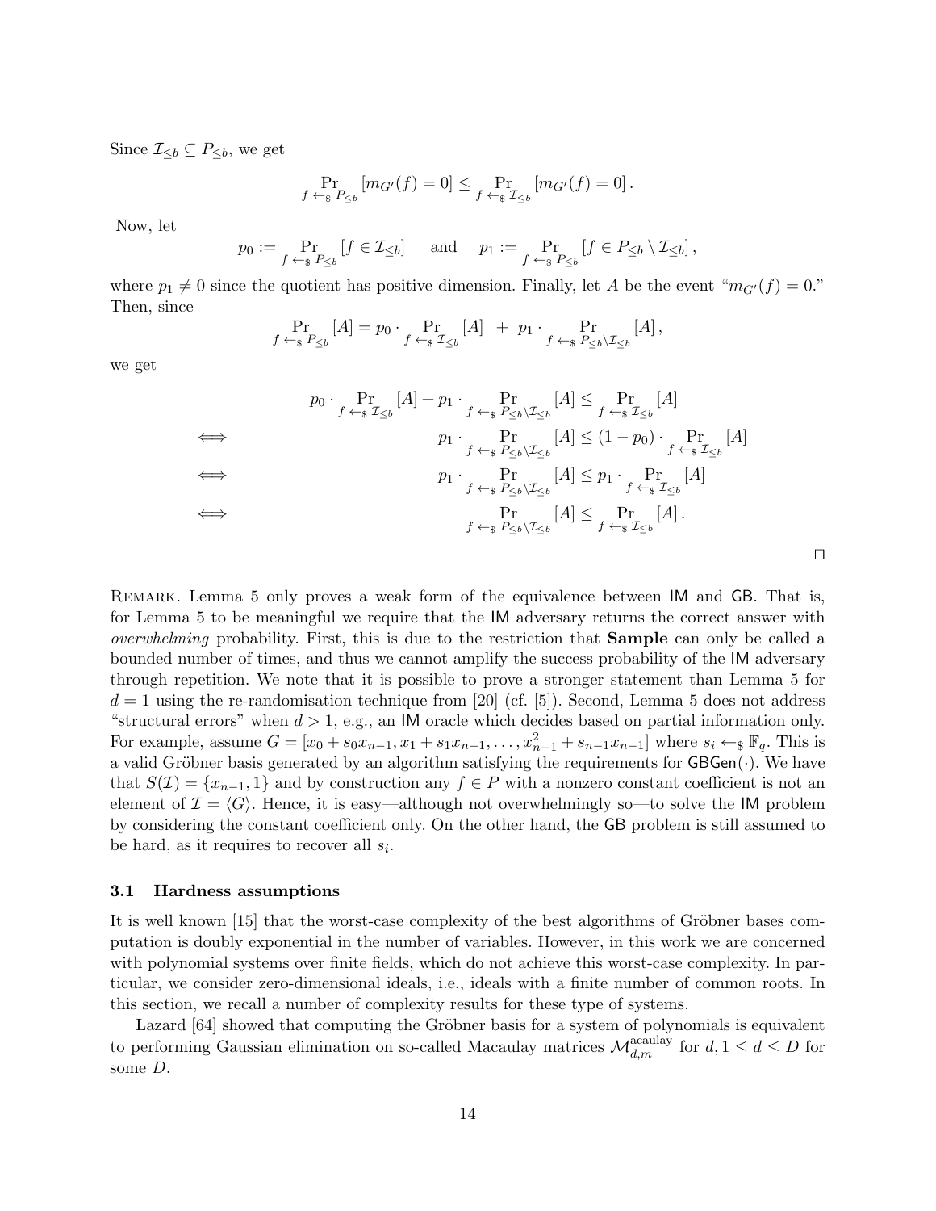Since $\mathcal{I}_{\leq b} \subseteq P_{\leq b}$, we get

$$\Pr_{f \leftarrow_{\$} P_{\leq b}}[m_{G'}(f) = 0] \leq \Pr_{f \leftarrow_{\$} \mathcal{I}_{\leq b}}[m_{G'}(f) = 0].$$

Now, let

$$p_0 := \Pr_{f \leftarrow_{\$} P_{\leq b}}[f \in \mathcal{I}_{\leq b}] \quad \text{and} \quad p_1 := \Pr_{f \leftarrow_{\$} P_{\leq b}}[f \in P_{\leq b} \setminus \mathcal{I}_{\leq b}],$$

where $p_1 \neq 0$ since the quotient has positive dimension. Finally, let $A$ be the event "$m_{G'}(f) = 0$." Then, since

$$\Pr_{f \leftarrow_{\$} P_{\leq b}}[A] = p_0 \cdot \Pr_{f \leftarrow_{\$} \mathcal{I}_{\leq b}}[A] \; + \; p_1 \cdot \Pr_{f \leftarrow_{\$} P_{\leq b} \setminus \mathcal{I}_{\leq b}}[A],$$

we get

$$\begin{aligned}
& p_0 \cdot \Pr_{f \leftarrow_{\$} \mathcal{I}_{\leq b}}[A] + p_1 \cdot \Pr_{f \leftarrow_{\$} P_{\leq b} \setminus \mathcal{I}_{\leq b}}[A] \leq \Pr_{f \leftarrow_{\$} \mathcal{I}_{\leq b}}[A] \\
\iff \quad & p_1 \cdot \Pr_{f \leftarrow_{\$} P_{\leq b} \setminus \mathcal{I}_{\leq b}}[A] \leq (1 - p_0) \cdot \Pr_{f \leftarrow_{\$} \mathcal{I}_{\leq b}}[A] \\
\iff \quad & p_1 \cdot \Pr_{f \leftarrow_{\$} P_{\leq b} \setminus \mathcal{I}_{\leq b}}[A] \leq p_1 \cdot \Pr_{f \leftarrow_{\$} \mathcal{I}_{\leq b}}[A] \\
\iff \quad & \Pr_{f \leftarrow_{\$} P_{\leq b} \setminus \mathcal{I}_{\leq b}}[A] \leq \Pr_{f \leftarrow_{\$} \mathcal{I}_{\leq b}}[A].
\end{aligned}$$

□

Remark. Lemma 5 only proves a weak form of the equivalence between IM and GB. That is, for Lemma 5 to be meaningful we require that the IM adversary returns the correct answer with *overwhelming* probability. First, this is due to the restriction that **Sample** can only be called a bounded number of times, and thus we cannot amplify the success probability of the IM adversary through repetition. We note that it is possible to prove a stronger statement than Lemma 5 for $d = 1$ using the re-randomisation technique from [20] (cf. [5]). Second, Lemma 5 does not address "structural errors" when $d > 1$, e.g., an IM oracle which decides based on partial information only. For example, assume $G = [x_0 + s_0 x_{n-1}, x_1 + s_1 x_{n-1}, \ldots, x_{n-1}^2 + s_{n-1} x_{n-1}]$ where $s_i \leftarrow_{\$} \mathbb{F}_q$. This is a valid Gröbner basis generated by an algorithm satisfying the requirements for $\mathsf{GBGen}(\cdot)$. We have that $S(\mathcal{I}) = \{x_{n-1}, 1\}$ and by construction any $f \in P$ with a nonzero constant coefficient is not an element of $\mathcal{I} = \langle G \rangle$. Hence, it is easy—although not overwhelmingly so—to solve the IM problem by considering the constant coefficient only. On the other hand, the GB problem is still assumed to be hard, as it requires to recover all $s_i$.

### 3.1 Hardness assumptions

It is well known [15] that the worst-case complexity of the best algorithms of Gröbner bases computation is doubly exponential in the number of variables. However, in this work we are concerned with polynomial systems over finite fields, which do not achieve this worst-case complexity. In particular, we consider zero-dimensional ideals, i.e., ideals with a finite number of common roots. In this section, we recall a number of complexity results for these type of systems.

Lazard [64] showed that computing the Gröbner basis for a system of polynomials is equivalent to performing Gaussian elimination on so-called Macaulay matrices $\mathcal{M}_{d,m}^{\text{acaulay}}$ for $d, 1 \leq d \leq D$ for some $D$.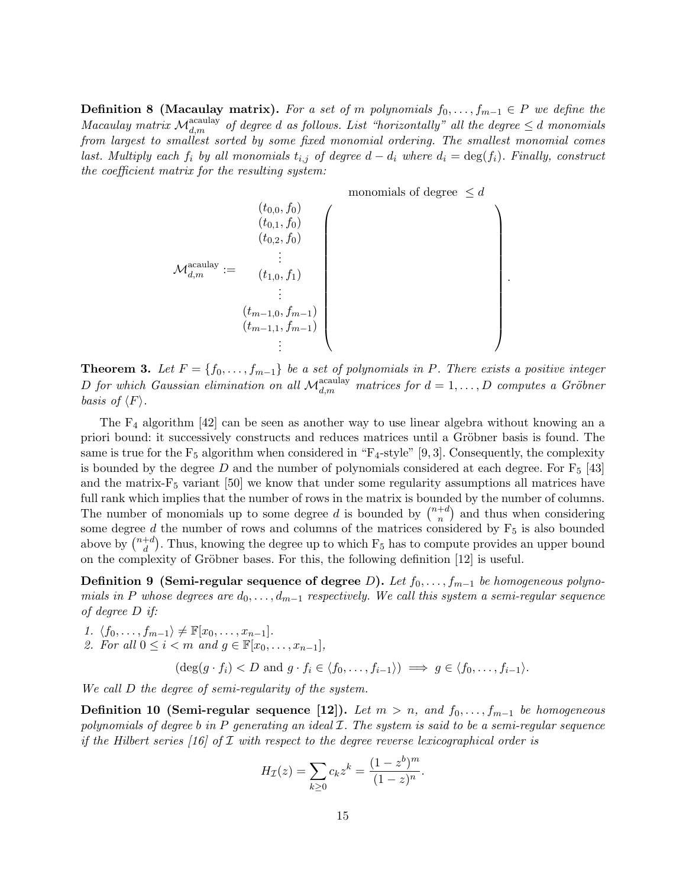**Definition 8 (Macaulay matrix).** *For a set of $m$ polynomials $f_0, \ldots, f_{m-1} \in P$ we define the Macaulay matrix $\mathcal{M}^{\text{acaulay}}_{d,m}$ of degree $d$ as follows. List "horizontally" all the degree $\leq d$ monomials from largest to smallest sorted by some fixed monomial ordering. The smallest monomial comes last. Multiply each $f_i$ by all monomials $t_{i,j}$ of degree $d - d_i$ where $d_i = \deg(f_i)$. Finally, construct the coefficient matrix for the resulting system:*

$$
\mathcal{M}^{\text{acaulay}}_{d,m} := \begin{array}{c} \\ (t_{0,0}, f_0) \\ (t_{0,1}, f_0) \\ (t_{0,2}, f_0) \\ \vdots \\ (t_{1,0}, f_1) \\ \vdots \\ (t_{m-1,0}, f_{m-1}) \\ (t_{m-1,1}, f_{m-1}) \\ \vdots \end{array} \begin{array}{c} \text{monomials of degree } \leq d \\ \left( \begin{array}{ccc} & & \\ & & \\ & & \\ & & \\ & & \\ & & \\ & & \\ & & \\ & & \end{array} \right) \end{array} .
$$

**Theorem 3.** *Let $F = \{f_0, \ldots, f_{m-1}\}$ be a set of polynomials in $P$. There exists a positive integer $D$ for which Gaussian elimination on all $\mathcal{M}^{\text{acaulay}}_{d,m}$ matrices for $d = 1, \ldots, D$ computes a Gröbner basis of $\langle F \rangle$.*

The $\text{F}_4$ algorithm [42] can be seen as another way to use linear algebra without knowing an a priori bound: it successively constructs and reduces matrices until a Gröbner basis is found. The same is true for the $\text{F}_5$ algorithm when considered in "$\text{F}_4$-style" [9, 3]. Consequently, the complexity is bounded by the degree $D$ and the number of polynomials considered at each degree. For $\text{F}_5$ [43] and the matrix-$\text{F}_5$ variant [50] we know that under some regularity assumptions all matrices have full rank which implies that the number of rows in the matrix is bounded by the number of columns. The number of monomials up to some degree $d$ is bounded by $\binom{n+d}{n}$ and thus when considering some degree $d$ the number of rows and columns of the matrices considered by $\text{F}_5$ is also bounded above by $\binom{n+d}{d}$. Thus, knowing the degree up to which $\text{F}_5$ has to compute provides an upper bound on the complexity of Gröbner bases. For this, the following definition [12] is useful.

**Definition 9 (Semi-regular sequence of degree $D$).** *Let $f_0, \ldots, f_{m-1}$ be homogeneous polynomials in $P$ whose degrees are $d_0, \ldots, d_{m-1}$ respectively. We call this system a semi-regular sequence of degree $D$ if:*

1. *$\langle f_0, \ldots, f_{m-1} \rangle \neq \mathbb{F}[x_0, \ldots, x_{n-1}]$.*
2. *For all $0 \leq i < m$ and $g \in \mathbb{F}[x_0, \ldots, x_{n-1}]$,*

$$
(\deg(g \cdot f_i) < D \text{ and } g \cdot f_i \in \langle f_0, \ldots, f_{i-1} \rangle) \implies g \in \langle f_0, \ldots, f_{i-1} \rangle.
$$

*We call $D$ the degree of semi-regularity of the system.*

**Definition 10 (Semi-regular sequence [12]).** *Let $m > n$, and $f_0, \ldots, f_{m-1}$ be homogeneous polynomials of degree $b$ in $P$ generating an ideal $\mathcal{I}$. The system is said to be a semi-regular sequence if the Hilbert series [16] of $\mathcal{I}$ with respect to the degree reverse lexicographical order is*

$$
H_{\mathcal{I}}(z) = \sum_{k \geq 0} c_k z^k = \frac{(1 - z^b)^m}{(1 - z)^n}.
$$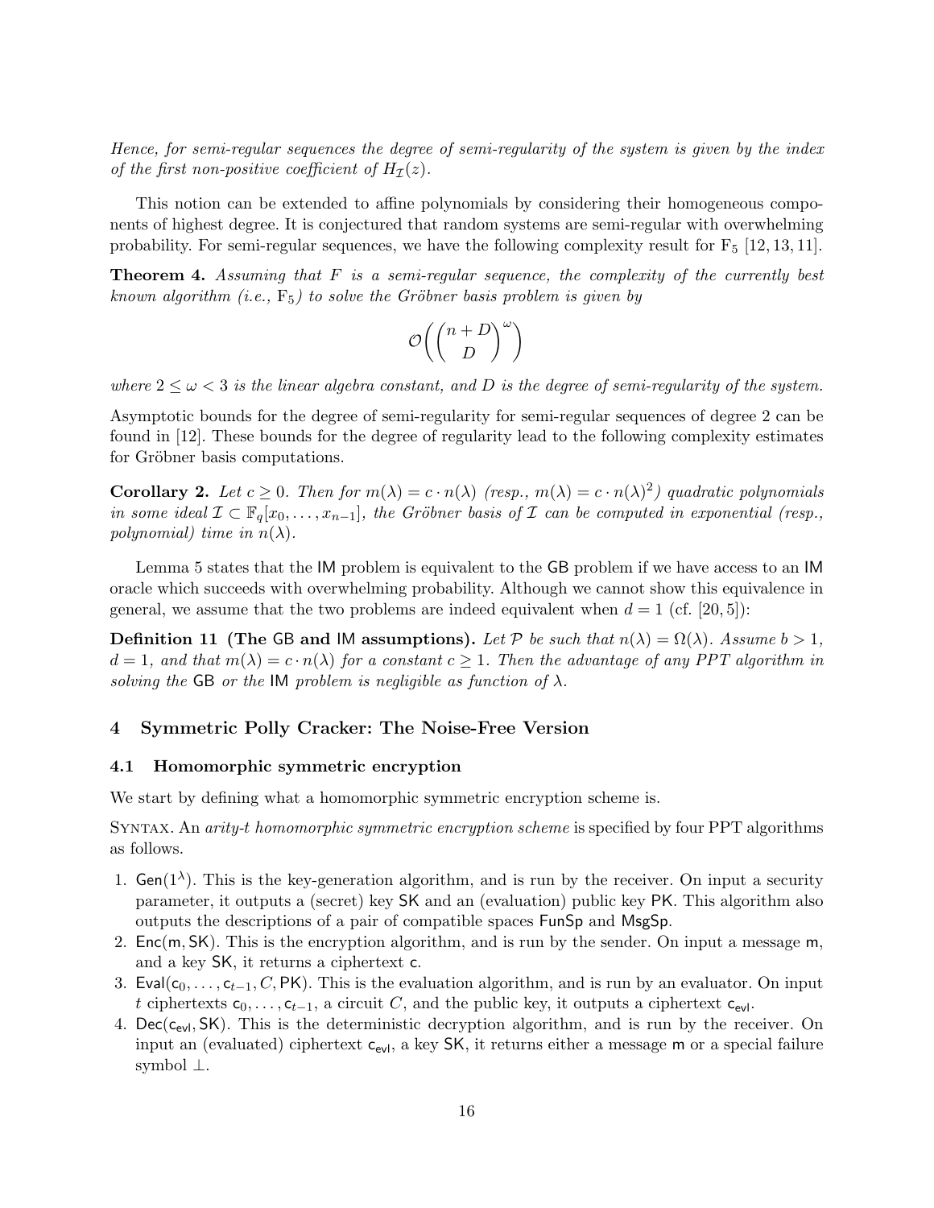*Hence, for semi-regular sequences the degree of semi-regularity of the system is given by the index of the first non-positive coefficient of $H_{\mathcal{I}}(z)$.*

This notion can be extended to affine polynomials by considering their homogeneous components of highest degree. It is conjectured that random systems are semi-regular with overwhelming probability. For semi-regular sequences, we have the following complexity result for $\mathrm{F}_5$ [12, 13, 11].

**Theorem 4.** *Assuming that $F$ is a semi-regular sequence, the complexity of the currently best known algorithm (i.e., $\mathrm{F}_5$) to solve the Gröbner basis problem is given by*

$$\mathcal{O}\left(\binom{n+D}{D}^{\omega}\right)$$

*where $2 \leq \omega < 3$ is the linear algebra constant, and $D$ is the degree of semi-regularity of the system.*

Asymptotic bounds for the degree of semi-regularity for semi-regular sequences of degree 2 can be found in [12]. These bounds for the degree of regularity lead to the following complexity estimates for Gröbner basis computations.

**Corollary 2.** *Let $c \geq 0$. Then for $m(\lambda) = c \cdot n(\lambda)$ (resp., $m(\lambda) = c \cdot n(\lambda)^2$) quadratic polynomials in some ideal $\mathcal{I} \subset \mathbb{F}_q[x_0, \ldots, x_{n-1}]$, the Gröbner basis of $\mathcal{I}$ can be computed in exponential (resp., polynomial) time in $n(\lambda)$.*

Lemma 5 states that the IM problem is equivalent to the GB problem if we have access to an IM oracle which succeeds with overwhelming probability. Although we cannot show this equivalence in general, we assume that the two problems are indeed equivalent when $d = 1$ (cf. [20, 5]):

**Definition 11 (The GB and IM assumptions).** *Let $\mathcal{P}$ be such that $n(\lambda) = \Omega(\lambda)$. Assume $b > 1$, $d = 1$, and that $m(\lambda) = c \cdot n(\lambda)$ for a constant $c \geq 1$. Then the advantage of any PPT algorithm in solving the GB or the IM problem is negligible as function of $\lambda$.*

## 4 Symmetric Polly Cracker: The Noise-Free Version

### 4.1 Homomorphic symmetric encryption

We start by defining what a homomorphic symmetric encryption scheme is.

SYNTAX. An *arity-$t$ homomorphic symmetric encryption scheme* is specified by four PPT algorithms as follows.

1. $\mathsf{Gen}(1^{\lambda})$. This is the key-generation algorithm, and is run by the receiver. On input a security parameter, it outputs a (secret) key $\mathsf{SK}$ and an (evaluation) public key $\mathsf{PK}$. This algorithm also outputs the descriptions of a pair of compatible spaces $\mathsf{FunSp}$ and $\mathsf{MsgSp}$.
2. $\mathsf{Enc}(\mathsf{m}, \mathsf{SK})$. This is the encryption algorithm, and is run by the sender. On input a message $\mathsf{m}$, and a key $\mathsf{SK}$, it returns a ciphertext $\mathsf{c}$.
3. $\mathsf{Eval}(\mathsf{c}_0, \ldots, \mathsf{c}_{t-1}, C, \mathsf{PK})$. This is the evaluation algorithm, and is run by an evaluator. On input $t$ ciphertexts $\mathsf{c}_0, \ldots, \mathsf{c}_{t-1}$, a circuit $C$, and the public key, it outputs a ciphertext $\mathsf{c}_{\mathsf{evl}}$.
4. $\mathsf{Dec}(\mathsf{c}_{\mathsf{evl}}, \mathsf{SK})$. This is the deterministic decryption algorithm, and is run by the receiver. On input an (evaluated) ciphertext $\mathsf{c}_{\mathsf{evl}}$, a key $\mathsf{SK}$, it returns either a message $\mathsf{m}$ or a special failure symbol $\perp$.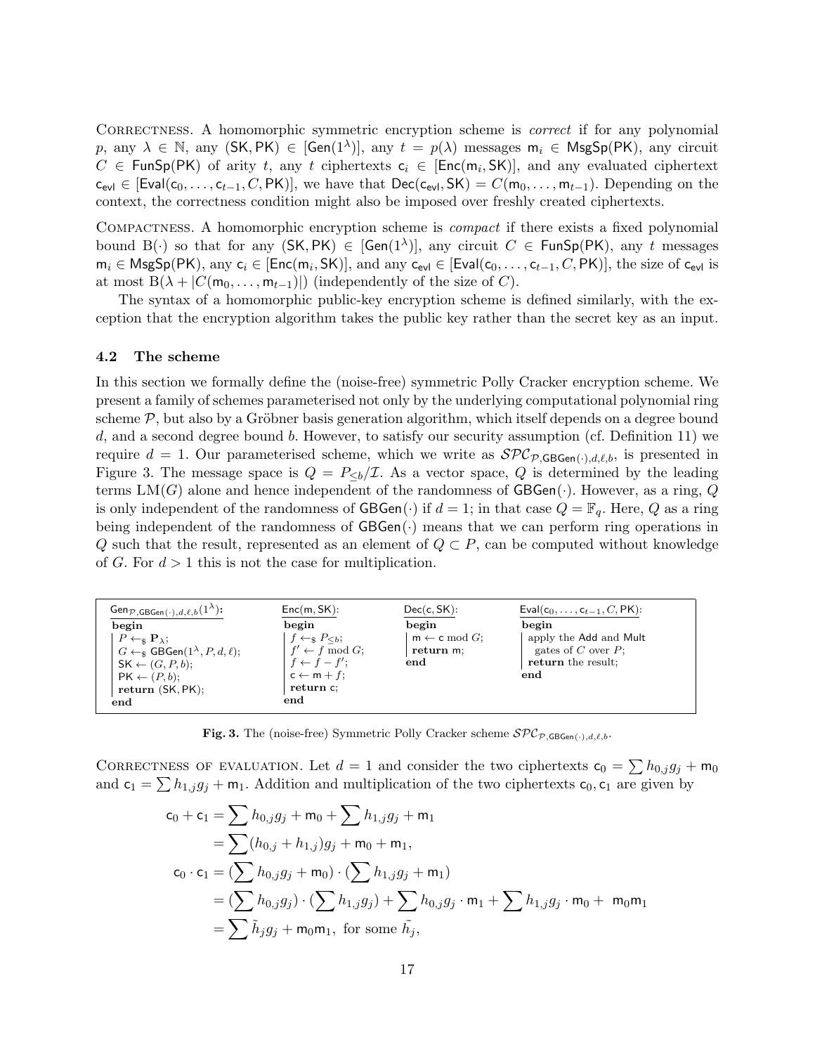CORRECTNESS. A homomorphic symmetric encryption scheme is *correct* if for any polynomial $p$, any $\lambda \in \mathbb{N}$, any $(\mathsf{SK}, \mathsf{PK}) \in [\mathsf{Gen}(1^\lambda)]$, any $t = p(\lambda)$ messages $\mathsf{m}_i \in \mathsf{MsgSp}(\mathsf{PK})$, any circuit $C \in \mathsf{FunSp}(\mathsf{PK})$ of arity $t$, any $t$ ciphertexts $\mathsf{c}_i \in [\mathsf{Enc}(\mathsf{m}_i, \mathsf{SK})]$, and any evaluated ciphertext $\mathsf{c}_{\mathsf{evl}} \in [\mathsf{Eval}(\mathsf{c}_0, \ldots, \mathsf{c}_{t-1}, C, \mathsf{PK})]$, we have that $\mathsf{Dec}(\mathsf{c}_{\mathsf{evl}}, \mathsf{SK}) = C(\mathsf{m}_0, \ldots, \mathsf{m}_{t-1})$. Depending on the context, the correctness condition might also be imposed over freshly created ciphertexts.

COMPACTNESS. A homomorphic encryption scheme is *compact* if there exists a fixed polynomial bound $\mathrm{B}(\cdot)$ so that for any $(\mathsf{SK}, \mathsf{PK}) \in [\mathsf{Gen}(1^\lambda)]$, any circuit $C \in \mathsf{FunSp}(\mathsf{PK})$, any $t$ messages $\mathsf{m}_i \in \mathsf{MsgSp}(\mathsf{PK})$, any $\mathsf{c}_i \in [\mathsf{Enc}(\mathsf{m}_i, \mathsf{SK})]$, and any $\mathsf{c}_{\mathsf{evl}} \in [\mathsf{Eval}(\mathsf{c}_0, \ldots, \mathsf{c}_{t-1}, C, \mathsf{PK})]$, the size of $\mathsf{c}_{\mathsf{evl}}$ is at most $\mathrm{B}(\lambda + |C(\mathsf{m}_0, \ldots, \mathsf{m}_{t-1})|)$ (independently of the size of $C$).

The syntax of a homomorphic public-key encryption scheme is defined similarly, with the exception that the encryption algorithm takes the public key rather than the secret key as an input.

### 4.2 The scheme

In this section we formally define the (noise-free) symmetric Polly Cracker encryption scheme. We present a family of schemes parameterised not only by the underlying computational polynomial ring scheme $\mathcal{P}$, but also by a Gröbner basis generation algorithm, which itself depends on a degree bound $d$, and a second degree bound $b$. However, to satisfy our security assumption (cf. Definition 11) we require $d = 1$. Our parameterised scheme, which we write as $\mathcal{SPC}_{\mathcal{P},\mathsf{GBGen}(\cdot),d,\ell,b}$, is presented in Figure 3. The message space is $Q = P_{\leq b}/\mathcal{I}$. As a vector space, $Q$ is determined by the leading terms $\mathrm{LM}(G)$ alone and hence independent of the randomness of $\mathsf{GBGen}(\cdot)$. However, as a ring, $Q$ is only independent of the randomness of $\mathsf{GBGen}(\cdot)$ if $d = 1$; in that case $Q = \mathbb{F}_q$. Here, $Q$ as a ring being independent of the randomness of $\mathsf{GBGen}(\cdot)$ means that we can perform ring operations in $Q$ such that the result, represented as an element of $Q \subset P$, can be computed without knowledge of $G$. For $d > 1$ this is not the case for multiplication.

```
Gen_{P,GBGen(·),d,ℓ,b}(1^λ):    Enc(m, SK):          Dec(c, SK):         Eval(c_0, ..., c_{t-1}, C, PK):
begin                           begin                begin               begin
  P ←$ P_λ;                       f ←$ P_{≤b};         m ← c mod G;        apply the Add and Mult
  G ←$ GBGen(1^λ, P, d, ℓ);       f' ← f mod G;        return m;             gates of C over P;
  SK ← (G, P, b);                 f ← f − f';        end                   return the result;
  PK ← (P, b);                    c ← m + f;                             end
  return (SK, PK);                return c;
end                             end
```

**Fig. 3.** The (noise-free) Symmetric Polly Cracker scheme $\mathcal{SPC}_{\mathcal{P},\mathsf{GBGen}(\cdot),d,\ell,b}$.

CORRECTNESS OF EVALUATION. Let $d = 1$ and consider the two ciphertexts $\mathsf{c}_0 = \sum h_{0,j} g_j + \mathsf{m}_0$ and $\mathsf{c}_1 = \sum h_{1,j} g_j + \mathsf{m}_1$. Addition and multiplication of the two ciphertexts $\mathsf{c}_0, \mathsf{c}_1$ are given by

$$
\begin{aligned}
\mathsf{c}_0 + \mathsf{c}_1 &= \sum h_{0,j} g_j + \mathsf{m}_0 + \sum h_{1,j} g_j + \mathsf{m}_1 \\
&= \sum (h_{0,j} + h_{1,j}) g_j + \mathsf{m}_0 + \mathsf{m}_1, \\
\mathsf{c}_0 \cdot \mathsf{c}_1 &= (\sum h_{0,j} g_j + \mathsf{m}_0) \cdot (\sum h_{1,j} g_j + \mathsf{m}_1) \\
&= (\sum h_{0,j} g_j) \cdot (\sum h_{1,j} g_j) + \sum h_{0,j} g_j \cdot \mathsf{m}_1 + \sum h_{1,j} g_j \cdot \mathsf{m}_0 + \mathsf{m}_0 \mathsf{m}_1 \\
&= \sum \tilde{h}_j g_j + \mathsf{m}_0 \mathsf{m}_1, \text{ for some } \tilde{h}_j,
\end{aligned}
$$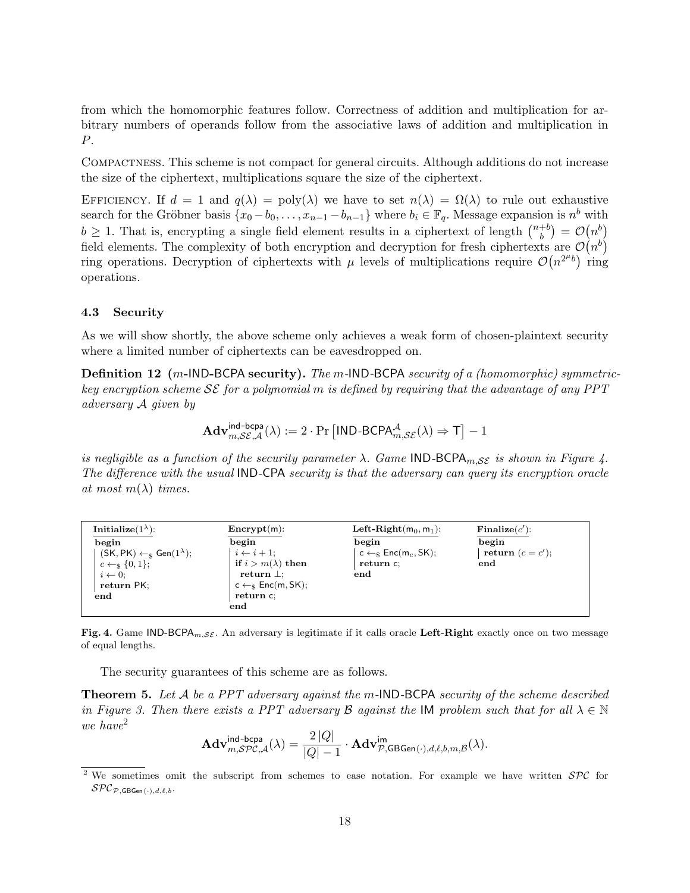from which the homomorphic features follow. Correctness of addition and multiplication for arbitrary numbers of operands follow from the associative laws of addition and multiplication in $P$.

COMPACTNESS. This scheme is not compact for general circuits. Although additions do not increase the size of the ciphertext, multiplications square the size of the ciphertext.

EFFICIENCY. If $d = 1$ and $q(\lambda) = \text{poly}(\lambda)$ we have to set $n(\lambda) = \Omega(\lambda)$ to rule out exhaustive search for the Gröbner basis $\{x_0 - b_0, \ldots, x_{n-1} - b_{n-1}\}$ where $b_i \in \mathbb{F}_q$. Message expansion is $n^b$ with $b \geq 1$. That is, encrypting a single field element results in a ciphertext of length $\binom{n+b}{b} = \mathcal{O}(n^b)$ field elements. The complexity of both encryption and decryption for fresh ciphertexts are $\mathcal{O}(n^b)$ ring operations. Decryption of ciphertexts with $\mu$ levels of multiplications require $\mathcal{O}(n^{2^\mu b})$ ring operations.

### 4.3 Security

As we will show shortly, the above scheme only achieves a weak form of chosen-plaintext security where a limited number of ciphertexts can be eavesdropped on.

**Definition 12 ($m$-IND-BCPA security).** *The $m$-IND-BCPA security of a (homomorphic) symmetric-key encryption scheme $\mathcal{SE}$ for a polynomial $m$ is defined by requiring that the advantage of any PPT adversary $\mathcal{A}$ given by*

$$\mathbf{Adv}^{\text{ind-bcpa}}_{m,\mathcal{SE},\mathcal{A}}(\lambda) := 2 \cdot \Pr\left[\text{IND-BCPA}^{\mathcal{A}}_{m,\mathcal{SE}}(\lambda) \Rightarrow \mathsf{T}\right] - 1$$

*is negligible as a function of the security parameter $\lambda$. Game $\text{IND-BCPA}_{m,\mathcal{SE}}$ is shown in Figure 4. The difference with the usual IND-CPA security is that the adversary can query its encryption oracle at most $m(\lambda)$ times.*

| **Initialize**$(1^\lambda)$: | **Encrypt**$(\mathsf{m})$: | **Left-Right**$(\mathsf{m}_0, \mathsf{m}_1)$: | **Finalize**$(c')$: |
|---|---|---|---|
| **begin** | **begin** | **begin** | **begin** |
| $(\mathsf{SK}, \mathsf{PK}) \leftarrow_\$ \mathsf{Gen}(1^\lambda)$; | $i \leftarrow i + 1$; | $\mathsf{c} \leftarrow_\$ \mathsf{Enc}(\mathsf{m}_c, \mathsf{SK})$; | **return** $(c = c')$; |
| $c \leftarrow_\$ \{0, 1\}$; | **if** $i > m(\lambda)$ **then** | **return** $\mathsf{c}$; | **end** |
| $i \leftarrow 0$; | **return** $\bot$; | **end** | |
| **return** $\mathsf{PK}$; | $\mathsf{c} \leftarrow_\$ \mathsf{Enc}(\mathsf{m}, \mathsf{SK})$; | | |
| **end** | **return** $\mathsf{c}$; | | |
| | **end** | | |

**Fig. 4.** Game $\text{IND-BCPA}_{m,\mathcal{SE}}$. An adversary is legitimate if it calls oracle **Left-Right** exactly once on two message of equal lengths.

The security guarantees of this scheme are as follows.

**Theorem 5.** *Let $\mathcal{A}$ be a PPT adversary against the $m$-IND-BCPA security of the scheme described in Figure 3. Then there exists a PPT adversary $\mathcal{B}$ against the IM problem such that for all $\lambda \in \mathbb{N}$ we have*[2]

$$\mathbf{Adv}^{\text{ind-bcpa}}_{m,\mathcal{SPC},\mathcal{A}}(\lambda) = \frac{2\,|Q|}{|Q| - 1} \cdot \mathbf{Adv}^{\text{im}}_{\mathcal{P},\mathsf{GBGen}(\cdot),d,\ell,b,m,\mathcal{B}}(\lambda).$$

[2] We sometimes omit the subscript from schemes to ease notation. For example we have written $\mathcal{SPC}$ for $\mathcal{SPC}_{\mathcal{P},\mathsf{GBGen}(\cdot),d,\ell,b}$.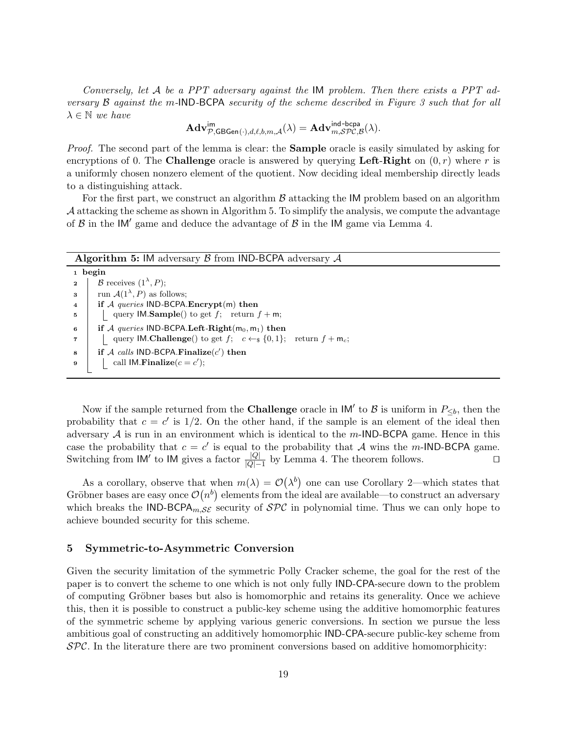*Conversely, let $\mathcal{A}$ be a PPT adversary against the* IM *problem. Then there exists a PPT adversary $\mathcal{B}$ against the $m$-*IND-BCPA *security of the scheme described in Figure 3 such that for all $\lambda \in \mathbb{N}$ we have*

$$\mathbf{Adv}^{\mathsf{im}}_{\mathcal{P},\mathsf{GBGen}(\cdot),d,\ell,b,m,\mathcal{A}}(\lambda) = \mathbf{Adv}^{\mathsf{ind\text{-}bcpa}}_{m,\mathcal{SPC},\mathcal{B}}(\lambda).$$

*Proof.* The second part of the lemma is clear: the **Sample** oracle is easily simulated by asking for encryptions of 0. The **Challenge** oracle is answered by querying **Left-Right** on $(0, r)$ where $r$ is a uniformly chosen nonzero element of the quotient. Now deciding ideal membership directly leads to a distinguishing attack.

For the first part, we construct an algorithm $\mathcal{B}$ attacking the IM problem based on an algorithm $\mathcal{A}$ attacking the scheme as shown in Algorithm 5. To simplify the analysis, we compute the advantage of $\mathcal{B}$ in the IM′ game and deduce the advantage of $\mathcal{B}$ in the IM game via Lemma 4.

**Algorithm 5:** IM adversary $\mathcal{B}$ from IND-BCPA adversary $\mathcal{A}$

```
1  begin
2    B receives (1^λ, P);
3    run A(1^λ, P) as follows;
4    if A queries IND-BCPA.Encrypt(m) then
5      query IM.Sample() to get f;   return f + m;
6    if A queries IND-BCPA.Left-Right(m_0, m_1) then
7      query IM.Challenge() to get f;   c ←$ {0,1};   return f + m_c;
8    if A calls IND-BCPA.Finalize(c') then
9      call IM.Finalize(c = c');
```

Now if the sample returned from the **Challenge** oracle in IM′ to $\mathcal{B}$ is uniform in $P_{\leq b}$, then the probability that $c = c'$ is $1/2$. On the other hand, if the sample is an element of the ideal then adversary $\mathcal{A}$ is run in an environment which is identical to the $m$-IND-BCPA game. Hence in this case the probability that $c = c'$ is equal to the probability that $\mathcal{A}$ wins the $m$-IND-BCPA game. Switching from IM′ to IM gives a factor $\frac{|Q|}{|Q|-1}$ by Lemma 4. The theorem follows. $\square$

As a corollary, observe that when $m(\lambda) = \mathcal{O}(\lambda^b)$ one can use Corollary 2—which states that Gröbner bases are easy once $\mathcal{O}(n^b)$ elements from the ideal are available—to construct an adversary which breaks the $\mathsf{IND\text{-}BCPA}_{m,\mathcal{SE}}$ security of $\mathcal{SPC}$ in polynomial time. Thus we can only hope to achieve bounded security for this scheme.

## 5 Symmetric-to-Asymmetric Conversion

Given the security limitation of the symmetric Polly Cracker scheme, the goal for the rest of the paper is to convert the scheme to one which is not only fully IND-CPA-secure down to the problem of computing Gröbner bases but also is homomorphic and retains its generality. Once we achieve this, then it is possible to construct a public-key scheme using the additive homomorphic features of the symmetric scheme by applying various generic conversions. In section we pursue the less ambitious goal of constructing an additively homomorphic IND-CPA-secure public-key scheme from $\mathcal{SPC}$. In the literature there are two prominent conversions based on additive homomorphicity: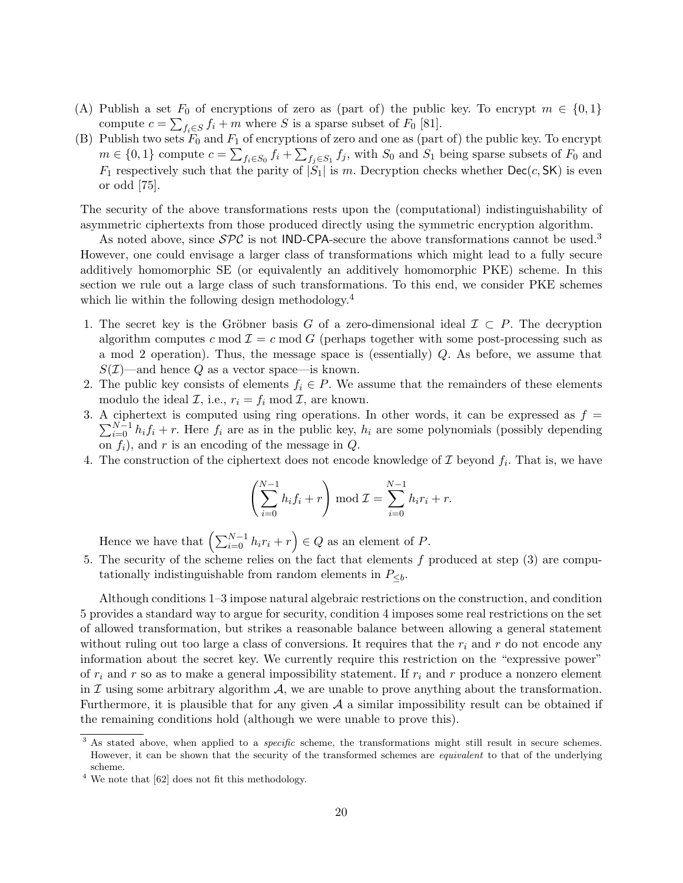(A) Publish a set $F_0$ of encryptions of zero as (part of) the public key. To encrypt $m \in \{0,1\}$ compute $c = \sum_{f_i \in S} f_i + m$ where $S$ is a sparse subset of $F_0$ [81].

(B) Publish two sets $F_0$ and $F_1$ of encryptions of zero and one as (part of) the public key. To encrypt $m \in \{0,1\}$ compute $c = \sum_{f_i \in S_0} f_i + \sum_{f_j \in S_1} f_j$, with $S_0$ and $S_1$ being sparse subsets of $F_0$ and $F_1$ respectively such that the parity of $|S_1|$ is $m$. Decryption checks whether $\mathsf{Dec}(c, \mathsf{SK})$ is even or odd [75].

The security of the above transformations rests upon the (computational) indistinguishability of asymmetric ciphertexts from those produced directly using the symmetric encryption algorithm.

As noted above, since $\mathcal{SPC}$ is not IND-CPA-secure the above transformations cannot be used.[3] However, one could envisage a larger class of transformations which might lead to a fully secure additively homomorphic SE (or equivalently an additively homomorphic PKE) scheme. In this section we rule out a large class of such transformations. To this end, we consider PKE schemes which lie within the following design methodology.[4]

1. The secret key is the Gröbner basis $G$ of a zero-dimensional ideal $\mathcal{I} \subset P$. The decryption algorithm computes $c \bmod \mathcal{I} = c \bmod G$ (perhaps together with some post-processing such as a mod 2 operation). Thus, the message space is (essentially) $Q$. As before, we assume that $S(\mathcal{I})$—and hence $Q$ as a vector space—is known.
2. The public key consists of elements $f_i \in P$. We assume that the remainders of these elements modulo the ideal $\mathcal{I}$, i.e., $r_i = f_i \bmod \mathcal{I}$, are known.
3. A ciphertext is computed using ring operations. In other words, it can be expressed as $f = \sum_{i=0}^{N-1} h_i f_i + r$. Here $f_i$ are as in the public key, $h_i$ are some polynomials (possibly depending on $f_i$), and $r$ is an encoding of the message in $Q$.
4. The construction of the ciphertext does not encode knowledge of $\mathcal{I}$ beyond $f_i$. That is, we have
$$\left(\sum_{i=0}^{N-1} h_i f_i + r\right) \bmod \mathcal{I} = \sum_{i=0}^{N-1} h_i r_i + r.$$
Hence we have that $\left(\sum_{i=0}^{N-1} h_i r_i + r\right) \in Q$ as an element of $P$.
5. The security of the scheme relies on the fact that elements $f$ produced at step (3) are computationally indistinguishable from random elements in $P_{\leq b}$.

Although conditions 1–3 impose natural algebraic restrictions on the construction, and condition 5 provides a standard way to argue for security, condition 4 imposes some real restrictions on the set of allowed transformation, but strikes a reasonable balance between allowing a general statement without ruling out too large a class of conversions. It requires that the $r_i$ and $r$ do not encode any information about the secret key. We currently require this restriction on the "expressive power" of $r_i$ and $r$ so as to make a general impossibility statement. If $r_i$ and $r$ produce a nonzero element in $\mathcal{I}$ using some arbitrary algorithm $\mathcal{A}$, we are unable to prove anything about the transformation. Furthermore, it is plausible that for any given $\mathcal{A}$ a similar impossibility result can be obtained if the remaining conditions hold (although we were unable to prove this).

---

[3] As stated above, when applied to a *specific* scheme, the transformations might still result in secure schemes. However, it can be shown that the security of the transformed schemes are *equivalent* to that of the underlying scheme.

[4] We note that [62] does not fit this methodology.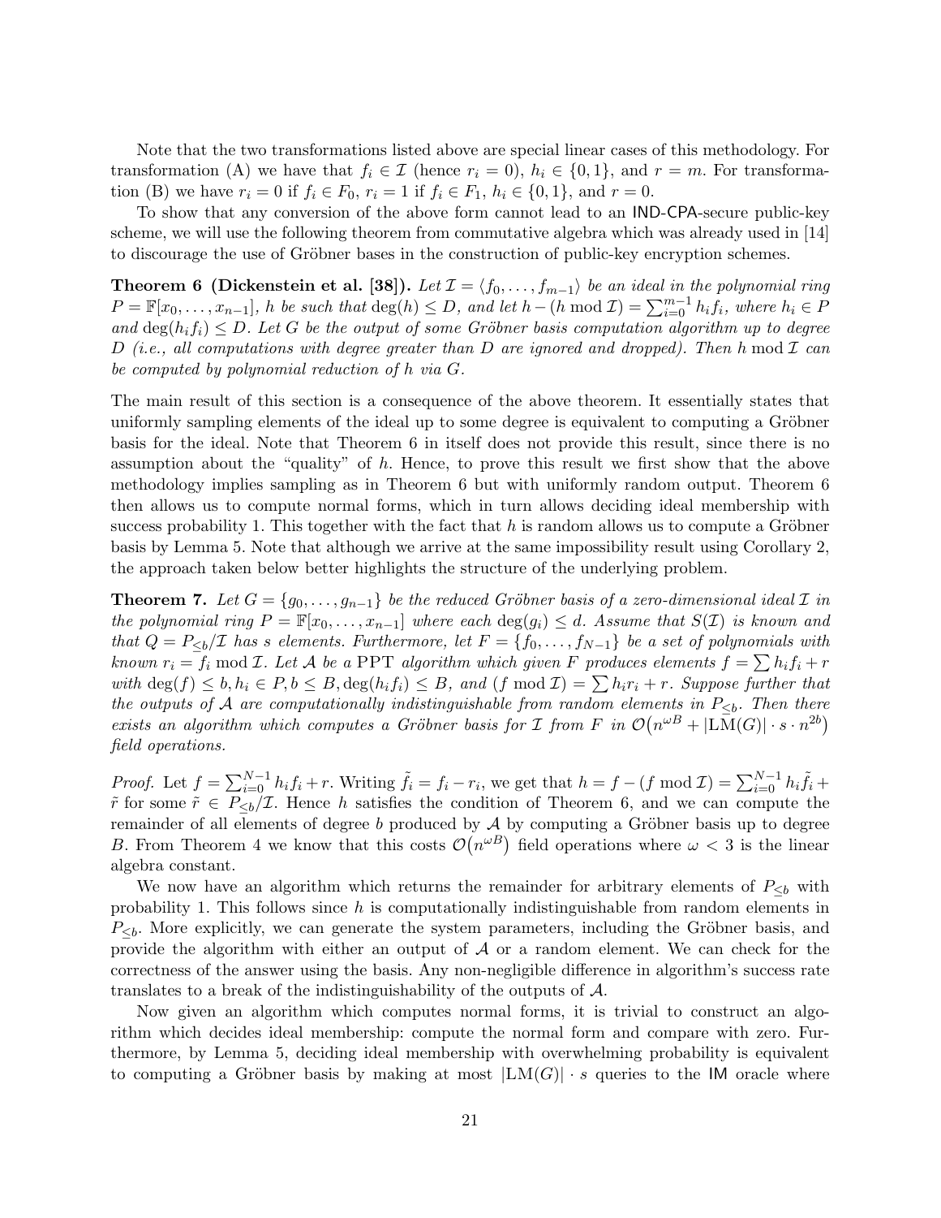Note that the two transformations listed above are special linear cases of this methodology. For transformation (A) we have that $f_i \in \mathcal{I}$ (hence $r_i = 0$), $h_i \in \{0, 1\}$, and $r = m$. For transformation (B) we have $r_i = 0$ if $f_i \in F_0$, $r_i = 1$ if $f_i \in F_1$, $h_i \in \{0, 1\}$, and $r = 0$.

To show that any conversion of the above form cannot lead to an IND-CPA-secure public-key scheme, we will use the following theorem from commutative algebra which was already used in [14] to discourage the use of Gröbner bases in the construction of public-key encryption schemes.

**Theorem 6 (Dickenstein et al. [38]).** *Let $\mathcal{I} = \langle f_0, \ldots, f_{m-1} \rangle$ be an ideal in the polynomial ring $P = \mathbb{F}[x_0, \ldots, x_{n-1}]$, $h$ be such that $\deg(h) \leq D$, and let $h - (h \bmod \mathcal{I}) = \sum_{i=0}^{m-1} h_i f_i$, where $h_i \in P$ and $\deg(h_i f_i) \leq D$. Let $G$ be the output of some Gröbner basis computation algorithm up to degree $D$ (i.e., all computations with degree greater than $D$ are ignored and dropped). Then $h \bmod \mathcal{I}$ can be computed by polynomial reduction of $h$ via $G$.*

The main result of this section is a consequence of the above theorem. It essentially states that uniformly sampling elements of the ideal up to some degree is equivalent to computing a Gröbner basis for the ideal. Note that Theorem 6 in itself does not provide this result, since there is no assumption about the "quality" of $h$. Hence, to prove this result we first show that the above methodology implies sampling as in Theorem 6 but with uniformly random output. Theorem 6 then allows us to compute normal forms, which in turn allows deciding ideal membership with success probability 1. This together with the fact that $h$ is random allows us to compute a Gröbner basis by Lemma 5. Note that although we arrive at the same impossibility result using Corollary 2, the approach taken below better highlights the structure of the underlying problem.

**Theorem 7.** *Let $G = \{g_0, \ldots, g_{n-1}\}$ be the reduced Gröbner basis of a zero-dimensional ideal $\mathcal{I}$ in the polynomial ring $P = \mathbb{F}[x_0, \ldots, x_{n-1}]$ where each $\deg(g_i) \leq d$. Assume that $S(\mathcal{I})$ is known and that $Q = P_{\leq b}/\mathcal{I}$ has $s$ elements. Furthermore, let $F = \{f_0, \ldots, f_{N-1}\}$ be a set of polynomials with known $r_i = f_i \bmod \mathcal{I}$. Let $\mathcal{A}$ be a PPT algorithm which given $F$ produces elements $f = \sum h_i f_i + r$ with $\deg(f) \leq b, h_i \in P, b \leq B, \deg(h_i f_i) \leq B$, and $(f \bmod \mathcal{I}) = \sum h_i r_i + r$. Suppose further that the outputs of $\mathcal{A}$ are computationally indistinguishable from random elements in $P_{\leq b}$. Then there exists an algorithm which computes a Gröbner basis for $\mathcal{I}$ from $F$ in $\mathcal{O}(n^{\omega B} + |\mathrm{LM}(G)| \cdot s \cdot n^{2b})$ field operations.*

*Proof.* Let $f = \sum_{i=0}^{N-1} h_i f_i + r$. Writing $\tilde{f}_i = f_i - r_i$, we get that $h = f - (f \bmod \mathcal{I}) = \sum_{i=0}^{N-1} h_i \tilde{f}_i + \tilde{r}$ for some $\tilde{r} \in P_{\leq b}/\mathcal{I}$. Hence $h$ satisfies the condition of Theorem 6, and we can compute the remainder of all elements of degree $b$ produced by $\mathcal{A}$ by computing a Gröbner basis up to degree $B$. From Theorem 4 we know that this costs $\mathcal{O}(n^{\omega B})$ field operations where $\omega < 3$ is the linear algebra constant.

We now have an algorithm which returns the remainder for arbitrary elements of $P_{\leq b}$ with probability 1. This follows since $h$ is computationally indistinguishable from random elements in $P_{\leq b}$. More explicitly, we can generate the system parameters, including the Gröbner basis, and provide the algorithm with either an output of $\mathcal{A}$ or a random element. We can check for the correctness of the answer using the basis. Any non-negligible difference in algorithm's success rate translates to a break of the indistinguishability of the outputs of $\mathcal{A}$.

Now given an algorithm which computes normal forms, it is trivial to construct an algorithm which decides ideal membership: compute the normal form and compare with zero. Furthermore, by Lemma 5, deciding ideal membership with overwhelming probability is equivalent to computing a Gröbner basis by making at most $|\mathrm{LM}(G)| \cdot s$ queries to the IM oracle where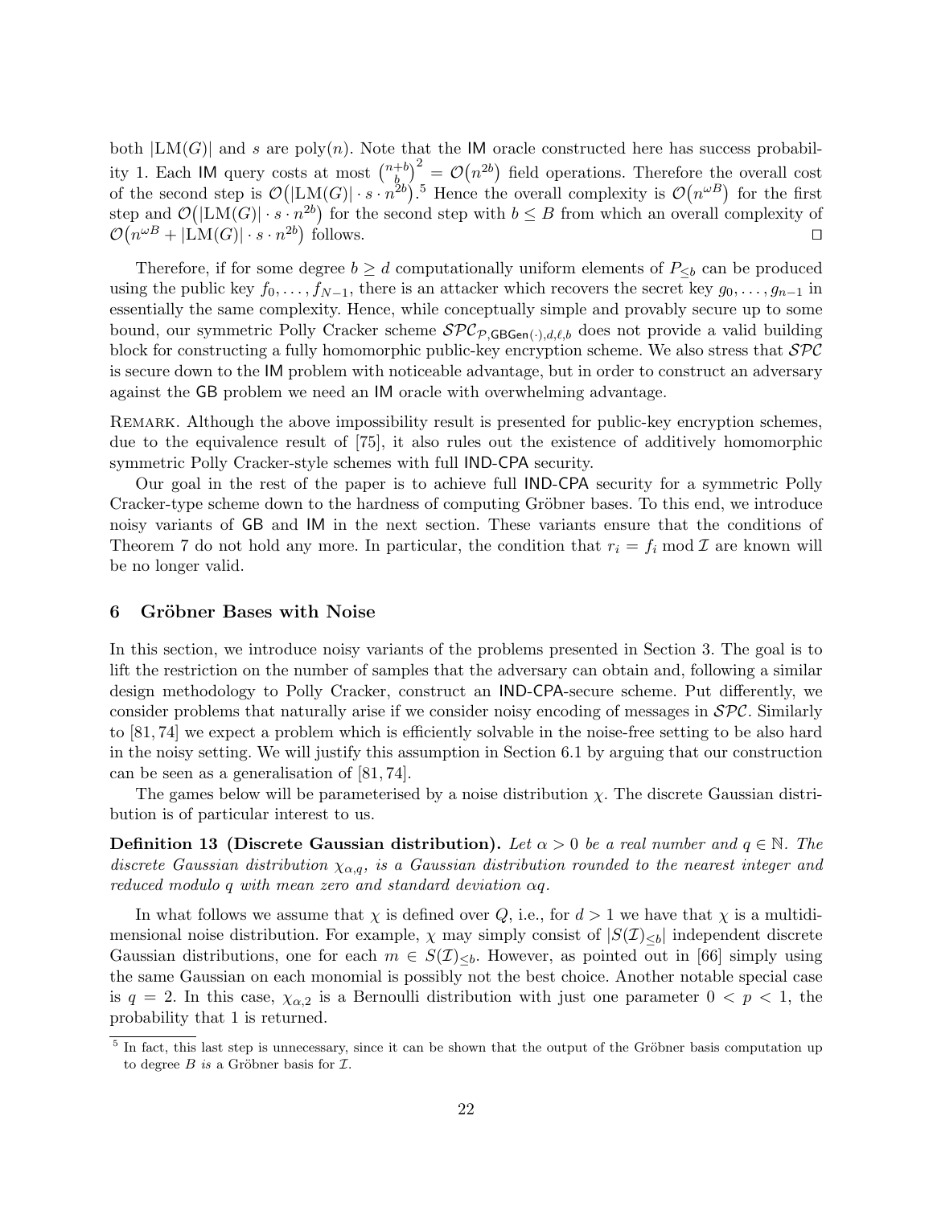both $|\mathrm{LM}(G)|$ and $s$ are $\mathrm{poly}(n)$. Note that the IM oracle constructed here has success probability 1. Each IM query costs at most $\binom{n+b}{b}^2 = \mathcal{O}(n^{2b})$ field operations. Therefore the overall cost of the second step is $\mathcal{O}(|\mathrm{LM}(G)| \cdot s \cdot n^{2b})$.[5] Hence the overall complexity is $\mathcal{O}(n^{\omega B})$ for the first step and $\mathcal{O}(|\mathrm{LM}(G)| \cdot s \cdot n^{2b})$ for the second step with $b \leq B$ from which an overall complexity of $\mathcal{O}(n^{\omega B} + |\mathrm{LM}(G)| \cdot s \cdot n^{2b})$ follows. □

Therefore, if for some degree $b \geq d$ computationally uniform elements of $P_{\leq b}$ can be produced using the public key $f_0, \ldots, f_{N-1}$, there is an attacker which recovers the secret key $g_0, \ldots, g_{n-1}$ in essentially the same complexity. Hence, while conceptually simple and provably secure up to some bound, our symmetric Polly Cracker scheme $\mathcal{SPC}_{\mathcal{P},\mathsf{GBGen}(\cdot),d,\ell,b}$ does not provide a valid building block for constructing a fully homomorphic public-key encryption scheme. We also stress that $\mathcal{SPC}$ is secure down to the IM problem with noticeable advantage, but in order to construct an adversary against the GB problem we need an IM oracle with overwhelming advantage.

Remark. Although the above impossibility result is presented for public-key encryption schemes, due to the equivalence result of [75], it also rules out the existence of additively homomorphic symmetric Polly Cracker-style schemes with full IND-CPA security.

Our goal in the rest of the paper is to achieve full IND-CPA security for a symmetric Polly Cracker-type scheme down to the hardness of computing Gröbner bases. To this end, we introduce noisy variants of GB and IM in the next section. These variants ensure that the conditions of Theorem 7 do not hold any more. In particular, the condition that $r_i = f_i \bmod \mathcal{I}$ are known will be no longer valid.

## 6 Gröbner Bases with Noise

In this section, we introduce noisy variants of the problems presented in Section 3. The goal is to lift the restriction on the number of samples that the adversary can obtain and, following a similar design methodology to Polly Cracker, construct an IND-CPA-secure scheme. Put differently, we consider problems that naturally arise if we consider noisy encoding of messages in $\mathcal{SPC}$. Similarly to [81, 74] we expect a problem which is efficiently solvable in the noise-free setting to be also hard in the noisy setting. We will justify this assumption in Section 6.1 by arguing that our construction can be seen as a generalisation of [81, 74].

The games below will be parameterised by a noise distribution $\chi$. The discrete Gaussian distribution is of particular interest to us.

**Definition 13 (Discrete Gaussian distribution).** *Let $\alpha > 0$ be a real number and $q \in \mathbb{N}$. The discrete Gaussian distribution $\chi_{\alpha,q}$, is a Gaussian distribution rounded to the nearest integer and reduced modulo $q$ with mean zero and standard deviation $\alpha q$.*

In what follows we assume that $\chi$ is defined over $Q$, i.e., for $d > 1$ we have that $\chi$ is a multidimensional noise distribution. For example, $\chi$ may simply consist of $|S(\mathcal{I})_{\leq b}|$ independent discrete Gaussian distributions, one for each $m \in S(\mathcal{I})_{\leq b}$. However, as pointed out in [66] simply using the same Gaussian on each monomial is possibly not the best choice. Another notable special case is $q = 2$. In this case, $\chi_{\alpha,2}$ is a Bernoulli distribution with just one parameter $0 < p < 1$, the probability that 1 is returned.

[5] In fact, this last step is unnecessary, since it can be shown that the output of the Gröbner basis computation up to degree $B$ *is* a Gröbner basis for $\mathcal{I}$.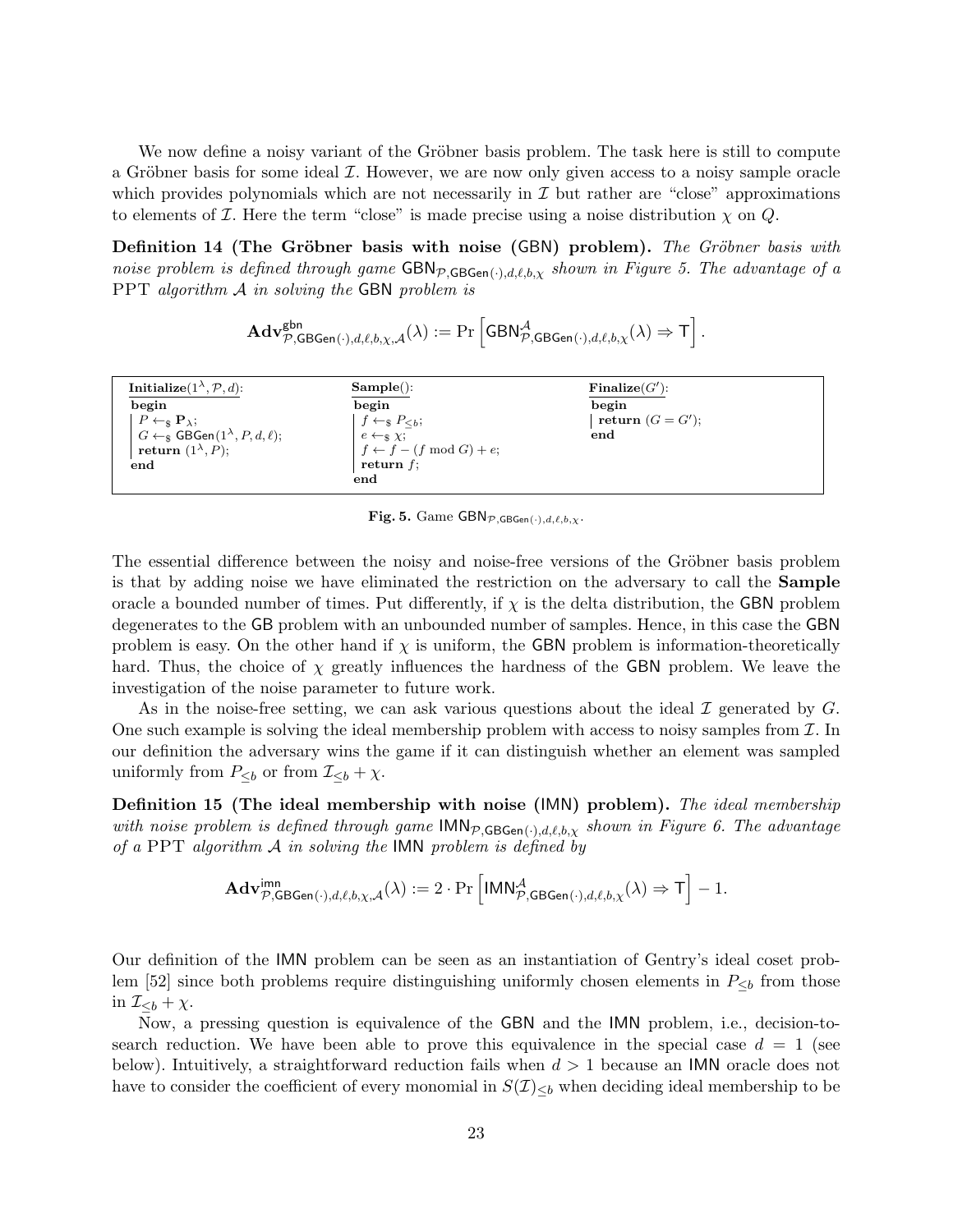We now define a noisy variant of the Gröbner basis problem. The task here is still to compute a Gröbner basis for some ideal $\mathcal{I}$. However, we are now only given access to a noisy sample oracle which provides polynomials which are not necessarily in $\mathcal{I}$ but rather are "close" approximations to elements of $\mathcal{I}$. Here the term "close" is made precise using a noise distribution $\chi$ on $Q$.

**Definition 14 (The Gröbner basis with noise (GBN) problem).** *The Gröbner basis with noise problem is defined through game $\mathsf{GBN}_{\mathcal{P},\mathsf{GBGen}(\cdot),d,\ell,b,\chi}$ shown in Figure 5. The advantage of a PPT algorithm $\mathcal{A}$ in solving the GBN problem is*

$$\mathbf{Adv}^{\mathsf{gbn}}_{\mathcal{P},\mathsf{GBGen}(\cdot),d,\ell,b,\chi,\mathcal{A}}(\lambda) := \Pr\left[\mathsf{GBN}^{\mathcal{A}}_{\mathcal{P},\mathsf{GBGen}(\cdot),d,\ell,b,\chi}(\lambda) \Rightarrow \mathsf{T}\right].$$

```
Initialize(1^λ, P, d):
begin
  P ←$ P_λ;
  G ←$ GBGen(1^λ, P, d, ℓ);
  return (1^λ, P);
end

Sample():
begin
  f ←$ P_{≤b};
  e ←$ χ;
  f ← f − (f mod G) + e;
  return f;
end

Finalize(G'):
begin
  return (G = G');
end
```

**Fig. 5.** Game $\mathsf{GBN}_{\mathcal{P},\mathsf{GBGen}(\cdot),d,\ell,b,\chi}$.

The essential difference between the noisy and noise-free versions of the Gröbner basis problem is that by adding noise we have eliminated the restriction on the adversary to call the **Sample** oracle a bounded number of times. Put differently, if $\chi$ is the delta distribution, the GBN problem degenerates to the GB problem with an unbounded number of samples. Hence, in this case the GBN problem is easy. On the other hand if $\chi$ is uniform, the GBN problem is information-theoretically hard. Thus, the choice of $\chi$ greatly influences the hardness of the GBN problem. We leave the investigation of the noise parameter to future work.

As in the noise-free setting, we can ask various questions about the ideal $\mathcal{I}$ generated by $G$. One such example is solving the ideal membership problem with access to noisy samples from $\mathcal{I}$. In our definition the adversary wins the game if it can distinguish whether an element was sampled uniformly from $P_{\leq b}$ or from $\mathcal{I}_{\leq b} + \chi$.

**Definition 15 (The ideal membership with noise (IMN) problem).** *The ideal membership with noise problem is defined through game $\mathsf{IMN}_{\mathcal{P},\mathsf{GBGen}(\cdot),d,\ell,b,\chi}$ shown in Figure 6. The advantage of a PPT algorithm $\mathcal{A}$ in solving the IMN problem is defined by*

$$\mathbf{Adv}^{\mathsf{imn}}_{\mathcal{P},\mathsf{GBGen}(\cdot),d,\ell,b,\chi,\mathcal{A}}(\lambda) := 2 \cdot \Pr\left[\mathsf{IMN}^{\mathcal{A}}_{\mathcal{P},\mathsf{GBGen}(\cdot),d,\ell,b,\chi}(\lambda) \Rightarrow \mathsf{T}\right] - 1.$$

Our definition of the IMN problem can be seen as an instantiation of Gentry's ideal coset problem [52] since both problems require distinguishing uniformly chosen elements in $P_{\leq b}$ from those in $\mathcal{I}_{\leq b} + \chi$.

Now, a pressing question is equivalence of the GBN and the IMN problem, i.e., decision-to-search reduction. We have been able to prove this equivalence in the special case $d = 1$ (see below). Intuitively, a straightforward reduction fails when $d > 1$ because an IMN oracle does not have to consider the coefficient of every monomial in $S(\mathcal{I})_{\leq b}$ when deciding ideal membership to be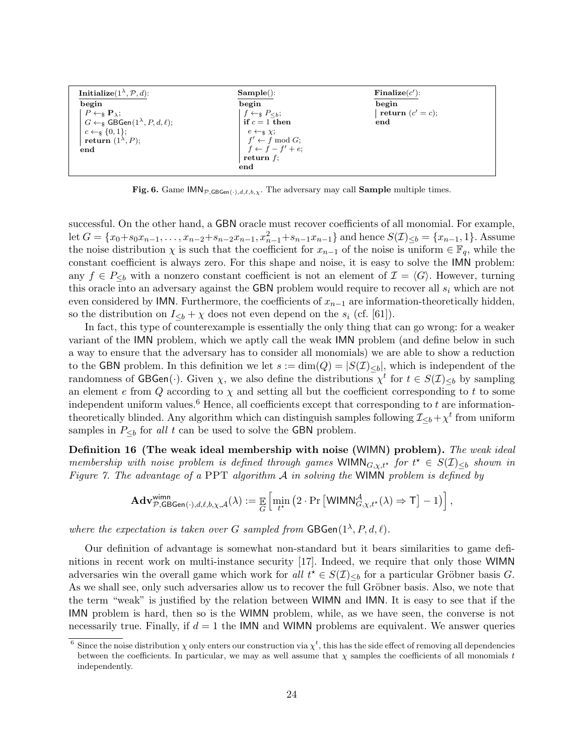```
Initialize(1^λ, P, d):
begin
  P ←$ P_λ;
  G ←$ GBGen(1^λ, P, d, ℓ);
  c ←$ {0, 1};
  return (1^λ, P);
end

Sample():
begin
  f ←$ P_{≤b};
  if c = 1 then
    e ←$ χ;
    f' ← f mod G;
    f ← f − f' + e;
  return f;
end

Finalize(c'):
begin
  return (c' = c);
end
```

**Fig. 6.** Game $\mathsf{IMN}_{\mathcal{P},\mathsf{GBGen}(\cdot),d,\ell,b,\chi}$. The adversary may call **Sample** multiple times.

successful. On the other hand, a $\mathsf{GBN}$ oracle must recover coefficients of all monomial. For example, let $G = \{x_0 + s_0 x_{n-1}, \ldots, x_{n-2} + s_{n-2} x_{n-1}, x_{n-1}^2 + s_{n-1} x_{n-1}\}$ and hence $S(\mathcal{I})_{\leq b} = \{x_{n-1}, 1\}$. Assume the noise distribution $\chi$ is such that the coefficient for $x_{n-1}$ of the noise is uniform $\in \mathbb{F}_q$, while the constant coefficient is always zero. For this shape and noise, it is easy to solve the $\mathsf{IMN}$ problem: any $f \in P_{\leq b}$ with a nonzero constant coefficient is not an element of $\mathcal{I} = \langle G \rangle$. However, turning this oracle into an adversary against the $\mathsf{GBN}$ problem would require to recover all $s_i$ which are not even considered by $\mathsf{IMN}$. Furthermore, the coefficients of $x_{n-1}$ are information-theoretically hidden, so the distribution on $I_{\leq b} + \chi$ does not even depend on the $s_i$ (cf. [61]).

In fact, this type of counterexample is essentially the only thing that can go wrong: for a weaker variant of the $\mathsf{IMN}$ problem, which we aptly call the weak $\mathsf{IMN}$ problem (and define below in such a way to ensure that the adversary has to consider all monomials) we are able to show a reduction to the $\mathsf{GBN}$ problem. In this definition we let $s := \dim(Q) = |S(\mathcal{I})_{\leq b}|$, which is independent of the randomness of $\mathsf{GBGen}(\cdot)$. Given $\chi$, we also define the distributions $\chi^t$ for $t \in S(\mathcal{I})_{\leq b}$ by sampling an element $e$ from $Q$ according to $\chi$ and setting all but the coefficient corresponding to $t$ to some independent uniform values.[6] Hence, all coefficients except that corresponding to $t$ are information-theoretically blinded. Any algorithm which can distinguish samples following $\mathcal{I}_{\leq b} + \chi^t$ from uniform samples in $P_{\leq b}$ for *all* $t$ can be used to solve the $\mathsf{GBN}$ problem.

**Definition 16 (The weak ideal membership with noise (WIMN) problem).** *The weak ideal membership with noise problem is defined through games* $\mathsf{WIMN}_{G,\chi,t^\star}$ *for* $t^\star \in S(\mathcal{I})_{\leq b}$ *shown in Figure 7. The advantage of a* PPT *algorithm* $\mathcal{A}$ *in solving the* $\mathsf{WIMN}$ *problem is defined by*

$$\mathbf{Adv}^{\mathsf{wimn}}_{\mathcal{P},\mathsf{GBGen}(\cdot),d,\ell,b,\chi,\mathcal{A}}(\lambda) := \mathop{\mathbb{E}}_{G}\left[\min_{t^\star}\left(2 \cdot \Pr\left[\mathsf{WIMN}^{\mathcal{A}}_{G,\chi,t^\star}(\lambda) \Rightarrow \mathsf{T}\right] - 1\right)\right],$$

*where the expectation is taken over* $G$ *sampled from* $\mathsf{GBGen}(1^\lambda, P, d, \ell)$.

Our definition of advantage is somewhat non-standard but it bears similarities to game definitions in recent work on multi-instance security [17]. Indeed, we require that only those $\mathsf{WIMN}$ adversaries win the overall game which work for *all* $t^\star \in S(\mathcal{I})_{\leq b}$ for a particular Gröbner basis $G$. As we shall see, only such adversaries allow us to recover the full Gröbner basis. Also, we note that the term "weak" is justified by the relation between $\mathsf{WIMN}$ and $\mathsf{IMN}$. It is easy to see that if the $\mathsf{IMN}$ problem is hard, then so is the $\mathsf{WIMN}$ problem, while, as we have seen, the converse is not necessarily true. Finally, if $d = 1$ the $\mathsf{IMN}$ and $\mathsf{WIMN}$ problems are equivalent. We answer queries

[6] Since the noise distribution $\chi$ only enters our construction via $\chi^t$, this has the side effect of removing all dependencies between the coefficients. In particular, we may as well assume that $\chi$ samples the coefficients of all monomials $t$ independently.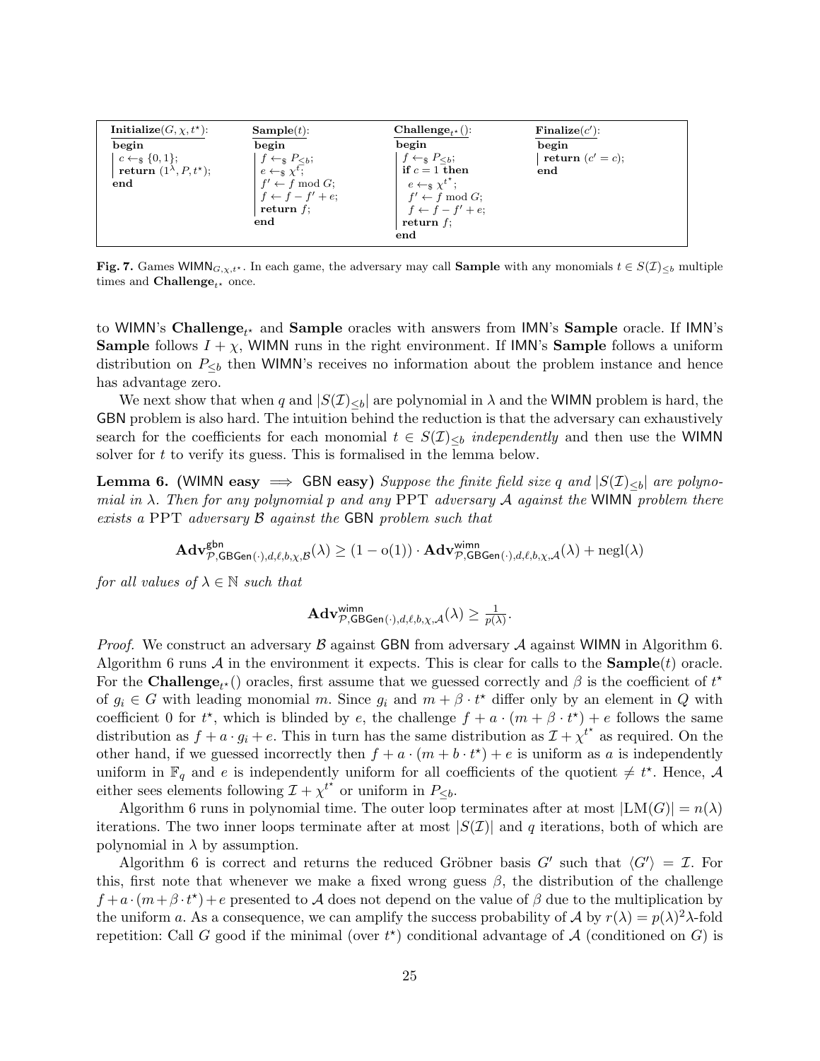| **Initialize**$(G, \chi, t^\star)$: | **Sample**$(t)$: | **Challenge**$_{t^\star}()$: | **Finalize**$(c')$: |
|---|---|---|---|
| **begin** | **begin** | **begin** | **begin** |
| $c \leftarrow_\$ \{0, 1\}$; | $f \leftarrow_\$ P_{\leq b}$; | $f \leftarrow_\$ P_{\leq b}$; | **return** $(c' = c)$; |
| **return** $(1^\lambda, P, t^\star)$; | $e \leftarrow_\$ \chi^t$; | **if** $c = 1$ **then** | **end** |
| **end** | $f' \leftarrow f \bmod G$; | $e \leftarrow_\$ \chi^{t^\star}$; | |
| | $f \leftarrow f - f' + e$; | $f' \leftarrow f \bmod G$; | |
| | **return** $f$; | $f \leftarrow f - f' + e$; | |
| | **end** | **return** $f$; | |
| | | **end** | |

**Fig. 7.** Games $\mathsf{WIMN}_{G,\chi,t^\star}$. In each game, the adversary may call **Sample** with any monomials $t \in S(\mathcal{I})_{\leq b}$ multiple times and **Challenge**$_{t^\star}$ once.

to WIMN's **Challenge**$_{t^\star}$ and **Sample** oracles with answers from IMN's **Sample** oracle. If IMN's **Sample** follows $I + \chi$, WIMN runs in the right environment. If IMN's **Sample** follows a uniform distribution on $P_{\leq b}$ then WIMN's receives no information about the problem instance and hence has advantage zero.

We next show that when $q$ and $|S(\mathcal{I})_{\leq b}|$ are polynomial in $\lambda$ and the WIMN problem is hard, the GBN problem is also hard. The intuition behind the reduction is that the adversary can exhaustively search for the coefficients for each monomial $t \in S(\mathcal{I})_{\leq b}$ *independently* and then use the WIMN solver for $t$ to verify its guess. This is formalised in the lemma below.

**Lemma 6.** **(WIMN easy $\implies$ GBN easy)** *Suppose the finite field size $q$ and $|S(\mathcal{I})_{\leq b}|$ are polynomial in $\lambda$. Then for any polynomial $p$ and any PPT adversary $\mathcal{A}$ against the WIMN problem there exists a PPT adversary $\mathcal{B}$ against the GBN problem such that*

$$\mathbf{Adv}^{\mathsf{gbn}}_{\mathcal{P},\mathsf{GBGen}(\cdot),d,\ell,b,\chi,\mathcal{B}}(\lambda) \geq (1 - \mathrm{o}(1)) \cdot \mathbf{Adv}^{\mathsf{wimn}}_{\mathcal{P},\mathsf{GBGen}(\cdot),d,\ell,b,\chi,\mathcal{A}}(\lambda) + \mathrm{negl}(\lambda)$$

*for all values of $\lambda \in \mathbb{N}$ such that*

$$\mathbf{Adv}^{\mathsf{wimn}}_{\mathcal{P},\mathsf{GBGen}(\cdot),d,\ell,b,\chi,\mathcal{A}}(\lambda) \geq \tfrac{1}{p(\lambda)}.$$

*Proof.* We construct an adversary $\mathcal{B}$ against GBN from adversary $\mathcal{A}$ against WIMN in Algorithm 6. Algorithm 6 runs $\mathcal{A}$ in the environment it expects. This is clear for calls to the **Sample**$(t)$ oracle. For the **Challenge**$_{t^\star}()$ oracles, first assume that we guessed correctly and $\beta$ is the coefficient of $t^\star$ of $g_i \in G$ with leading monomial $m$. Since $g_i$ and $m + \beta \cdot t^\star$ differ only by an element in $Q$ with coefficient 0 for $t^\star$, which is blinded by $e$, the challenge $f + a \cdot (m + \beta \cdot t^\star) + e$ follows the same distribution as $f + a \cdot g_i + e$. This in turn has the same distribution as $\mathcal{I} + \chi^{t^\star}$ as required. On the other hand, if we guessed incorrectly then $f + a \cdot (m + b \cdot t^\star) + e$ is uniform as $a$ is independently uniform in $\mathbb{F}_q$ and $e$ is independently uniform for all coefficients of the quotient $\neq t^\star$. Hence, $\mathcal{A}$ either sees elements following $\mathcal{I} + \chi^{t^\star}$ or uniform in $P_{\leq b}$.

Algorithm 6 runs in polynomial time. The outer loop terminates after at most $|\mathrm{LM}(G)| = n(\lambda)$ iterations. The two inner loops terminate after at most $|S(\mathcal{I})|$ and $q$ iterations, both of which are polynomial in $\lambda$ by assumption.

Algorithm 6 is correct and returns the reduced Gröbner basis $G'$ such that $\langle G' \rangle = \mathcal{I}$. For this, first note that whenever we make a fixed wrong guess $\beta$, the distribution of the challenge $f + a \cdot (m + \beta \cdot t^\star) + e$ presented to $\mathcal{A}$ does not depend on the value of $\beta$ due to the multiplication by the uniform $a$. As a consequence, we can amplify the success probability of $\mathcal{A}$ by $r(\lambda) = p(\lambda)^2\lambda$-fold repetition: Call $G$ good if the minimal (over $t^\star$) conditional advantage of $\mathcal{A}$ (conditioned on $G$) is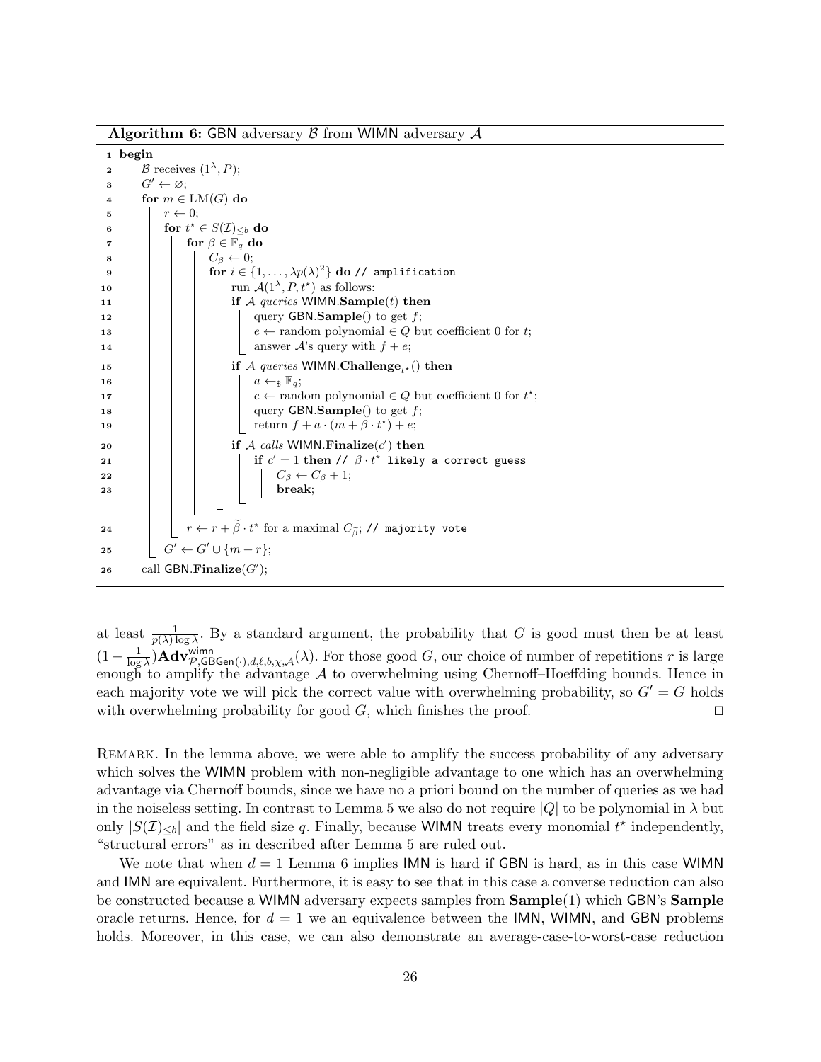**Algorithm 6:** GBN adversary $\mathcal{B}$ from WIMN adversary $\mathcal{A}$

```
1  begin
2      B receives (1^λ, P);
3      G' ← ∅;
4      for m ∈ LM(G) do
5          r ← 0;
6          for t* ∈ S(I)_{≤b} do
7              for β ∈ F_q do
8                  C_β ← 0;
9                  for i ∈ {1, ..., λp(λ)^2} do // amplification
10                     run A(1^λ, P, t*) as follows:
11                     if A queries WIMN.Sample(t) then
12                         query GBN.Sample() to get f;
13                         e ← random polynomial ∈ Q but coefficient 0 for t;
14                         answer A's query with f + e;
15                     if A queries WIMN.Challenge_{t*}() then
16                         a ←$ F_q;
17                         e ← random polynomial ∈ Q but coefficient 0 for t*;
18                         query GBN.Sample() to get f;
19                         return f + a · (m + β · t*) + e;
20                     if A calls WIMN.Finalize(c') then
21                         if c' = 1 then // β · t* likely a correct guess
22                             C_β ← C_β + 1;
23                             break;
24             r ← r + β̃ · t* for a maximal C_β̃; // majority vote
25         G' ← G' ∪ {m + r};
26     call GBN.Finalize(G');
```

at least $\frac{1}{p(\lambda)\log\lambda}$. By a standard argument, the probability that $G$ is good must then be at least $(1 - \frac{1}{\log\lambda})\mathbf{Adv}^{\mathsf{wimn}}_{\mathcal{P},\mathsf{GBGen}(\cdot),d,\ell,b,\chi,\mathcal{A}}(\lambda)$. For those good $G$, our choice of number of repetitions $r$ is large enough to amplify the advantage $\mathcal{A}$ to overwhelming using Chernoff–Hoeffding bounds. Hence in each majority vote we will pick the correct value with overwhelming probability, so $G' = G$ holds with overwhelming probability for good $G$, which finishes the proof. $\square$

Remark. In the lemma above, we were able to amplify the success probability of any adversary which solves the WIMN problem with non-negligible advantage to one which has an overwhelming advantage via Chernoff bounds, since we have no a priori bound on the number of queries as we had in the noiseless setting. In contrast to Lemma 5 we also do not require $|Q|$ to be polynomial in $\lambda$ but only $|S(\mathcal{I})_{<b}|$ and the field size $q$. Finally, because WIMN treats every monomial $t^\star$ independently, "structural errors" as in described after Lemma 5 are ruled out.

We note that when $d = 1$ Lemma 6 implies IMN is hard if GBN is hard, as in this case WIMN and IMN are equivalent. Furthermore, it is easy to see that in this case a converse reduction can also be constructed because a WIMN adversary expects samples from **Sample**(1) which GBN's **Sample** oracle returns. Hence, for $d = 1$ we an equivalence between the IMN, WIMN, and GBN problems holds. Moreover, in this case, we can also demonstrate an average-case-to-worst-case reduction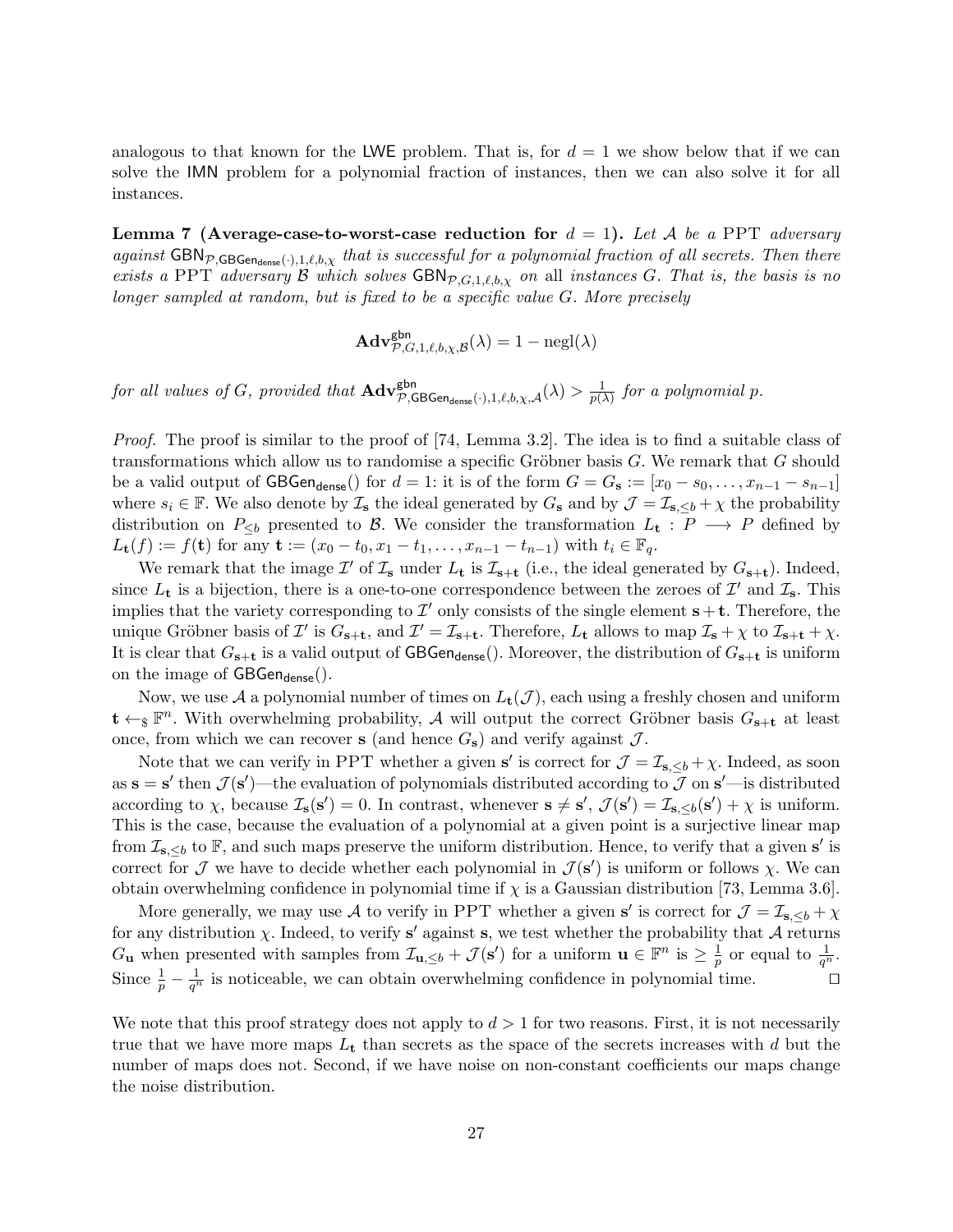analogous to that known for the LWE problem. That is, for $d = 1$ we show below that if we can solve the IMN problem for a polynomial fraction of instances, then we can also solve it for all instances.

**Lemma 7 (Average-case-to-worst-case reduction for $d = 1$).** *Let $\mathcal{A}$ be a PPT adversary against $\mathsf{GBN}_{\mathcal{P},\mathsf{GBGen}_{\mathsf{dense}}(\cdot),1,\ell,b,\chi}$ that is successful for a polynomial fraction of all secrets. Then there exists a PPT adversary $\mathcal{B}$ which solves $\mathsf{GBN}_{\mathcal{P},G,1,\ell,b,\chi}$ on all instances $G$. That is, the basis is no longer sampled at random, but is fixed to be a specific value $G$. More precisely*

$$\mathbf{Adv}^{\mathsf{gbn}}_{\mathcal{P},G,1,\ell,b,\chi,\mathcal{B}}(\lambda) = 1 - \mathrm{negl}(\lambda)$$

*for all values of $G$, provided that $\mathbf{Adv}^{\mathsf{gbn}}_{\mathcal{P},\mathsf{GBGen}_{\mathsf{dense}}(\cdot),1,\ell,b,\chi,\mathcal{A}}(\lambda) > \frac{1}{p(\lambda)}$ for a polynomial $p$.*

*Proof.* The proof is similar to the proof of [74, Lemma 3.2]. The idea is to find a suitable class of transformations which allow us to randomise a specific Gröbner basis $G$. We remark that $G$ should be a valid output of $\mathsf{GBGen}_{\mathsf{dense}}()$ for $d = 1$: it is of the form $G = G_{\mathbf{s}} := [x_0 - s_0, \ldots, x_{n-1} - s_{n-1}]$ where $s_i \in \mathbb{F}$. We also denote by $\mathcal{I}_{\mathbf{s}}$ the ideal generated by $G_{\mathbf{s}}$ and by $\mathcal{J} = \mathcal{I}_{\mathbf{s},\leq b} + \chi$ the probability distribution on $P_{\leq b}$ presented to $\mathcal{B}$. We consider the transformation $L_{\mathbf{t}} : P \longrightarrow P$ defined by $L_{\mathbf{t}}(f) := f(\mathbf{t})$ for any $\mathbf{t} := (x_0 - t_0, x_1 - t_1, \ldots, x_{n-1} - t_{n-1})$ with $t_i \in \mathbb{F}_q$.

We remark that the image $\mathcal{I}'$ of $\mathcal{I}_{\mathbf{s}}$ under $L_{\mathbf{t}}$ is $\mathcal{I}_{\mathbf{s}+\mathbf{t}}$ (i.e., the ideal generated by $G_{\mathbf{s}+\mathbf{t}}$). Indeed, since $L_{\mathbf{t}}$ is a bijection, there is a one-to-one correspondence between the zeroes of $\mathcal{I}'$ and $\mathcal{I}_{\mathbf{s}}$. This implies that the variety corresponding to $\mathcal{I}'$ only consists of the single element $\mathbf{s} + \mathbf{t}$. Therefore, the unique Gröbner basis of $\mathcal{I}'$ is $G_{\mathbf{s}+\mathbf{t}}$, and $\mathcal{I}' = \mathcal{I}_{\mathbf{s}+\mathbf{t}}$. Therefore, $L_{\mathbf{t}}$ allows to map $\mathcal{I}_{\mathbf{s}} + \chi$ to $\mathcal{I}_{\mathbf{s}+\mathbf{t}} + \chi$. It is clear that $G_{\mathbf{s}+\mathbf{t}}$ is a valid output of $\mathsf{GBGen}_{\mathsf{dense}}()$. Moreover, the distribution of $G_{\mathbf{s}+\mathbf{t}}$ is uniform on the image of $\mathsf{GBGen}_{\mathsf{dense}}()$.

Now, we use $\mathcal{A}$ a polynomial number of times on $L_{\mathbf{t}}(\mathcal{J})$, each using a freshly chosen and uniform $\mathbf{t} \leftarrow_{\$} \mathbb{F}^n$. With overwhelming probability, $\mathcal{A}$ will output the correct Gröbner basis $G_{\mathbf{s}+\mathbf{t}}$ at least once, from which we can recover $\mathbf{s}$ (and hence $G_{\mathbf{s}}$) and verify against $\mathcal{J}$.

Note that we can verify in PPT whether a given $\mathbf{s}'$ is correct for $\mathcal{J} = \mathcal{I}_{\mathbf{s},\leq b} + \chi$. Indeed, as soon as $\mathbf{s} = \mathbf{s}'$ then $\mathcal{J}(\mathbf{s}')$—the evaluation of polynomials distributed according to $\mathcal{J}$ on $\mathbf{s}'$—is distributed according to $\chi$, because $\mathcal{I}_{\mathbf{s}}(\mathbf{s}') = 0$. In contrast, whenever $\mathbf{s} \neq \mathbf{s}'$, $\mathcal{J}(\mathbf{s}') = \mathcal{I}_{\mathbf{s},\leq b}(\mathbf{s}') + \chi$ is uniform. This is the case, because the evaluation of a polynomial at a given point is a surjective linear map from $\mathcal{I}_{\mathbf{s},\leq b}$ to $\mathbb{F}$, and such maps preserve the uniform distribution. Hence, to verify that a given $\mathbf{s}'$ is correct for $\mathcal{J}$ we have to decide whether each polynomial in $\mathcal{J}(\mathbf{s}')$ is uniform or follows $\chi$. We can obtain overwhelming confidence in polynomial time if $\chi$ is a Gaussian distribution [73, Lemma 3.6].

More generally, we may use $\mathcal{A}$ to verify in PPT whether a given $\mathbf{s}'$ is correct for $\mathcal{J} = \mathcal{I}_{\mathbf{s},\leq b} + \chi$ for any distribution $\chi$. Indeed, to verify $\mathbf{s}'$ against $\mathbf{s}$, we test whether the probability that $\mathcal{A}$ returns $G_{\mathbf{u}}$ when presented with samples from $\mathcal{I}_{\mathbf{u},\leq b} + \mathcal{J}(\mathbf{s}')$ for a uniform $\mathbf{u} \in \mathbb{F}^n$ is $\geq \frac{1}{p}$ or equal to $\frac{1}{q^n}$. Since $\frac{1}{p} - \frac{1}{q^n}$ is noticeable, we can obtain overwhelming confidence in polynomial time. $\square$

We note that this proof strategy does not apply to $d > 1$ for two reasons. First, it is not necessarily true that we have more maps $L_{\mathbf{t}}$ than secrets as the space of the secrets increases with $d$ but the number of maps does not. Second, if we have noise on non-constant coefficients our maps change the noise distribution.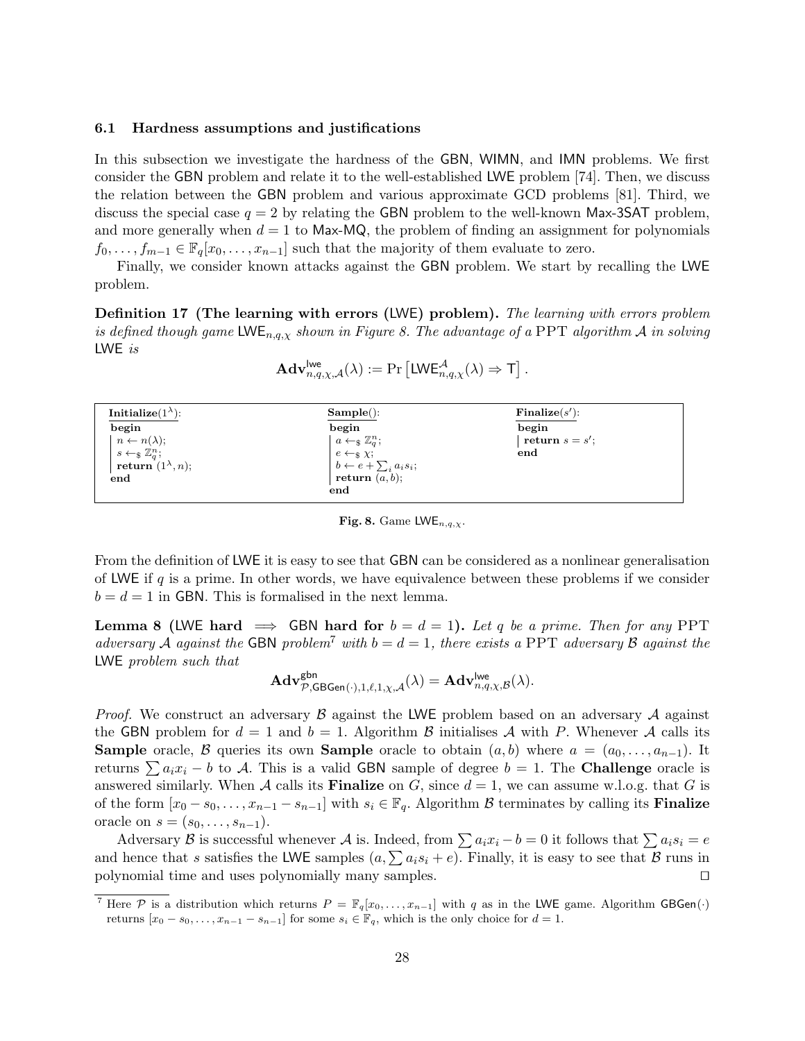### 6.1 Hardness assumptions and justifications

In this subsection we investigate the hardness of the GBN, WIMN, and IMN problems. We first consider the GBN problem and relate it to the well-established LWE problem [74]. Then, we discuss the relation between the GBN problem and various approximate GCD problems [81]. Third, we discuss the special case $q = 2$ by relating the GBN problem to the well-known Max-3SAT problem, and more generally when $d = 1$ to Max-MQ, the problem of finding an assignment for polynomials $f_0, \ldots, f_{m-1} \in \mathbb{F}_q[x_0, \ldots, x_{n-1}]$ such that the majority of them evaluate to zero.

Finally, we consider known attacks against the GBN problem. We start by recalling the LWE problem.

**Definition 17 (The learning with errors (LWE) problem).** *The learning with errors problem is defined though game $\mathsf{LWE}_{n,q,\chi}$ shown in Figure 8. The advantage of a PPT algorithm $\mathcal{A}$ in solving LWE is*

$$\mathbf{Adv}^{\mathsf{lwe}}_{n,q,\chi,\mathcal{A}}(\lambda) := \Pr\left[\mathsf{LWE}^{\mathcal{A}}_{n,q,\chi}(\lambda) \Rightarrow \mathsf{T}\right].$$

```
Initialize(1^λ):            Sample():                    Finalize(s'):
begin                       begin                        begin
  n ← n(λ);                   a ←$ Z_q^n;                  return s = s';
  s ←$ Z_q^n;                 e ←$ χ;                    end
  return (1^λ, n);            b ← e + Σ_i a_i s_i;
end                           return (a, b);
                            end
```

**Fig. 8.** Game $\mathsf{LWE}_{n,q,\chi}$.

From the definition of LWE it is easy to see that GBN can be considered as a nonlinear generalisation of LWE if $q$ is a prime. In other words, we have equivalence between these problems if we consider $b = d = 1$ in GBN. This is formalised in the next lemma.

**Lemma 8 (LWE hard $\implies$ GBN hard for $b = d = 1$).** *Let $q$ be a prime. Then for any PPT adversary $\mathcal{A}$ against the GBN problem[7] with $b = d = 1$, there exists a PPT adversary $\mathcal{B}$ against the LWE problem such that*

$$\mathbf{Adv}^{\mathsf{gbn}}_{\mathcal{P},\mathsf{GBGen}(\cdot),1,\ell,1,\chi,\mathcal{A}}(\lambda) = \mathbf{Adv}^{\mathsf{lwe}}_{n,q,\chi,\mathcal{B}}(\lambda).$$

*Proof.* We construct an adversary $\mathcal{B}$ against the LWE problem based on an adversary $\mathcal{A}$ against the GBN problem for $d = 1$ and $b = 1$. Algorithm $\mathcal{B}$ initialises $\mathcal{A}$ with $P$. Whenever $\mathcal{A}$ calls its **Sample** oracle, $\mathcal{B}$ queries its own **Sample** oracle to obtain $(a, b)$ where $a = (a_0, \ldots, a_{n-1})$. It returns $\sum a_i x_i - b$ to $\mathcal{A}$. This is a valid GBN sample of degree $b = 1$. The **Challenge** oracle is answered similarly. When $\mathcal{A}$ calls its **Finalize** on $G$, since $d = 1$, we can assume w.l.o.g. that $G$ is of the form $[x_0 - s_0, \ldots, x_{n-1} - s_{n-1}]$ with $s_i \in \mathbb{F}_q$. Algorithm $\mathcal{B}$ terminates by calling its **Finalize** oracle on $s = (s_0, \ldots, s_{n-1})$.

Adversary $\mathcal{B}$ is successful whenever $\mathcal{A}$ is. Indeed, from $\sum a_i x_i - b = 0$ it follows that $\sum a_i s_i = e$ and hence that $s$ satisfies the LWE samples $(a, \sum a_i s_i + e)$. Finally, it is easy to see that $\mathcal{B}$ runs in polynomial time and uses polynomially many samples. ☐

[7] Here $\mathcal{P}$ is a distribution which returns $P = \mathbb{F}_q[x_0, \ldots, x_{n-1}]$ with $q$ as in the LWE game. Algorithm $\mathsf{GBGen}(\cdot)$ returns $[x_0 - s_0, \ldots, x_{n-1} - s_{n-1}]$ for some $s_i \in \mathbb{F}_q$, which is the only choice for $d = 1$.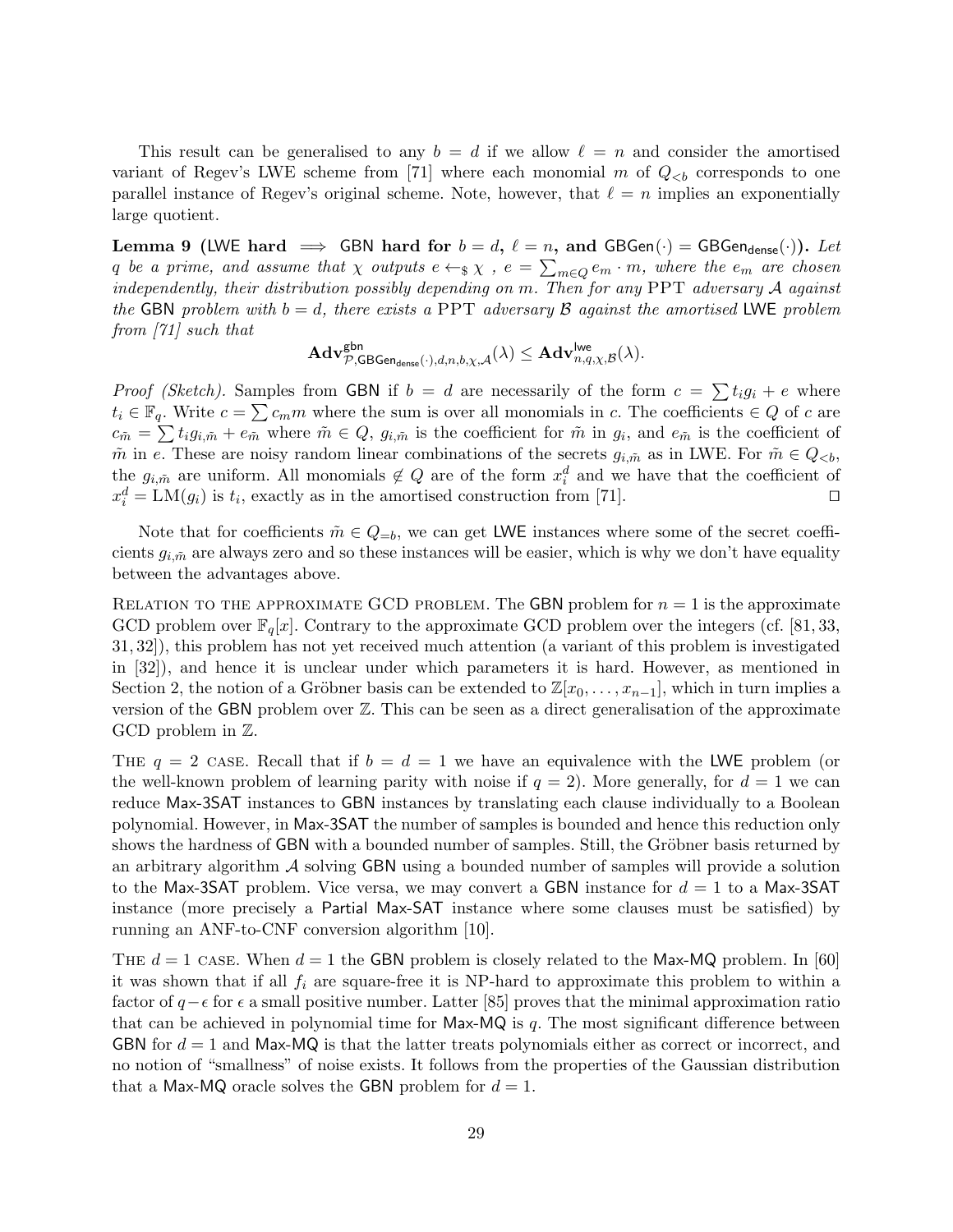This result can be generalised to any $b = d$ if we allow $\ell = n$ and consider the amortised variant of Regev's LWE scheme from [71] where each monomial $m$ of $Q_{<b}$ corresponds to one parallel instance of Regev's original scheme. Note, however, that $\ell = n$ implies an exponentially large quotient.

**Lemma 9 (LWE hard $\implies$ GBN hard for $b = d$, $\ell = n$, and $\mathsf{GBGen}(\cdot) = \mathsf{GBGen}_{\mathsf{dense}}(\cdot)$).** *Let $q$ be a prime, and assume that $\chi$ outputs $e \leftarrow_\$ \chi$ , $e = \sum_{m \in Q} e_m \cdot m$, where the $e_m$ are chosen independently, their distribution possibly depending on $m$. Then for any PPT adversary $\mathcal{A}$ against the GBN problem with $b = d$, there exists a PPT adversary $\mathcal{B}$ against the amortised LWE problem from [71] such that*

$$\mathbf{Adv}^{\mathsf{gbn}}_{\mathcal{P},\mathsf{GBGen}_{\mathsf{dense}}(\cdot),d,n,b,\chi,\mathcal{A}}(\lambda) \leq \mathbf{Adv}^{\mathsf{lwe}}_{n,q,\chi,\mathcal{B}}(\lambda).$$

*Proof (Sketch).* Samples from GBN if $b = d$ are necessarily of the form $c = \sum t_i g_i + e$ where $t_i \in \mathbb{F}_q$. Write $c = \sum c_m m$ where the sum is over all monomials in $c$. The coefficients $\in Q$ of $c$ are $c_{\tilde{m}} = \sum t_i g_{i,\tilde{m}} + e_{\tilde{m}}$ where $\tilde{m} \in Q$, $g_{i,\tilde{m}}$ is the coefficient for $\tilde{m}$ in $g_i$, and $e_{\tilde{m}}$ is the coefficient of $\tilde{m}$ in $e$. These are noisy random linear combinations of the secrets $g_{i,\tilde{m}}$ as in LWE. For $\tilde{m} \in Q_{<b}$, the $g_{i,\tilde{m}}$ are uniform. All monomials $\notin Q$ are of the form $x_i^d$ and we have that the coefficient of $x_i^d = \mathrm{LM}(g_i)$ is $t_i$, exactly as in the amortised construction from [71]. ◻

Note that for coefficients $\tilde{m} \in Q_{=b}$, we can get LWE instances where some of the secret coefficients $g_{i,\tilde{m}}$ are always zero and so these instances will be easier, which is why we don't have equality between the advantages above.

Relation to the approximate GCD problem. The GBN problem for $n = 1$ is the approximate GCD problem over $\mathbb{F}_q[x]$. Contrary to the approximate GCD problem over the integers (cf. [81, 33, 31, 32]), this problem has not yet received much attention (a variant of this problem is investigated in [32]), and hence it is unclear under which parameters it is hard. However, as mentioned in Section 2, the notion of a Gröbner basis can be extended to $\mathbb{Z}[x_0, \ldots, x_{n-1}]$, which in turn implies a version of the GBN problem over $\mathbb{Z}$. This can be seen as a direct generalisation of the approximate GCD problem in $\mathbb{Z}$.

The $q = 2$ case. Recall that if $b = d = 1$ we have an equivalence with the LWE problem (or the well-known problem of learning parity with noise if $q = 2$). More generally, for $d = 1$ we can reduce Max-3SAT instances to GBN instances by translating each clause individually to a Boolean polynomial. However, in Max-3SAT the number of samples is bounded and hence this reduction only shows the hardness of GBN with a bounded number of samples. Still, the Gröbner basis returned by an arbitrary algorithm $\mathcal{A}$ solving GBN using a bounded number of samples will provide a solution to the Max-3SAT problem. Vice versa, we may convert a GBN instance for $d = 1$ to a Max-3SAT instance (more precisely a Partial Max-SAT instance where some clauses must be satisfied) by running an ANF-to-CNF conversion algorithm [10].

The $d = 1$ case. When $d = 1$ the GBN problem is closely related to the Max-MQ problem. In [60] it was shown that if all $f_i$ are square-free it is NP-hard to approximate this problem to within a factor of $q - \epsilon$ for $\epsilon$ a small positive number. Latter [85] proves that the minimal approximation ratio that can be achieved in polynomial time for Max-MQ is $q$. The most significant difference between GBN for $d = 1$ and Max-MQ is that the latter treats polynomials either as correct or incorrect, and no notion of "smallness" of noise exists. It follows from the properties of the Gaussian distribution that a Max-MQ oracle solves the GBN problem for $d = 1$.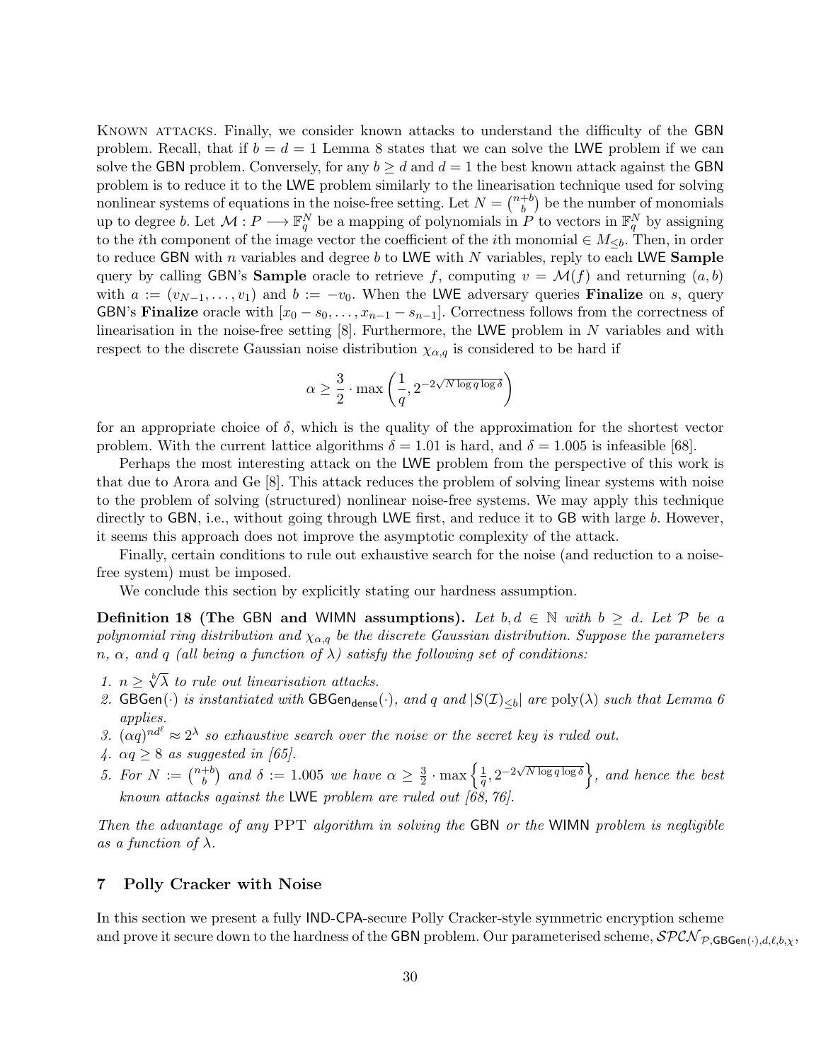Known attacks. Finally, we consider known attacks to understand the difficulty of the GBN problem. Recall, that if $b = d = 1$ Lemma 8 states that we can solve the LWE problem if we can solve the GBN problem. Conversely, for any $b \geq d$ and $d = 1$ the best known attack against the GBN problem is to reduce it to the LWE problem similarly to the linearisation technique used for solving nonlinear systems of equations in the noise-free setting. Let $N = \binom{n+b}{b}$ be the number of monomials up to degree $b$. Let $\mathcal{M} : P \longrightarrow \mathbb{F}_q^N$ be a mapping of polynomials in $P$ to vectors in $\mathbb{F}_q^N$ by assigning to the $i$th component of the image vector the coefficient of the $i$th monomial $\in M_{\leq b}$. Then, in order to reduce GBN with $n$ variables and degree $b$ to LWE with $N$ variables, reply to each LWE **Sample** query by calling GBN's **Sample** oracle to retrieve $f$, computing $v = \mathcal{M}(f)$ and returning $(a, b)$ with $a := (v_{N-1}, \ldots, v_1)$ and $b := -v_0$. When the LWE adversary queries **Finalize** on $s$, query GBN's **Finalize** oracle with $[x_0 - s_0, \ldots, x_{n-1} - s_{n-1}]$. Correctness follows from the correctness of linearisation in the noise-free setting [8]. Furthermore, the LWE problem in $N$ variables and with respect to the discrete Gaussian noise distribution $\chi_{\alpha,q}$ is considered to be hard if

$$\alpha \geq \frac{3}{2} \cdot \max\left(\frac{1}{q}, 2^{-2\sqrt{N \log q \log \delta}}\right)$$

for an appropriate choice of $\delta$, which is the quality of the approximation for the shortest vector problem. With the current lattice algorithms $\delta = 1.01$ is hard, and $\delta = 1.005$ is infeasible [68].

Perhaps the most interesting attack on the LWE problem from the perspective of this work is that due to Arora and Ge [8]. This attack reduces the problem of solving linear systems with noise to the problem of solving (structured) nonlinear noise-free systems. We may apply this technique directly to GBN, i.e., without going through LWE first, and reduce it to GB with large $b$. However, it seems this approach does not improve the asymptotic complexity of the attack.

Finally, certain conditions to rule out exhaustive search for the noise (and reduction to a noise-free system) must be imposed.

We conclude this section by explicitly stating our hardness assumption.

**Definition 18 (The GBN and WIMN assumptions).** *Let $b, d \in \mathbb{N}$ with $b \geq d$. Let $\mathcal{P}$ be a polynomial ring distribution and $\chi_{\alpha,q}$ be the discrete Gaussian distribution. Suppose the parameters $n$, $\alpha$, and $q$ (all being a function of $\lambda$) satisfy the following set of conditions:*

1. *$n \geq \sqrt[b]{\lambda}$ to rule out linearisation attacks.*
2. *$\mathsf{GBGen}(\cdot)$ is instantiated with $\mathsf{GBGen}_{\mathsf{dense}}(\cdot)$, and $q$ and $|S(\mathcal{I})_{\leq b}|$ are $\mathrm{poly}(\lambda)$ such that Lemma 6 applies.*
3. *$(\alpha q)^{nd^\ell} \approx 2^\lambda$ so exhaustive search over the noise or the secret key is ruled out.*
4. *$\alpha q \geq 8$ as suggested in [65].*
5. *For $N := \binom{n+b}{b}$ and $\delta := 1.005$ we have $\alpha \geq \frac{3}{2} \cdot \max\left\{\frac{1}{q}, 2^{-2\sqrt{N \log q \log \delta}}\right\}$, and hence the best known attacks against the LWE problem are ruled out [68, 76].*

*Then the advantage of any PPT algorithm in solving the GBN or the WIMN problem is negligible as a function of $\lambda$.*

## 7 Polly Cracker with Noise

In this section we present a fully IND-CPA-secure Polly Cracker-style symmetric encryption scheme and prove it secure down to the hardness of the GBN problem. Our parameterised scheme, $\mathcal{SPCN}_{\mathcal{P},\mathsf{GBGen}(\cdot),d,\ell,b,\chi}$,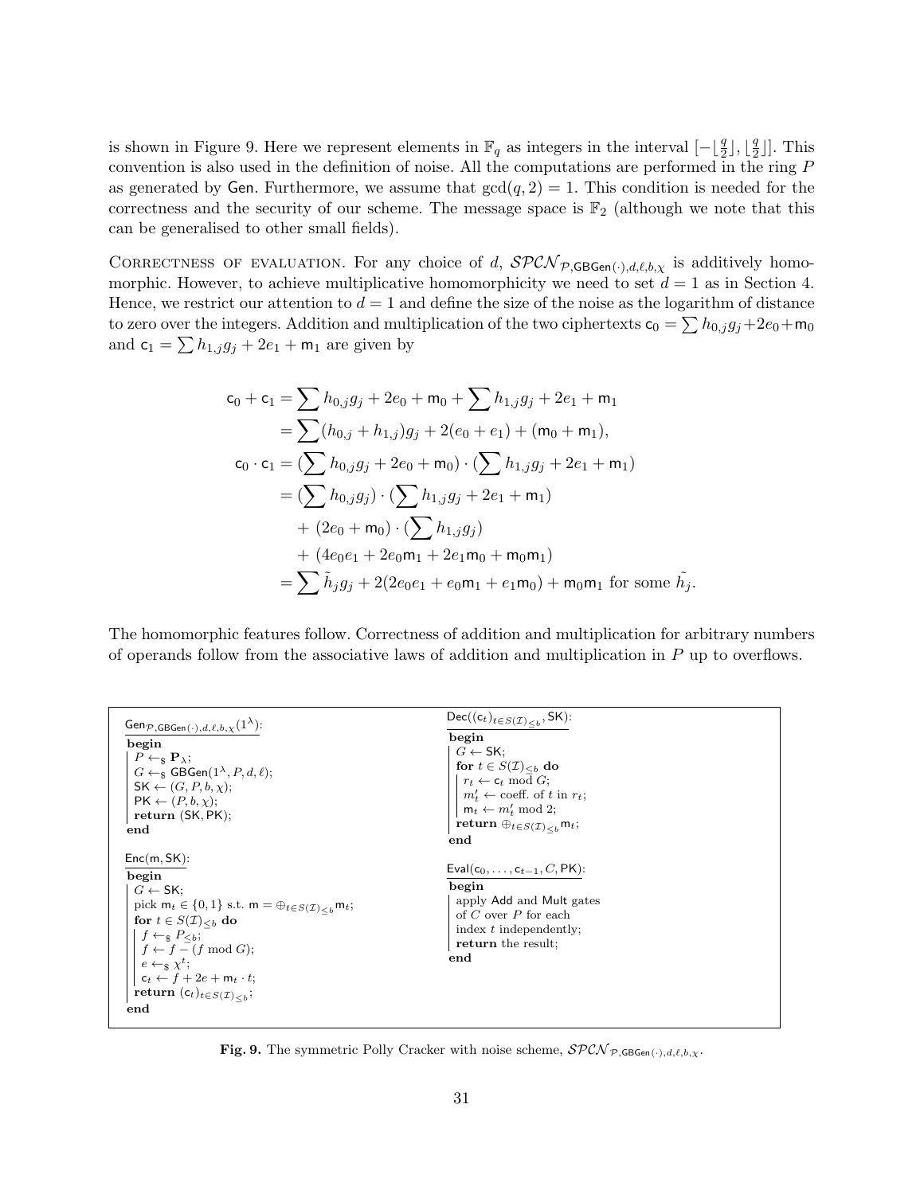is shown in Figure 9. Here we represent elements in $\mathbb{F}_q$ as integers in the interval $[-\lfloor \frac{q}{2} \rfloor, \lfloor \frac{q}{2} \rfloor]$. This convention is also used in the definition of noise. All the computations are performed in the ring $P$ as generated by $\mathsf{Gen}$. Furthermore, we assume that $\gcd(q, 2) = 1$. This condition is needed for the correctness and the security of our scheme. The message space is $\mathbb{F}_2$ (although we note that this can be generalised to other small fields).

Correctness of evaluation. For any choice of $d$, $\mathcal{SPCN}_{\mathcal{P},\mathsf{GBGen}(\cdot),d,\ell,b,\chi}$ is additively homomorphic. However, to achieve multiplicative homomorphicity we need to set $d = 1$ as in Section 4. Hence, we restrict our attention to $d = 1$ and define the size of the noise as the logarithm of distance to zero over the integers. Addition and multiplication of the two ciphertexts $\mathsf{c}_0 = \sum h_{0,j} g_j + 2e_0 + \mathsf{m}_0$ and $\mathsf{c}_1 = \sum h_{1,j} g_j + 2e_1 + \mathsf{m}_1$ are given by

$$
\begin{aligned}
\mathsf{c}_0 + \mathsf{c}_1 &= \sum h_{0,j} g_j + 2e_0 + \mathsf{m}_0 + \sum h_{1,j} g_j + 2e_1 + \mathsf{m}_1 \\
&= \sum (h_{0,j} + h_{1,j}) g_j + 2(e_0 + e_1) + (\mathsf{m}_0 + \mathsf{m}_1), \\
\mathsf{c}_0 \cdot \mathsf{c}_1 &= (\sum h_{0,j} g_j + 2e_0 + \mathsf{m}_0) \cdot (\sum h_{1,j} g_j + 2e_1 + \mathsf{m}_1) \\
&= (\sum h_{0,j} g_j) \cdot (\sum h_{1,j} g_j + 2e_1 + \mathsf{m}_1) \\
&\quad + (2e_0 + \mathsf{m}_0) \cdot (\sum h_{1,j} g_j) \\
&\quad + (4e_0 e_1 + 2e_0 \mathsf{m}_1 + 2e_1 \mathsf{m}_0 + \mathsf{m}_0 \mathsf{m}_1) \\
&= \sum \tilde{h}_j g_j + 2(2e_0 e_1 + e_0 \mathsf{m}_1 + e_1 \mathsf{m}_0) + \mathsf{m}_0 \mathsf{m}_1 \text{ for some } \tilde{h}_j.
\end{aligned}
$$

The homomorphic features follow. Correctness of addition and multiplication for arbitrary numbers of operands follow from the associative laws of addition and multiplication in $P$ up to overflows.

```
Gen_{P,GBGen(·),d,ℓ,b,χ}(1^λ):
begin
    P ←$ P_λ;
    G ←$ GBGen(1^λ, P, d, ℓ);
    SK ← (G, P, b, χ);
    PK ← (P, b, χ);
    return (SK, PK);
end

Enc(m, SK):
begin
    G ← SK;
    pick m_t ∈ {0,1} s.t. m = ⊕_{t∈S(I)≤b} m_t;
    for t ∈ S(I)≤b do
        f ←$ P≤b;
        f ← f − (f mod G);
        e ←$ χ^t;
        c_t ← f + 2e + m_t · t;
    return (c_t)_{t∈S(I)≤b};
end

Dec((c_t)_{t∈S(I)≤b}, SK):
begin
    G ← SK;
    for t ∈ S(I)≤b do
        r_t ← c_t mod G;
        m'_t ← coeff. of t in r_t;
        m_t ← m'_t mod 2;
    return ⊕_{t∈S(I)≤b} m_t;
end

Eval(c_0, ..., c_{t−1}, C, PK):
begin
    apply Add and Mult gates
    of C over P for each
    index t independently;
    return the result;
end
```

**Fig. 9.** The symmetric Polly Cracker with noise scheme, $\mathcal{SPCN}_{\mathcal{P},\mathsf{GBGen}(\cdot),d,\ell,b,\chi}$.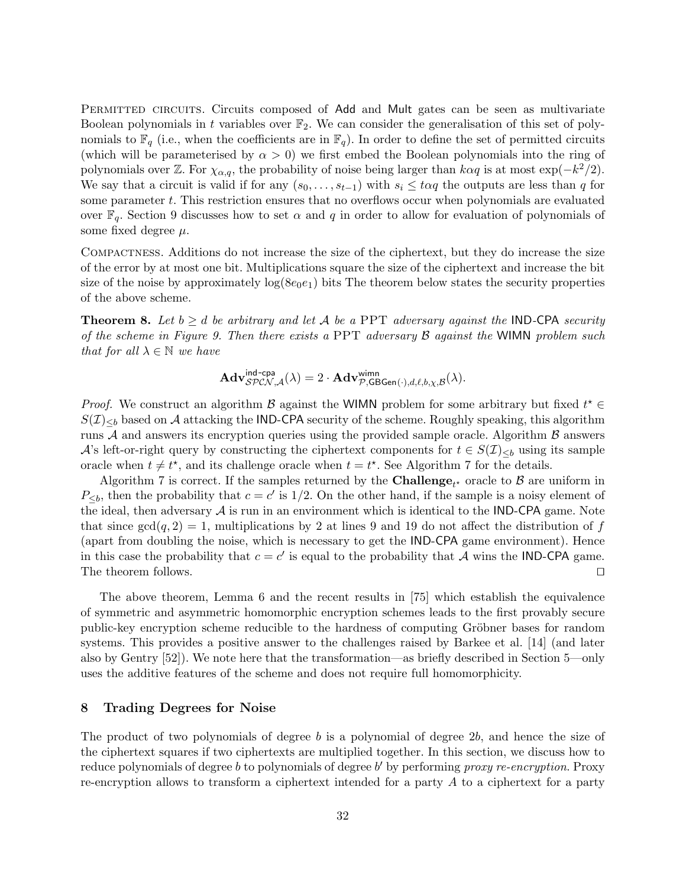Permitted circuits. Circuits composed of Add and Mult gates can be seen as multivariate Boolean polynomials in $t$ variables over $\mathbb{F}_2$. We can consider the generalisation of this set of polynomials to $\mathbb{F}_q$ (i.e., when the coefficients are in $\mathbb{F}_q$). In order to define the set of permitted circuits (which will be parameterised by $\alpha > 0$) we first embed the Boolean polynomials into the ring of polynomials over $\mathbb{Z}$. For $\chi_{\alpha,q}$, the probability of noise being larger than $k\alpha q$ is at most $\exp(-k^2/2)$. We say that a circuit is valid if for any $(s_0, \ldots, s_{t-1})$ with $s_i \le t\alpha q$ the outputs are less than $q$ for some parameter $t$. This restriction ensures that no overflows occur when polynomials are evaluated over $\mathbb{F}_q$. Section 9 discusses how to set $\alpha$ and $q$ in order to allow for evaluation of polynomials of some fixed degree $\mu$.

Compactness. Additions do not increase the size of the ciphertext, but they do increase the size of the error by at most one bit. Multiplications square the size of the ciphertext and increase the bit size of the noise by approximately $\log(8e_0e_1)$ bits The theorem below states the security properties of the above scheme.

**Theorem 8.** *Let $b \ge d$ be arbitrary and let $\mathcal{A}$ be a* PPT *adversary against the* IND-CPA *security of the scheme in Figure 9. Then there exists a* PPT *adversary $\mathcal{B}$ against the* WIMN *problem such that for all $\lambda \in \mathbb{N}$ we have*

$$\mathbf{Adv}^{\mathsf{ind\text{-}cpa}}_{\mathcal{SPCN},\mathcal{A}}(\lambda) = 2 \cdot \mathbf{Adv}^{\mathsf{wimn}}_{\mathcal{P},\mathsf{GBGen}(\cdot),d,\ell,b,\chi,\mathcal{B}}(\lambda).$$

*Proof.* We construct an algorithm $\mathcal{B}$ against the WIMN problem for some arbitrary but fixed $t^\star \in S(\mathcal{I})_{<b}$ based on $\mathcal{A}$ attacking the IND-CPA security of the scheme. Roughly speaking, this algorithm runs $\mathcal{A}$ and answers its encryption queries using the provided sample oracle. Algorithm $\mathcal{B}$ answers $\mathcal{A}$'s left-or-right query by constructing the ciphertext components for $t \in S(\mathcal{I})_{<b}$ using its sample oracle when $t \ne t^\star$, and its challenge oracle when $t = t^\star$. See Algorithm 7 for the details.

Algorithm 7 is correct. If the samples returned by the $\mathbf{Challenge}_{t^\star}$ oracle to $\mathcal{B}$ are uniform in $P_{\le b}$, then the probability that $c = c'$ is $1/2$. On the other hand, if the sample is a noisy element of the ideal, then adversary $\mathcal{A}$ is run in an environment which is identical to the IND-CPA game. Note that since $\gcd(q, 2) = 1$, multiplications by 2 at lines 9 and 19 do not affect the distribution of $f$ (apart from doubling the noise, which is necessary to get the IND-CPA game environment). Hence in this case the probability that $c = c'$ is equal to the probability that $\mathcal{A}$ wins the IND-CPA game. The theorem follows. ◻

The above theorem, Lemma 6 and the recent results in [75] which establish the equivalence of symmetric and asymmetric homomorphic encryption schemes leads to the first provably secure public-key encryption scheme reducible to the hardness of computing Gröbner bases for random systems. This provides a positive answer to the challenges raised by Barkee et al. [14] (and later also by Gentry [52]). We note here that the transformation—as briefly described in Section 5—only uses the additive features of the scheme and does not require full homomorphicity.

## 8 Trading Degrees for Noise

The product of two polynomials of degree $b$ is a polynomial of degree $2b$, and hence the size of the ciphertext squares if two ciphertexts are multiplied together. In this section, we discuss how to reduce polynomials of degree $b$ to polynomials of degree $b'$ by performing *proxy re-encryption.* Proxy re-encryption allows to transform a ciphertext intended for a party $A$ to a ciphertext for a party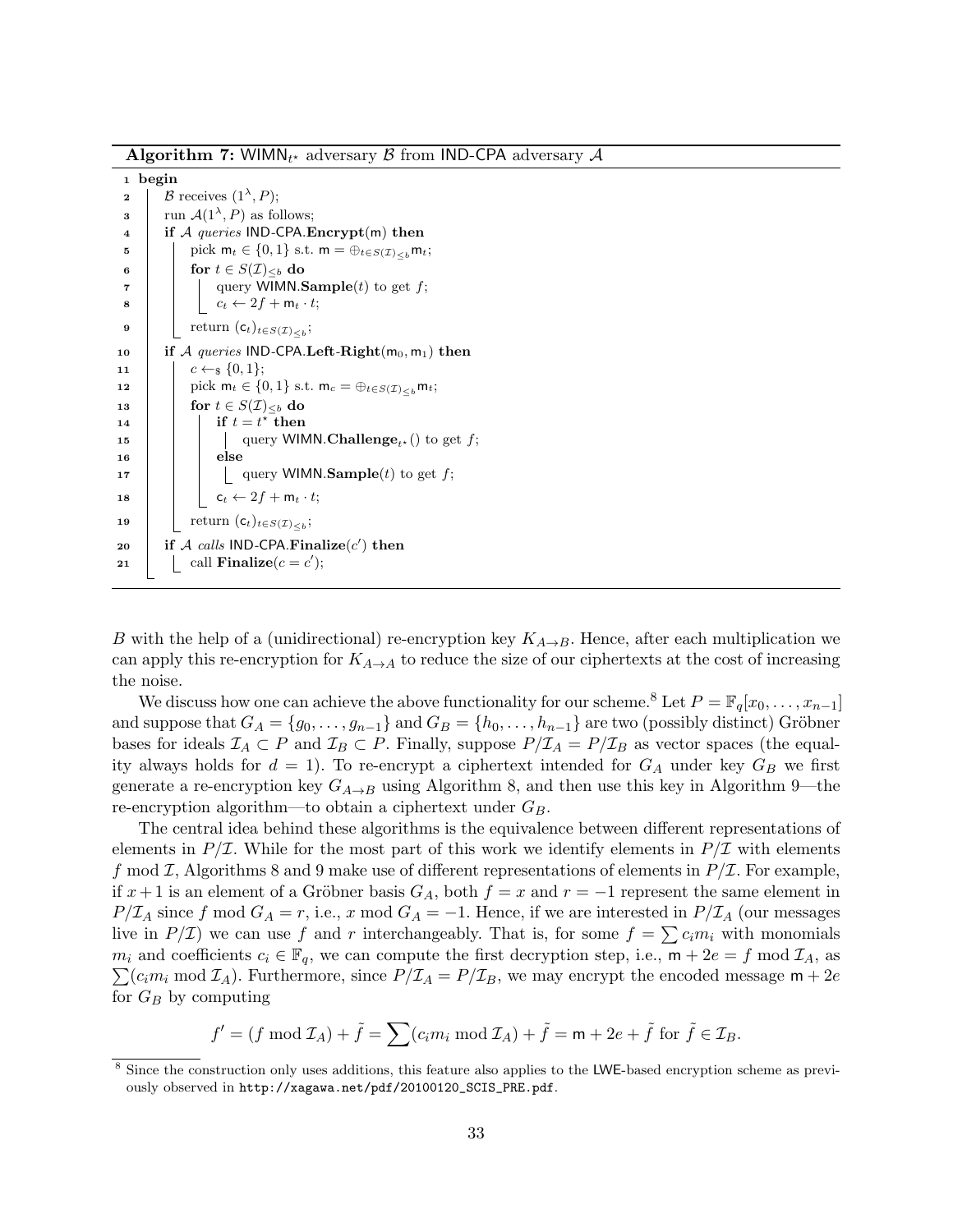**Algorithm 7:** $\mathsf{WIMN}_{t^\star}$ adversary $\mathcal{B}$ from IND-CPA adversary $\mathcal{A}$

```
1  begin
2      B receives (1^λ, P);
3      run A(1^λ, P) as follows;
4      if A queries IND-CPA.Encrypt(m) then
5          pick m_t ∈ {0,1} s.t. m = ⊕_{t∈S(I)_{≤b}} m_t;
6          for t ∈ S(I)_{≤b} do
7              query WIMN.Sample(t) to get f;
8              c_t ← 2f + m_t · t;
9          return (c_t)_{t∈S(I)_{≤b}};
10     if A queries IND-CPA.Left-Right(m_0, m_1) then
11         c ←$ {0,1};
12         pick m_t ∈ {0,1} s.t. m_c = ⊕_{t∈S(I)_{≤b}} m_t;
13         for t ∈ S(I)_{≤b} do
14             if t = t* then
15                 query WIMN.Challenge_{t*}() to get f;
16             else
17                 query WIMN.Sample(t) to get f;
18             c_t ← 2f + m_t · t;
19         return (c_t)_{t∈S(I)_{≤b}};
20     if A calls IND-CPA.Finalize(c') then
21         call Finalize(c = c');
```

$B$ with the help of a (unidirectional) re-encryption key $K_{A\to B}$. Hence, after each multiplication we can apply this re-encryption for $K_{A\to A}$ to reduce the size of our ciphertexts at the cost of increasing the noise.

We discuss how one can achieve the above functionality for our scheme.[8] Let $P = \mathbb{F}_q[x_0, \dots, x_{n-1}]$ and suppose that $G_A = \{g_0, \dots, g_{n-1}\}$ and $G_B = \{h_0, \dots, h_{n-1}\}$ are two (possibly distinct) Gröbner bases for ideals $\mathcal{I}_A \subset P$ and $\mathcal{I}_B \subset P$. Finally, suppose $P/\mathcal{I}_A = P/\mathcal{I}_B$ as vector spaces (the equality always holds for $d = 1$). To re-encrypt a ciphertext intended for $G_A$ under key $G_B$ we first generate a re-encryption key $G_{A\to B}$ using Algorithm 8, and then use this key in Algorithm 9—the re-encryption algorithm—to obtain a ciphertext under $G_B$.

The central idea behind these algorithms is the equivalence between different representations of elements in $P/\mathcal{I}$. While for the most part of this work we identify elements in $P/\mathcal{I}$ with elements $f \bmod \mathcal{I}$, Algorithms 8 and 9 make use of different representations of elements in $P/\mathcal{I}$. For example, if $x+1$ is an element of a Gröbner basis $G_A$, both $f = x$ and $r = -1$ represent the same element in $P/\mathcal{I}_A$ since $f \bmod G_A = r$, i.e., $x \bmod G_A = -1$. Hence, if we are interested in $P/\mathcal{I}_A$ (our messages live in $P/\mathcal{I}$) we can use $f$ and $r$ interchangeably. That is, for some $f = \sum c_i m_i$ with monomials $m_i$ and coefficients $c_i \in \mathbb{F}_q$, we can compute the first decryption step, i.e., $\mathsf{m} + 2e = f \bmod \mathcal{I}_A$, as $\sum (c_i m_i \bmod \mathcal{I}_A)$. Furthermore, since $P/\mathcal{I}_A = P/\mathcal{I}_B$, we may encrypt the encoded message $\mathsf{m} + 2e$ for $G_B$ by computing

$$f' = (f \bmod \mathcal{I}_A) + \tilde{f} = \sum (c_i m_i \bmod \mathcal{I}_A) + \tilde{f} = \mathsf{m} + 2e + \tilde{f} \text{ for } \tilde{f} \in \mathcal{I}_B.$$

[8] Since the construction only uses additions, this feature also applies to the LWE-based encryption scheme as previously observed in `http://xagawa.net/pdf/20100120_SCIS_PRE.pdf`.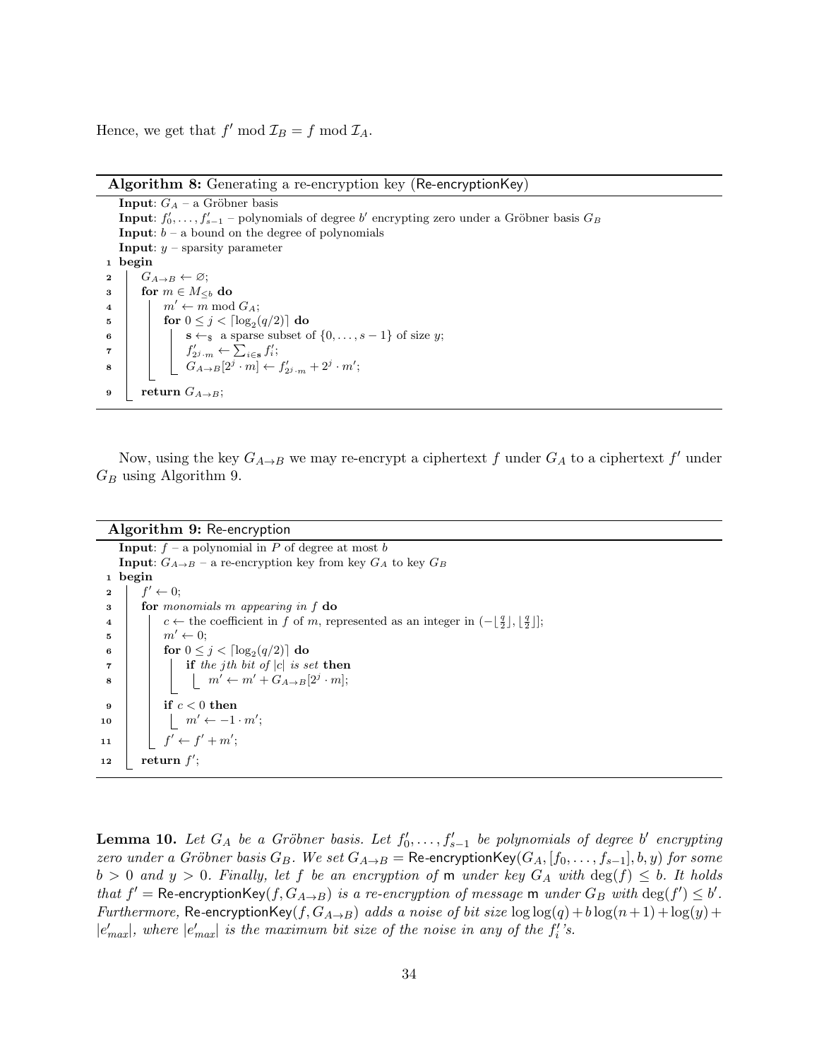Hence, we get that $f' \bmod \mathcal{I}_B = f \bmod \mathcal{I}_A$.

**Algorithm 8:** Generating a re-encryption key (Re-encryptionKey)

```
Input: G_A – a Gröbner basis
Input: f'_0, ..., f'_{s-1} – polynomials of degree b' encrypting zero under a Gröbner basis G_B
Input: b – a bound on the degree of polynomials
Input: y – sparsity parameter
1  begin
2      G_{A→B} ← ∅;
3      for m ∈ M_{≤b} do
4          m' ← m mod G_A;
5          for 0 ≤ j < ⌈log_2(q/2)⌉ do
6              s ←$ a sparse subset of {0, ..., s−1} of size y;
7              f'_{2^j·m} ← Σ_{i∈s} f'_i;
8              G_{A→B}[2^j · m] ← f'_{2^j·m} + 2^j · m';
9      return G_{A→B};
```

Now, using the key $G_{A \to B}$ we may re-encrypt a ciphertext $f$ under $G_A$ to a ciphertext $f'$ under $G_B$ using Algorithm 9.

**Algorithm 9:** Re-encryption

```
Input: f – a polynomial in P of degree at most b
Input: G_{A→B} – a re-encryption key from key G_A to key G_B
1  begin
2      f' ← 0;
3      for monomials m appearing in f do
4          c ← the coefficient in f of m, represented as an integer in (−⌊q/2⌋, ⌊q/2⌋];
5          m' ← 0;
6          for 0 ≤ j < ⌈log_2(q/2)⌉ do
7              if the jth bit of |c| is set then
8                  m' ← m' + G_{A→B}[2^j · m];
9          if c < 0 then
10             m' ← −1 · m';
11         f' ← f' + m';
12     return f';
```

**Lemma 10.** *Let $G_A$ be a Gröbner basis. Let $f'_0, \dots, f'_{s-1}$ be polynomials of degree $b'$ encrypting zero under a Gröbner basis $G_B$. We set $G_{A \to B} = \mathsf{Re\text{-}encryptionKey}(G_A, [f_0, \dots, f_{s-1}], b, y)$ for some $b > 0$ and $y > 0$. Finally, let $f$ be an encryption of $\mathsf{m}$ under key $G_A$ with $\deg(f) \leq b$. It holds that $f' = \mathsf{Re\text{-}encryptionKey}(f, G_{A \to B})$ is a re-encryption of message $\mathsf{m}$ under $G_B$ with $\deg(f') \leq b'$. Furthermore, $\mathsf{Re\text{-}encryptionKey}(f, G_{A \to B})$ adds a noise of bit size $\log\log(q) + b\log(n+1) + \log(y) + |e'_{max}|$, where $|e'_{max}|$ is the maximum bit size of the noise in any of the $f'_i$'s.*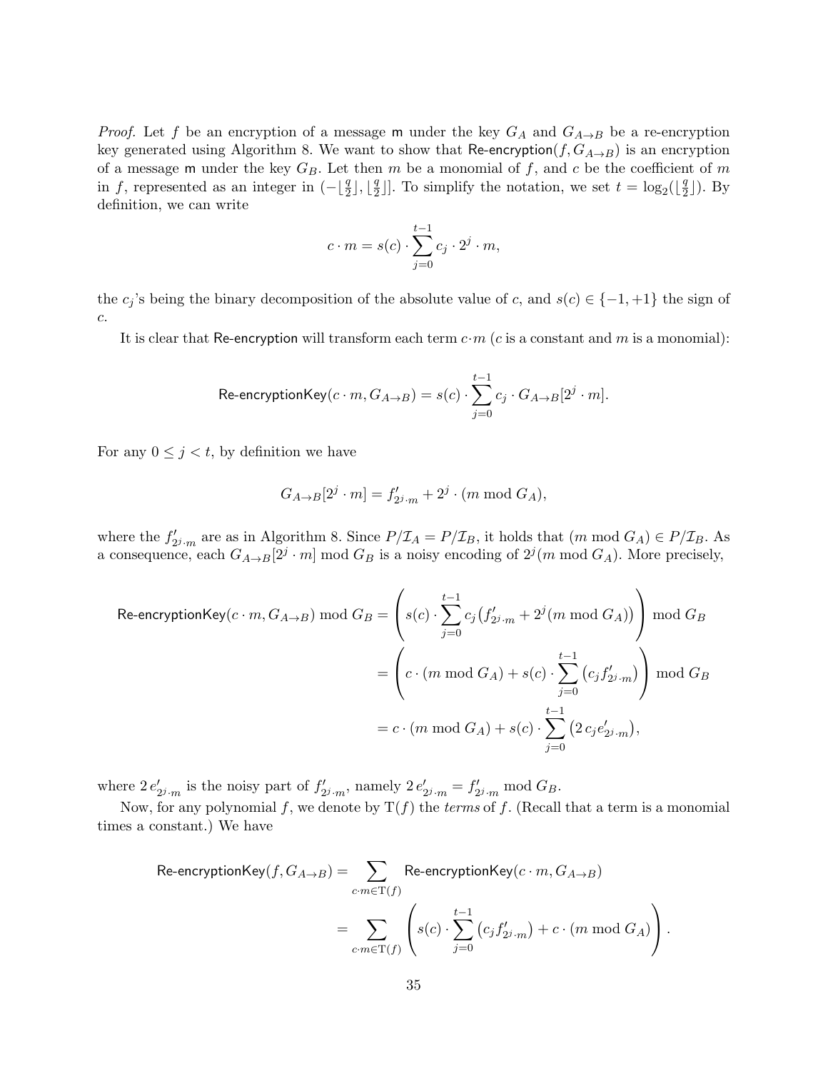*Proof.* Let $f$ be an encryption of a message $\mathsf{m}$ under the key $G_A$ and $G_{A\to B}$ be a re-encryption key generated using Algorithm 8. We want to show that $\mathsf{Re\text{-}encryption}(f, G_{A\to B})$ is an encryption of a message $\mathsf{m}$ under the key $G_B$. Let then $m$ be a monomial of $f$, and $c$ be the coefficient of $m$ in $f$, represented as an integer in $(-\lfloor \frac{q}{2} \rfloor, \lfloor \frac{q}{2} \rfloor]$. To simplify the notation, we set $t = \log_2(\lfloor \frac{q}{2} \rfloor)$. By definition, we can write

$$c \cdot m = s(c) \cdot \sum_{j=0}^{t-1} c_j \cdot 2^j \cdot m,$$

the $c_j$'s being the binary decomposition of the absolute value of $c$, and $s(c) \in \{-1, +1\}$ the sign of $c$.

It is clear that $\mathsf{Re\text{-}encryption}$ will transform each term $c \cdot m$ ($c$ is a constant and $m$ is a monomial):

$$\mathsf{Re\text{-}encryptionKey}(c \cdot m, G_{A\to B}) = s(c) \cdot \sum_{j=0}^{t-1} c_j \cdot G_{A\to B}[2^j \cdot m].$$

For any $0 \leq j < t$, by definition we have

$$G_{A\to B}[2^j \cdot m] = f'_{2^j \cdot m} + 2^j \cdot (m \bmod G_A),$$

where the $f'_{2^j \cdot m}$ are as in Algorithm 8. Since $P/\mathcal{I}_A = P/\mathcal{I}_B$, it holds that $(m \bmod G_A) \in P/\mathcal{I}_B$. As a consequence, each $G_{A\to B}[2^j \cdot m] \bmod G_B$ is a noisy encoding of $2^j(m \bmod G_A)$. More precisely,

$$\begin{aligned}
\mathsf{Re\text{-}encryptionKey}(c \cdot m, G_{A\to B}) \bmod G_B &= \left( s(c) \cdot \sum_{j=0}^{t-1} c_j \big( f'_{2^j \cdot m} + 2^j (m \bmod G_A) \big) \right) \bmod G_B \\
&= \left( c \cdot (m \bmod G_A) + s(c) \cdot \sum_{j=0}^{t-1} \big( c_j f'_{2^j \cdot m} \big) \right) \bmod G_B \\
&= c \cdot (m \bmod G_A) + s(c) \cdot \sum_{j=0}^{t-1} \big( 2\, c_j e'_{2^j \cdot m} \big),
\end{aligned}$$

where $2\, e'_{2^j \cdot m}$ is the noisy part of $f'_{2^j \cdot m}$, namely $2\, e'_{2^j \cdot m} = f'_{2^j \cdot m} \bmod G_B$.

Now, for any polynomial $f$, we denote by $\mathrm{T}(f)$ the *terms* of $f$. (Recall that a term is a monomial times a constant.) We have

$$\begin{aligned}
\mathsf{Re\text{-}encryptionKey}(f, G_{A\to B}) &= \sum_{c \cdot m \in \mathrm{T}(f)} \mathsf{Re\text{-}encryptionKey}(c \cdot m, G_{A\to B}) \\
&= \sum_{c \cdot m \in \mathrm{T}(f)} \left( s(c) \cdot \sum_{j=0}^{t-1} \big( c_j f'_{2^j \cdot m} \big) + c \cdot (m \bmod G_A) \right).
\end{aligned}$$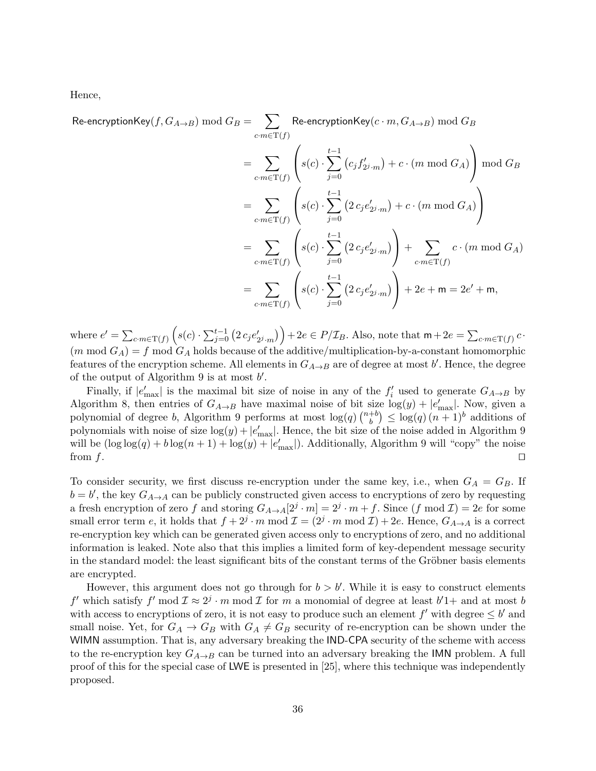Hence,

$$
\begin{aligned}
\mathsf{Re\text{-}encryptionKey}(f, G_{A\to B}) \bmod G_B &= \sum_{c\cdot m\in \mathrm{T}(f)} \mathsf{Re\text{-}encryptionKey}(c\cdot m, G_{A\to B}) \bmod G_B \\
&= \sum_{c\cdot m\in \mathrm{T}(f)} \left( s(c)\cdot \sum_{j=0}^{t-1} \left(c_j f'_{2^j\cdot m}\right) + c\cdot (m \bmod G_A) \right) \bmod G_B \\
&= \sum_{c\cdot m\in \mathrm{T}(f)} \left( s(c)\cdot \sum_{j=0}^{t-1} \left(2\, c_j e'_{2^j\cdot m}\right) + c\cdot (m \bmod G_A) \right) \\
&= \sum_{c\cdot m\in \mathrm{T}(f)} \left( s(c)\cdot \sum_{j=0}^{t-1} \left(2\, c_j e'_{2^j\cdot m}\right) \right) + \sum_{c\cdot m\in \mathrm{T}(f)} c\cdot (m \bmod G_A) \\
&= \sum_{c\cdot m\in \mathrm{T}(f)} \left( s(c)\cdot \sum_{j=0}^{t-1} \left(2\, c_j e'_{2^j\cdot m}\right) \right) + 2e + \mathsf{m} = 2e' + \mathsf{m},
\end{aligned}
$$

where $e' = \sum_{c\cdot m\in \mathrm{T}(f)} \left( s(c)\cdot \sum_{j=0}^{t-1} \left(2\, c_j e'_{2^j\cdot m}\right)\right) + 2e \in P/\mathcal{I}_B$. Also, note that $\mathsf{m} + 2e = \sum_{c\cdot m\in \mathrm{T}(f)} c\cdot (m \bmod G_A) = f \bmod G_A$ holds because of the additive/multiplication-by-a-constant homomorphic features of the encryption scheme. All elements in $G_{A\to B}$ are of degree at most $b'$. Hence, the degree of the output of Algorithm 9 is at most $b'$.

Finally, if $|e'_{\max}|$ is the maximal bit size of noise in any of the $f'_i$ used to generate $G_{A\to B}$ by Algorithm 8, then entries of $G_{A\to B}$ have maximal noise of bit size $\log(y) + |e'_{\max}|$. Now, given a polynomial of degree $b$, Algorithm 9 performs at most $\log(q)\binom{n+b}{b} \le \log(q)\,(n+1)^b$ additions of polynomials with noise of size $\log(y) + |e'_{\max}|$. Hence, the bit size of the noise added in Algorithm 9 will be $(\log\log(q) + b\log(n+1) + \log(y) + |e'_{\max}|)$. Additionally, Algorithm 9 will "copy" the noise from $f$. $\square$

To consider security, we first discuss re-encryption under the same key, i.e., when $G_A = G_B$. If $b = b'$, the key $G_{A\to A}$ can be publicly constructed given access to encryptions of zero by requesting a fresh encryption of zero $f$ and storing $G_{A\to A}[2^j\cdot m] = 2^j\cdot m + f$. Since $(f \bmod \mathcal{I}) = 2e$ for some small error term $e$, it holds that $f + 2^j\cdot m \bmod \mathcal{I} = (2^j\cdot m \bmod \mathcal{I}) + 2e$. Hence, $G_{A\to A}$ is a correct re-encryption key which can be generated given access only to encryptions of zero, and no additional information is leaked. Note also that this implies a limited form of key-dependent message security in the standard model: the least significant bits of the constant terms of the Gröbner basis elements are encrypted.

However, this argument does not go through for $b > b'$. While it is easy to construct elements $f'$ which satisfy $f' \bmod \mathcal{I} \approx 2^j\cdot m \bmod \mathcal{I}$ for $m$ a monomial of degree at least $b'1+$ and at most $b$ with access to encryptions of zero, it is not easy to produce such an element $f'$ with degree $\le b'$ and small noise. Yet, for $G_A \to G_B$ with $G_A \ne G_B$ security of re-encryption can be shown under the WIMN assumption. That is, any adversary breaking the IND-CPA security of the scheme with access to the re-encryption key $G_{A\to B}$ can be turned into an adversary breaking the IMN problem. A full proof of this for the special case of LWE is presented in [25], where this technique was independently proposed.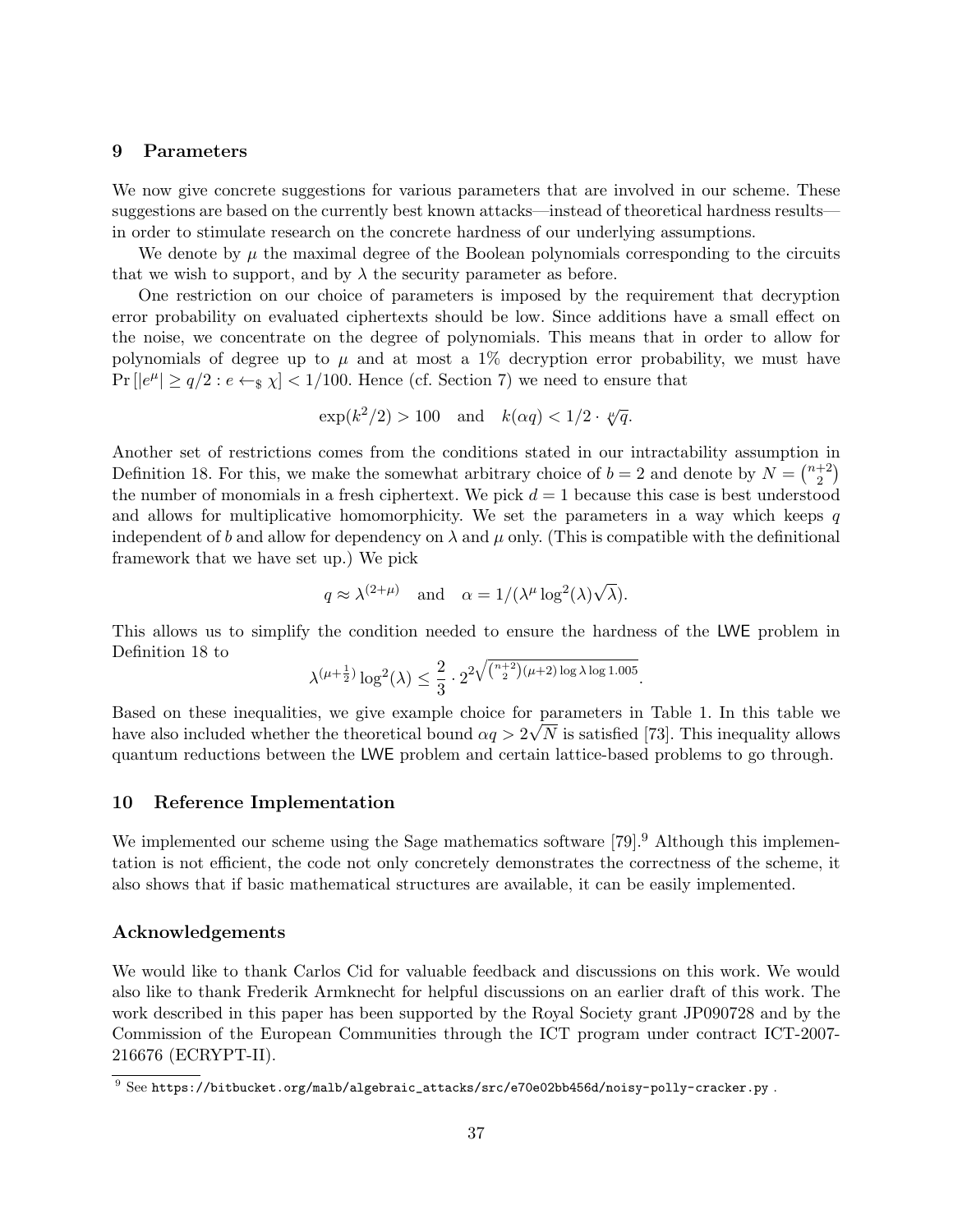## 9 Parameters

We now give concrete suggestions for various parameters that are involved in our scheme. These suggestions are based on the currently best known attacks—instead of theoretical hardness results—in order to stimulate research on the concrete hardness of our underlying assumptions.

We denote by $\mu$ the maximal degree of the Boolean polynomials corresponding to the circuits that we wish to support, and by $\lambda$ the security parameter as before.

One restriction on our choice of parameters is imposed by the requirement that decryption error probability on evaluated ciphertexts should be low. Since additions have a small effect on the noise, we concentrate on the degree of polynomials. This means that in order to allow for polynomials of degree up to $\mu$ and at most a 1% decryption error probability, we must have $\Pr[|e^\mu| \geq q/2 : e \leftarrow_\$ \chi] < 1/100$. Hence (cf. Section 7) we need to ensure that

$$\exp(k^2/2) > 100 \quad \text{and} \quad k(\alpha q) < 1/2 \cdot \sqrt[\mu]{q}.$$

Another set of restrictions comes from the conditions stated in our intractability assumption in Definition 18. For this, we make the somewhat arbitrary choice of $b = 2$ and denote by $N = \binom{n+2}{2}$ the number of monomials in a fresh ciphertext. We pick $d = 1$ because this case is best understood and allows for multiplicative homomorphicity. We set the parameters in a way which keeps $q$ independent of $b$ and allow for dependency on $\lambda$ and $\mu$ only. (This is compatible with the definitional framework that we have set up.) We pick

$$q \approx \lambda^{(2+\mu)} \quad \text{and} \quad \alpha = 1/(\lambda^\mu \log^2(\lambda)\sqrt{\lambda}).$$

This allows us to simplify the condition needed to ensure the hardness of the LWE problem in Definition 18 to

$$\lambda^{(\mu+\frac{1}{2})} \log^2(\lambda) \leq \frac{2}{3} \cdot 2^{2\sqrt{\binom{n+2}{2}(\mu+2)\log\lambda \log 1.005}}.$$

Based on these inequalities, we give example choice for parameters in Table 1. In this table we have also included whether the theoretical bound $\alpha q > 2\sqrt{N}$ is satisfied [73]. This inequality allows quantum reductions between the LWE problem and certain lattice-based problems to go through.

## 10 Reference Implementation

We implemented our scheme using the Sage mathematics software [79].[9] Although this implementation is not efficient, the code not only concretely demonstrates the correctness of the scheme, it also shows that if basic mathematical structures are available, it can be easily implemented.

### Acknowledgements

We would like to thank Carlos Cid for valuable feedback and discussions on this work. We would also like to thank Frederik Armknecht for helpful discussions on an earlier draft of this work. The work described in this paper has been supported by the Royal Society grant JP090728 and by the Commission of the European Communities through the ICT program under contract ICT-2007-216676 (ECRYPT-II).

[9] See https://bitbucket.org/malb/algebraic_attacks/src/e70e02bb456d/noisy-polly-cracker.py .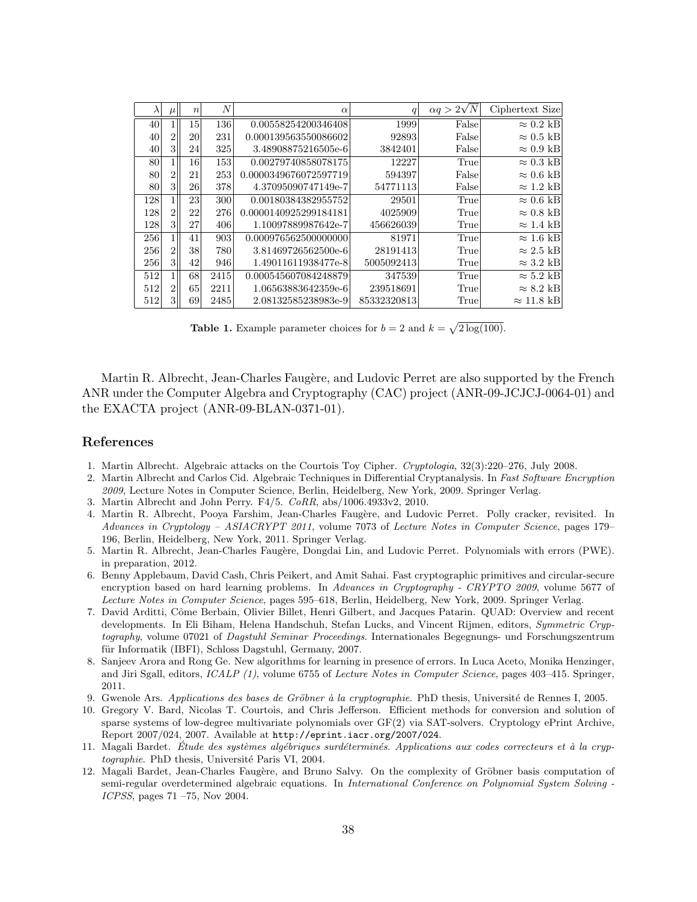| $\lambda$ | $\mu$ | $n$ | $N$ | $\alpha$ | $q$ | $\alpha q > 2\sqrt{N}$ | Ciphertext Size |
|---|---|---|---|---|---|---|---|
| 40 | 1 | 15 | 136 | 0.00558254200346408 | 1999 | False | $\approx 0.2$ kB |
| 40 | 2 | 20 | 231 | 0.000139563550086602 | 92893 | False | $\approx 0.5$ kB |
| 40 | 3 | 24 | 325 | 3.48908875216505e-6 | 3842401 | False | $\approx 0.9$ kB |
| 80 | 1 | 16 | 153 | 0.00279740858078175 | 12227 | True | $\approx 0.3$ kB |
| 80 | 2 | 21 | 253 | 0.0000349676072597719 | 594397 | False | $\approx 0.6$ kB |
| 80 | 3 | 26 | 378 | 4.37095090747149e-7 | 54771113 | False | $\approx 1.2$ kB |
| 128 | 1 | 23 | 300 | 0.00180384382955752 | 29501 | True | $\approx 0.6$ kB |
| 128 | 2 | 22 | 276 | 0.0000140925299184181 | 4025909 | True | $\approx 0.8$ kB |
| 128 | 3 | 27 | 406 | 1.10097889987642e-7 | 456626039 | True | $\approx 1.4$ kB |
| 256 | 1 | 41 | 903 | 0.000976562500000000 | 81971 | True | $\approx 1.6$ kB |
| 256 | 2 | 38 | 780 | 3.81469726562500e-6 | 28191413 | True | $\approx 2.5$ kB |
| 256 | 3 | 42 | 946 | 1.49011611938477e-8 | 5005092413 | True | $\approx 3.2$ kB |
| 512 | 1 | 68 | 2415 | 0.000545607084248879 | 347539 | True | $\approx 5.2$ kB |
| 512 | 2 | 65 | 2211 | 1.06563883642359e-6 | 239518691 | True | $\approx 8.2$ kB |
| 512 | 3 | 69 | 2485 | 2.08132585238983e-9 | 85332320813 | True | $\approx 11.8$ kB |

**Table 1.** Example parameter choices for $b = 2$ and $k = \sqrt{2\log(100)}$.

Martin R. Albrecht, Jean-Charles Faugère, and Ludovic Perret are also supported by the French ANR under the Computer Algebra and Cryptography (CAC) project (ANR-09-JCJCJ-0064-01) and the EXACTA project (ANR-09-BLAN-0371-01).

## References

1. Martin Albrecht. Algebraic attacks on the Courtois Toy Cipher. *Cryptologia*, 32(3):220–276, July 2008.
2. Martin Albrecht and Carlos Cid. Algebraic Techniques in Differential Cryptanalysis. In *Fast Software Encryption 2009*, Lecture Notes in Computer Science, Berlin, Heidelberg, New York, 2009. Springer Verlag.
3. Martin Albrecht and John Perry. F4/5. *CoRR*, abs/1006.4933v2, 2010.
4. Martin R. Albrecht, Pooya Farshim, Jean-Charles Faugère, and Ludovic Perret. Polly cracker, revisited. In *Advances in Cryptology – ASIACRYPT 2011*, volume 7073 of *Lecture Notes in Computer Science*, pages 179–196, Berlin, Heidelberg, New York, 2011. Springer Verlag.
5. Martin R. Albrecht, Jean-Charles Faugère, Dongdai Lin, and Ludovic Perret. Polynomials with errors (PWE). in preparation, 2012.
6. Benny Applebaum, David Cash, Chris Peikert, and Amit Sahai. Fast cryptographic primitives and circular-secure encryption based on hard learning problems. In *Advances in Cryptography - CRYPTO 2009*, volume 5677 of *Lecture Notes in Computer Science*, pages 595–618, Berlin, Heidelberg, New York, 2009. Springer Verlag.
7. David Arditti, Côme Berbain, Olivier Billet, Henri Gilbert, and Jacques Patarin. QUAD: Overview and recent developments. In Eli Biham, Helena Handschuh, Stefan Lucks, and Vincent Rijmen, editors, *Symmetric Cryptography*, volume 07021 of *Dagstuhl Seminar Proceedings*. Internationales Begegnungs- und Forschungszentrum für Informatik (IBFI), Schloss Dagstuhl, Germany, 2007.
8. Sanjeev Arora and Rong Ge. New algorithms for learning in presence of errors. In Luca Aceto, Monika Henzinger, and Jiri Sgall, editors, *ICALP (1)*, volume 6755 of *Lecture Notes in Computer Science*, pages 403–415. Springer, 2011.
9. Gwenole Ars. *Applications des bases de Gröbner à la cryptographie*. PhD thesis, Université de Rennes I, 2005.
10. Gregory V. Bard, Nicolas T. Courtois, and Chris Jefferson. Efficient methods for conversion and solution of sparse systems of low-degree multivariate polynomials over GF(2) via SAT-solvers. Cryptology ePrint Archive, Report 2007/024, 2007. Available at `http://eprint.iacr.org/2007/024`.
11. Magali Bardet. *Étude des systèmes algébriques surdéterminés. Applications aux codes correcteurs et à la cryptographie*. PhD thesis, Université Paris VI, 2004.
12. Magali Bardet, Jean-Charles Faugère, and Bruno Salvy. On the complexity of Gröbner basis computation of semi-regular overdetermined algebraic equations. In *International Conference on Polynomial System Solving - ICPSS*, pages 71 –75, Nov 2004.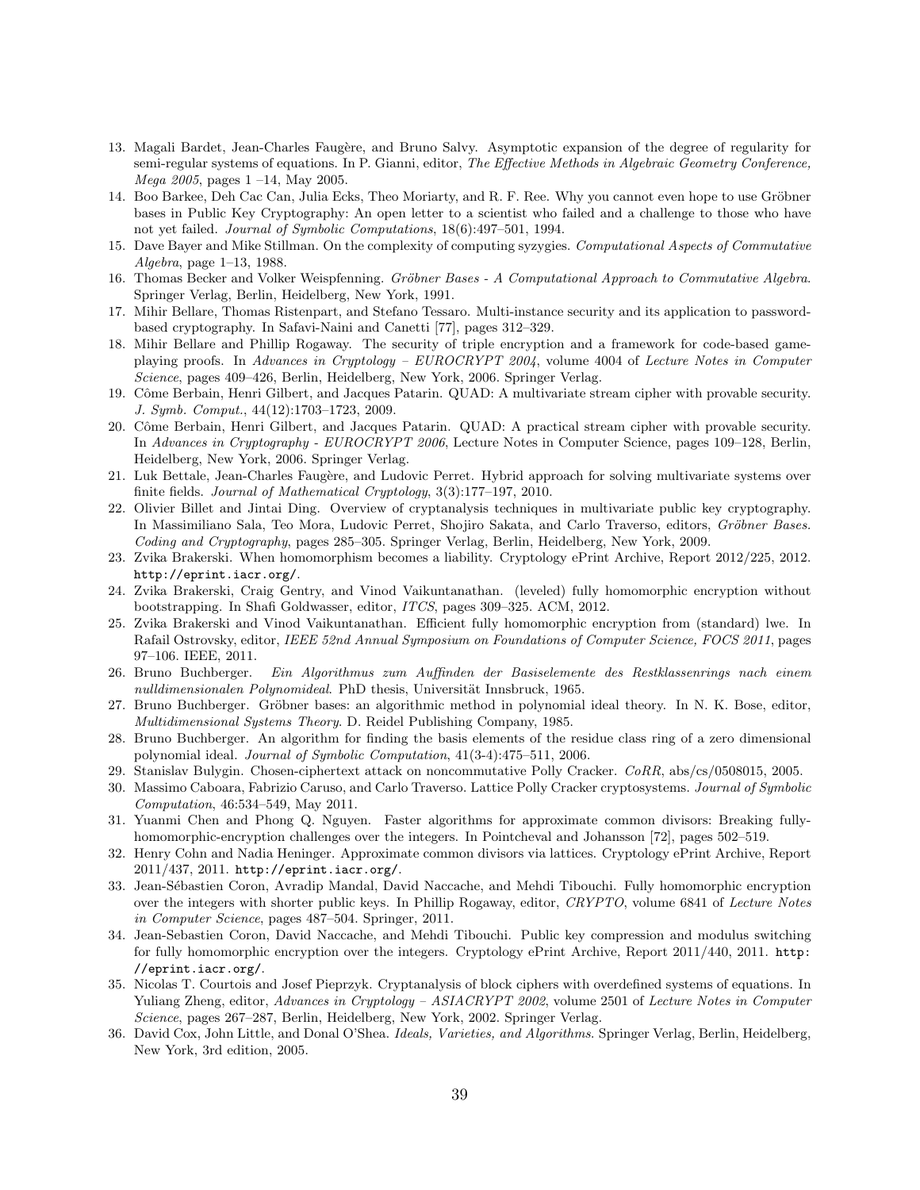13. Magali Bardet, Jean-Charles Faugère, and Bruno Salvy. Asymptotic expansion of the degree of regularity for semi-regular systems of equations. In P. Gianni, editor, *The Effective Methods in Algebraic Geometry Conference, Mega 2005*, pages 1 –14, May 2005.
14. Boo Barkee, Deh Cac Can, Julia Ecks, Theo Moriarty, and R. F. Ree. Why you cannot even hope to use Gröbner bases in Public Key Cryptography: An open letter to a scientist who failed and a challenge to those who have not yet failed. *Journal of Symbolic Computations*, 18(6):497–501, 1994.
15. Dave Bayer and Mike Stillman. On the complexity of computing syzygies. *Computational Aspects of Commutative Algebra*, page 1–13, 1988.
16. Thomas Becker and Volker Weispfenning. *Gröbner Bases - A Computational Approach to Commutative Algebra*. Springer Verlag, Berlin, Heidelberg, New York, 1991.
17. Mihir Bellare, Thomas Ristenpart, and Stefano Tessaro. Multi-instance security and its application to password-based cryptography. In Safavi-Naini and Canetti [77], pages 312–329.
18. Mihir Bellare and Phillip Rogaway. The security of triple encryption and a framework for code-based game-playing proofs. In *Advances in Cryptology – EUROCRYPT 2004*, volume 4004 of *Lecture Notes in Computer Science*, pages 409–426, Berlin, Heidelberg, New York, 2006. Springer Verlag.
19. Côme Berbain, Henri Gilbert, and Jacques Patarin. QUAD: A multivariate stream cipher with provable security. *J. Symb. Comput.*, 44(12):1703–1723, 2009.
20. Côme Berbain, Henri Gilbert, and Jacques Patarin. QUAD: A practical stream cipher with provable security. In *Advances in Cryptography - EUROCRYPT 2006*, Lecture Notes in Computer Science, pages 109–128, Berlin, Heidelberg, New York, 2006. Springer Verlag.
21. Luk Bettale, Jean-Charles Faugère, and Ludovic Perret. Hybrid approach for solving multivariate systems over finite fields. *Journal of Mathematical Cryptology*, 3(3):177–197, 2010.
22. Olivier Billet and Jintai Ding. Overview of cryptanalysis techniques in multivariate public key cryptography. In Massimiliano Sala, Teo Mora, Ludovic Perret, Shojiro Sakata, and Carlo Traverso, editors, *Gröbner Bases. Coding and Cryptography*, pages 285–305. Springer Verlag, Berlin, Heidelberg, New York, 2009.
23. Zvika Brakerski. When homomorphism becomes a liability. Cryptology ePrint Archive, Report 2012/225, 2012. `http://eprint.iacr.org/`.
24. Zvika Brakerski, Craig Gentry, and Vinod Vaikuntanathan. (leveled) fully homomorphic encryption without bootstrapping. In Shafi Goldwasser, editor, *ITCS*, pages 309–325. ACM, 2012.
25. Zvika Brakerski and Vinod Vaikuntanathan. Efficient fully homomorphic encryption from (standard) lwe. In Rafail Ostrovsky, editor, *IEEE 52nd Annual Symposium on Foundations of Computer Science, FOCS 2011*, pages 97–106. IEEE, 2011.
26. Bruno Buchberger. *Ein Algorithmus zum Auffinden der Basiselemente des Restklassenrings nach einem nulldimensionalen Polynomideal*. PhD thesis, Universität Innsbruck, 1965.
27. Bruno Buchberger. Gröbner bases: an algorithmic method in polynomial ideal theory. In N. K. Bose, editor, *Multidimensional Systems Theory*. D. Reidel Publishing Company, 1985.
28. Bruno Buchberger. An algorithm for finding the basis elements of the residue class ring of a zero dimensional polynomial ideal. *Journal of Symbolic Computation*, 41(3-4):475–511, 2006.
29. Stanislav Bulygin. Chosen-ciphertext attack on noncommutative Polly Cracker. *CoRR*, abs/cs/0508015, 2005.
30. Massimo Caboara, Fabrizio Caruso, and Carlo Traverso. Lattice Polly Cracker cryptosystems. *Journal of Symbolic Computation*, 46:534–549, May 2011.
31. Yuanmi Chen and Phong Q. Nguyen. Faster algorithms for approximate common divisors: Breaking fully-homomorphic-encryption challenges over the integers. In Pointcheval and Johansson [72], pages 502–519.
32. Henry Cohn and Nadia Heninger. Approximate common divisors via lattices. Cryptology ePrint Archive, Report 2011/437, 2011. `http://eprint.iacr.org/`.
33. Jean-Sébastien Coron, Avradip Mandal, David Naccache, and Mehdi Tibouchi. Fully homomorphic encryption over the integers with shorter public keys. In Phillip Rogaway, editor, *CRYPTO*, volume 6841 of *Lecture Notes in Computer Science*, pages 487–504. Springer, 2011.
34. Jean-Sebastien Coron, David Naccache, and Mehdi Tibouchi. Public key compression and modulus switching for fully homomorphic encryption over the integers. Cryptology ePrint Archive, Report 2011/440, 2011. `http://eprint.iacr.org/`.
35. Nicolas T. Courtois and Josef Pieprzyk. Cryptanalysis of block ciphers with overdefined systems of equations. In Yuliang Zheng, editor, *Advances in Cryptology – ASIACRYPT 2002*, volume 2501 of *Lecture Notes in Computer Science*, pages 267–287, Berlin, Heidelberg, New York, 2002. Springer Verlag.
36. David Cox, John Little, and Donal O'Shea. *Ideals, Varieties, and Algorithms*. Springer Verlag, Berlin, Heidelberg, New York, 3rd edition, 2005.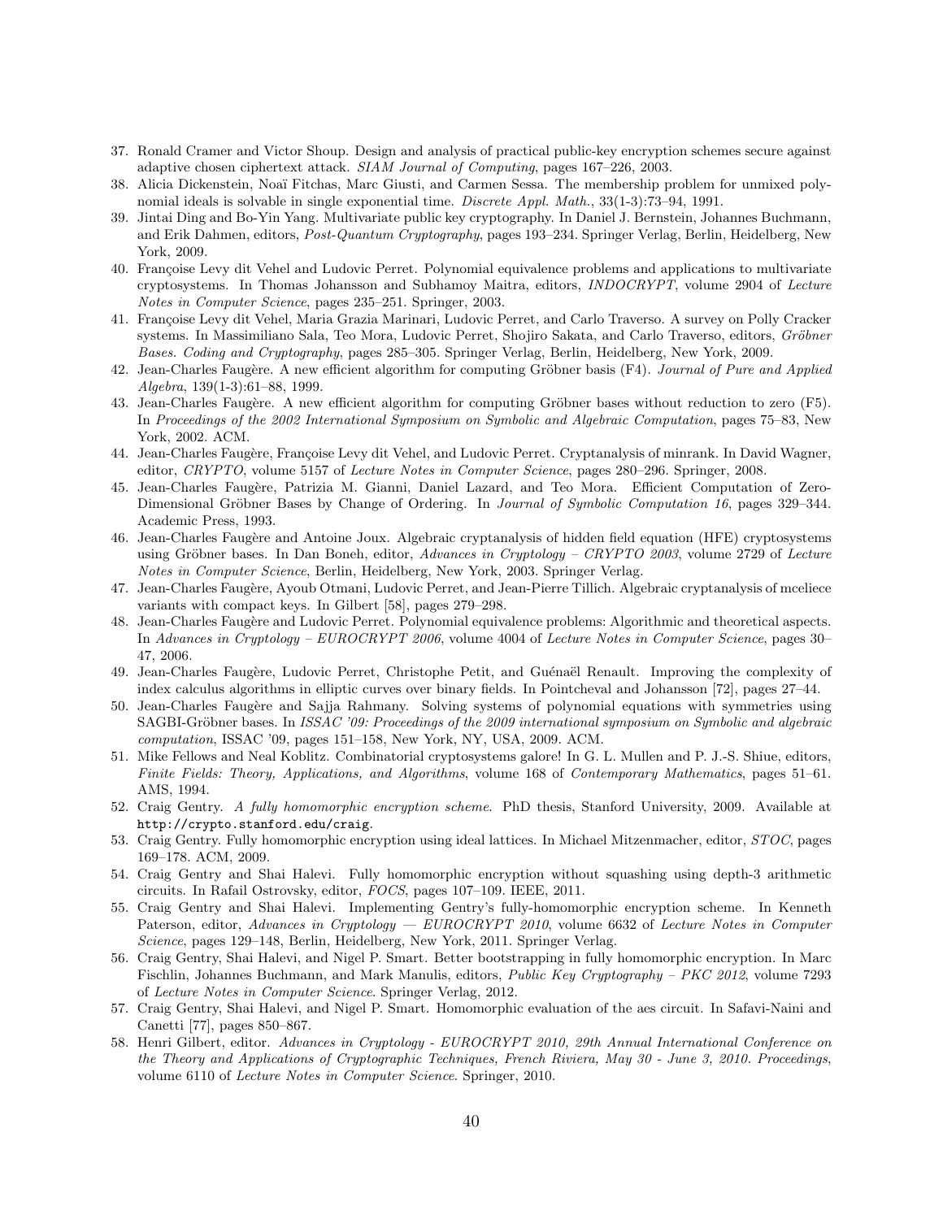37. Ronald Cramer and Victor Shoup. Design and analysis of practical public-key encryption schemes secure against adaptive chosen ciphertext attack. *SIAM Journal of Computing*, pages 167–226, 2003.
38. Alicia Dickenstein, Noaï Fitchas, Marc Giusti, and Carmen Sessa. The membership problem for unmixed polynomial ideals is solvable in single exponential time. *Discrete Appl. Math.*, 33(1-3):73–94, 1991.
39. Jintai Ding and Bo-Yin Yang. Multivariate public key cryptography. In Daniel J. Bernstein, Johannes Buchmann, and Erik Dahmen, editors, *Post-Quantum Cryptography*, pages 193–234. Springer Verlag, Berlin, Heidelberg, New York, 2009.
40. Françoise Levy dit Vehel and Ludovic Perret. Polynomial equivalence problems and applications to multivariate cryptosystems. In Thomas Johansson and Subhamoy Maitra, editors, *INDOCRYPT*, volume 2904 of *Lecture Notes in Computer Science*, pages 235–251. Springer, 2003.
41. Françoise Levy dit Vehel, Maria Grazia Marinari, Ludovic Perret, and Carlo Traverso. A survey on Polly Cracker systems. In Massimiliano Sala, Teo Mora, Ludovic Perret, Shojiro Sakata, and Carlo Traverso, editors, *Gröbner Bases. Coding and Cryptography*, pages 285–305. Springer Verlag, Berlin, Heidelberg, New York, 2009.
42. Jean-Charles Faugère. A new efficient algorithm for computing Gröbner basis (F4). *Journal of Pure and Applied Algebra*, 139(1-3):61–88, 1999.
43. Jean-Charles Faugère. A new efficient algorithm for computing Gröbner bases without reduction to zero (F5). In *Proceedings of the 2002 International Symposium on Symbolic and Algebraic Computation*, pages 75–83, New York, 2002. ACM.
44. Jean-Charles Faugère, Françoise Levy dit Vehel, and Ludovic Perret. Cryptanalysis of minrank. In David Wagner, editor, *CRYPTO*, volume 5157 of *Lecture Notes in Computer Science*, pages 280–296. Springer, 2008.
45. Jean-Charles Faugère, Patrizia M. Gianni, Daniel Lazard, and Teo Mora. Efficient Computation of Zero-Dimensional Gröbner Bases by Change of Ordering. In *Journal of Symbolic Computation 16*, pages 329–344. Academic Press, 1993.
46. Jean-Charles Faugère and Antoine Joux. Algebraic cryptanalysis of hidden field equation (HFE) cryptosystems using Gröbner bases. In Dan Boneh, editor, *Advances in Cryptology – CRYPTO 2003*, volume 2729 of *Lecture Notes in Computer Science*, Berlin, Heidelberg, New York, 2003. Springer Verlag.
47. Jean-Charles Faugère, Ayoub Otmani, Ludovic Perret, and Jean-Pierre Tillich. Algebraic cryptanalysis of mceliece variants with compact keys. In Gilbert [58], pages 279–298.
48. Jean-Charles Faugère and Ludovic Perret. Polynomial equivalence problems: Algorithmic and theoretical aspects. In *Advances in Cryptology – EUROCRYPT 2006*, volume 4004 of *Lecture Notes in Computer Science*, pages 30–47, 2006.
49. Jean-Charles Faugère, Ludovic Perret, Christophe Petit, and Guénaël Renault. Improving the complexity of index calculus algorithms in elliptic curves over binary fields. In Pointcheval and Johansson [72], pages 27–44.
50. Jean-Charles Faugère and Sajja Rahmany. Solving systems of polynomial equations with symmetries using SAGBI-Gröbner bases. In *ISSAC '09: Proceedings of the 2009 international symposium on Symbolic and algebraic computation*, ISSAC '09, pages 151–158, New York, NY, USA, 2009. ACM.
51. Mike Fellows and Neal Koblitz. Combinatorial cryptosystems galore! In G. L. Mullen and P. J.-S. Shiue, editors, *Finite Fields: Theory, Applications, and Algorithms*, volume 168 of *Contemporary Mathematics*, pages 51–61. AMS, 1994.
52. Craig Gentry. *A fully homomorphic encryption scheme*. PhD thesis, Stanford University, 2009. Available at `http://crypto.stanford.edu/craig`.
53. Craig Gentry. Fully homomorphic encryption using ideal lattices. In Michael Mitzenmacher, editor, *STOC*, pages 169–178. ACM, 2009.
54. Craig Gentry and Shai Halevi. Fully homomorphic encryption without squashing using depth-3 arithmetic circuits. In Rafail Ostrovsky, editor, *FOCS*, pages 107–109. IEEE, 2011.
55. Craig Gentry and Shai Halevi. Implementing Gentry's fully-homomorphic encryption scheme. In Kenneth Paterson, editor, *Advances in Cryptology — EUROCRYPT 2010*, volume 6632 of *Lecture Notes in Computer Science*, pages 129–148, Berlin, Heidelberg, New York, 2011. Springer Verlag.
56. Craig Gentry, Shai Halevi, and Nigel P. Smart. Better bootstrapping in fully homomorphic encryption. In Marc Fischlin, Johannes Buchmann, and Mark Manulis, editors, *Public Key Cryptography – PKC 2012*, volume 7293 of *Lecture Notes in Computer Science*. Springer Verlag, 2012.
57. Craig Gentry, Shai Halevi, and Nigel P. Smart. Homomorphic evaluation of the aes circuit. In Safavi-Naini and Canetti [77], pages 850–867.
58. Henri Gilbert, editor. *Advances in Cryptology - EUROCRYPT 2010, 29th Annual International Conference on the Theory and Applications of Cryptographic Techniques, French Riviera, May 30 - June 3, 2010. Proceedings*, volume 6110 of *Lecture Notes in Computer Science*. Springer, 2010.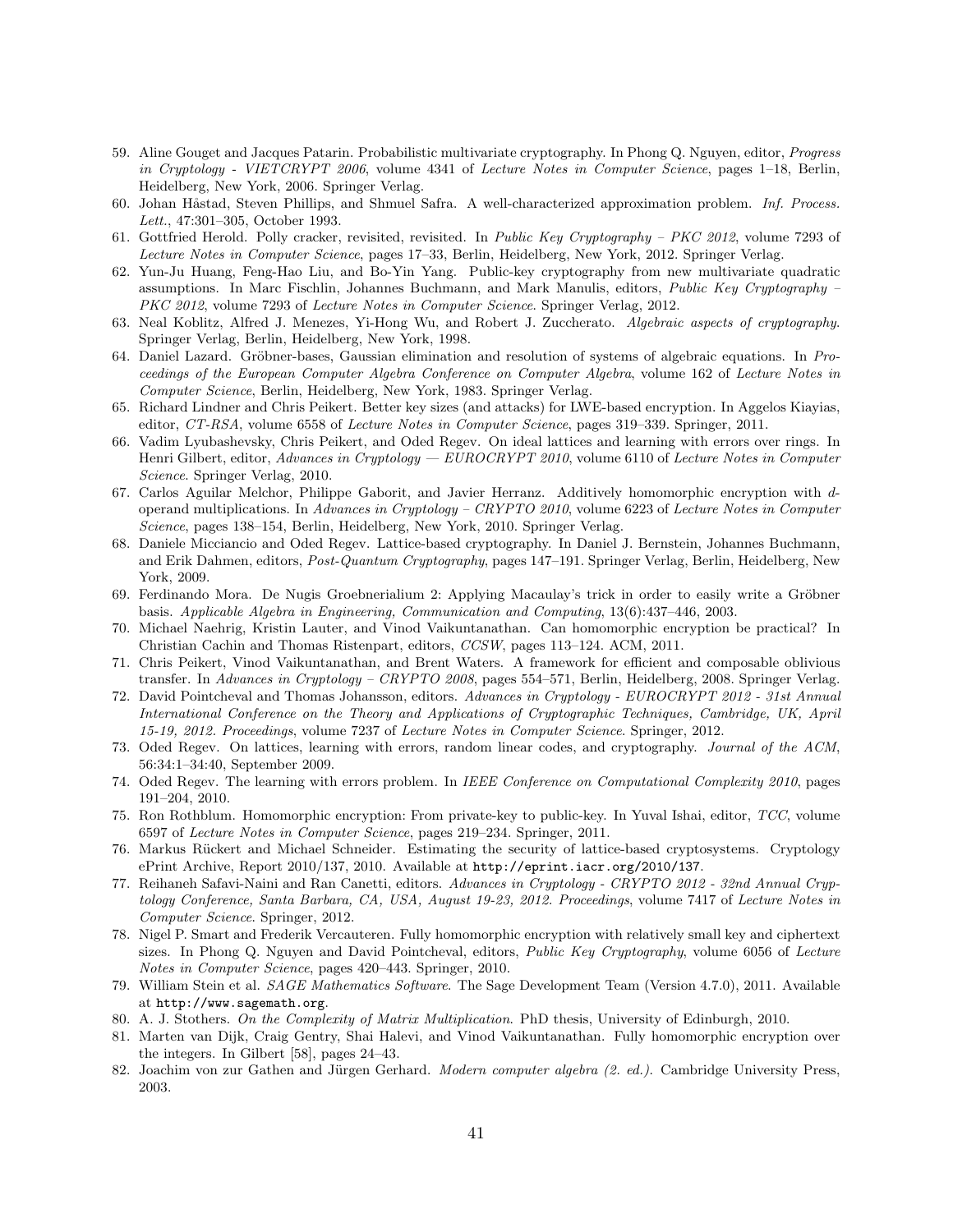59. Aline Gouget and Jacques Patarin. Probabilistic multivariate cryptography. In Phong Q. Nguyen, editor, *Progress in Cryptology - VIETCRYPT 2006*, volume 4341 of *Lecture Notes in Computer Science*, pages 1–18, Berlin, Heidelberg, New York, 2006. Springer Verlag.
60. Johan Håstad, Steven Phillips, and Shmuel Safra. A well-characterized approximation problem. *Inf. Process. Lett.*, 47:301–305, October 1993.
61. Gottfried Herold. Polly cracker, revisited, revisited. In *Public Key Cryptography – PKC 2012*, volume 7293 of *Lecture Notes in Computer Science*, pages 17–33, Berlin, Heidelberg, New York, 2012. Springer Verlag.
62. Yun-Ju Huang, Feng-Hao Liu, and Bo-Yin Yang. Public-key cryptography from new multivariate quadratic assumptions. In Marc Fischlin, Johannes Buchmann, and Mark Manulis, editors, *Public Key Cryptography – PKC 2012*, volume 7293 of *Lecture Notes in Computer Science*. Springer Verlag, 2012.
63. Neal Koblitz, Alfred J. Menezes, Yi-Hong Wu, and Robert J. Zuccherato. *Algebraic aspects of cryptography*. Springer Verlag, Berlin, Heidelberg, New York, 1998.
64. Daniel Lazard. Gröbner-bases, Gaussian elimination and resolution of systems of algebraic equations. In *Proceedings of the European Computer Algebra Conference on Computer Algebra*, volume 162 of *Lecture Notes in Computer Science*, Berlin, Heidelberg, New York, 1983. Springer Verlag.
65. Richard Lindner and Chris Peikert. Better key sizes (and attacks) for LWE-based encryption. In Aggelos Kiayias, editor, *CT-RSA*, volume 6558 of *Lecture Notes in Computer Science*, pages 319–339. Springer, 2011.
66. Vadim Lyubashevsky, Chris Peikert, and Oded Regev. On ideal lattices and learning with errors over rings. In Henri Gilbert, editor, *Advances in Cryptology — EUROCRYPT 2010*, volume 6110 of *Lecture Notes in Computer Science*. Springer Verlag, 2010.
67. Carlos Aguilar Melchor, Philippe Gaborit, and Javier Herranz. Additively homomorphic encryption with $d$-operand multiplications. In *Advances in Cryptology – CRYPTO 2010*, volume 6223 of *Lecture Notes in Computer Science*, pages 138–154, Berlin, Heidelberg, New York, 2010. Springer Verlag.
68. Daniele Micciancio and Oded Regev. Lattice-based cryptography. In Daniel J. Bernstein, Johannes Buchmann, and Erik Dahmen, editors, *Post-Quantum Cryptography*, pages 147–191. Springer Verlag, Berlin, Heidelberg, New York, 2009.
69. Ferdinando Mora. De Nugis Groebnerialium 2: Applying Macaulay's trick in order to easily write a Gröbner basis. *Applicable Algebra in Engineering, Communication and Computing*, 13(6):437–446, 2003.
70. Michael Naehrig, Kristin Lauter, and Vinod Vaikuntanathan. Can homomorphic encryption be practical? In Christian Cachin and Thomas Ristenpart, editors, *CCSW*, pages 113–124. ACM, 2011.
71. Chris Peikert, Vinod Vaikuntanathan, and Brent Waters. A framework for efficient and composable oblivious transfer. In *Advances in Cryptology – CRYPTO 2008*, pages 554–571, Berlin, Heidelberg, 2008. Springer Verlag.
72. David Pointcheval and Thomas Johansson, editors. *Advances in Cryptology - EUROCRYPT 2012 - 31st Annual International Conference on the Theory and Applications of Cryptographic Techniques, Cambridge, UK, April 15-19, 2012. Proceedings*, volume 7237 of *Lecture Notes in Computer Science*. Springer, 2012.
73. Oded Regev. On lattices, learning with errors, random linear codes, and cryptography. *Journal of the ACM*, 56:34:1–34:40, September 2009.
74. Oded Regev. The learning with errors problem. In *IEEE Conference on Computational Complexity 2010*, pages 191–204, 2010.
75. Ron Rothblum. Homomorphic encryption: From private-key to public-key. In Yuval Ishai, editor, *TCC*, volume 6597 of *Lecture Notes in Computer Science*, pages 219–234. Springer, 2011.
76. Markus Rückert and Michael Schneider. Estimating the security of lattice-based cryptosystems. Cryptology ePrint Archive, Report 2010/137, 2010. Available at `http://eprint.iacr.org/2010/137`.
77. Reihaneh Safavi-Naini and Ran Canetti, editors. *Advances in Cryptology - CRYPTO 2012 - 32nd Annual Cryptology Conference, Santa Barbara, CA, USA, August 19-23, 2012. Proceedings*, volume 7417 of *Lecture Notes in Computer Science*. Springer, 2012.
78. Nigel P. Smart and Frederik Vercauteren. Fully homomorphic encryption with relatively small key and ciphertext sizes. In Phong Q. Nguyen and David Pointcheval, editors, *Public Key Cryptography*, volume 6056 of *Lecture Notes in Computer Science*, pages 420–443. Springer, 2010.
79. William Stein et al. *SAGE Mathematics Software*. The Sage Development Team (Version 4.7.0), 2011. Available at `http://www.sagemath.org`.
80. A. J. Stothers. *On the Complexity of Matrix Multiplication*. PhD thesis, University of Edinburgh, 2010.
81. Marten van Dijk, Craig Gentry, Shai Halevi, and Vinod Vaikuntanathan. Fully homomorphic encryption over the integers. In Gilbert [58], pages 24–43.
82. Joachim von zur Gathen and Jürgen Gerhard. *Modern computer algebra (2. ed.)*. Cambridge University Press, 2003.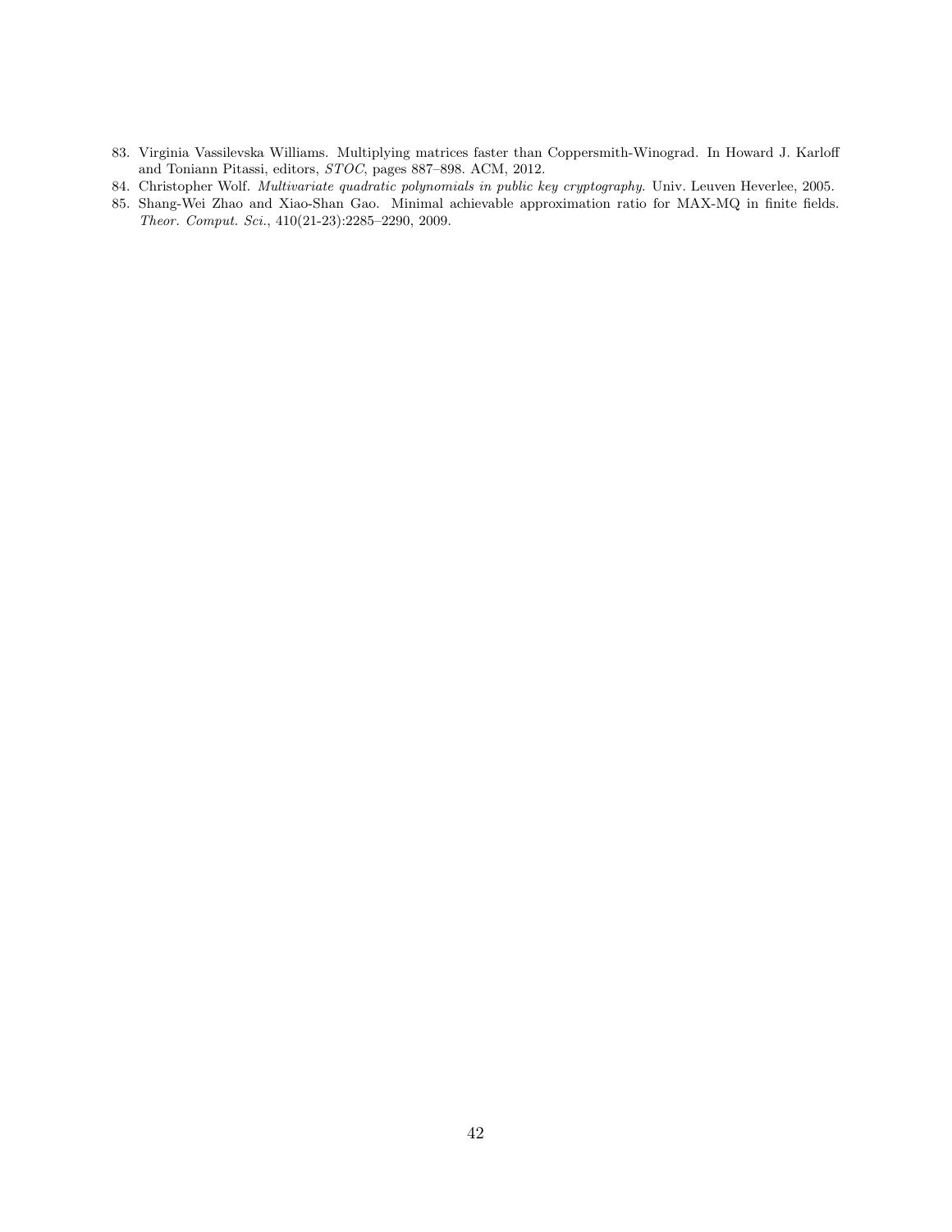83. Virginia Vassilevska Williams. Multiplying matrices faster than Coppersmith-Winograd. In Howard J. Karloff and Toniann Pitassi, editors, *STOC*, pages 887–898. ACM, 2012.
84. Christopher Wolf. *Multivariate quadratic polynomials in public key cryptography*. Univ. Leuven Heverlee, 2005.
85. Shang-Wei Zhao and Xiao-Shan Gao. Minimal achievable approximation ratio for MAX-MQ in finite fields. *Theor. Comput. Sci.*, 410(21-23):2285–2290, 2009.